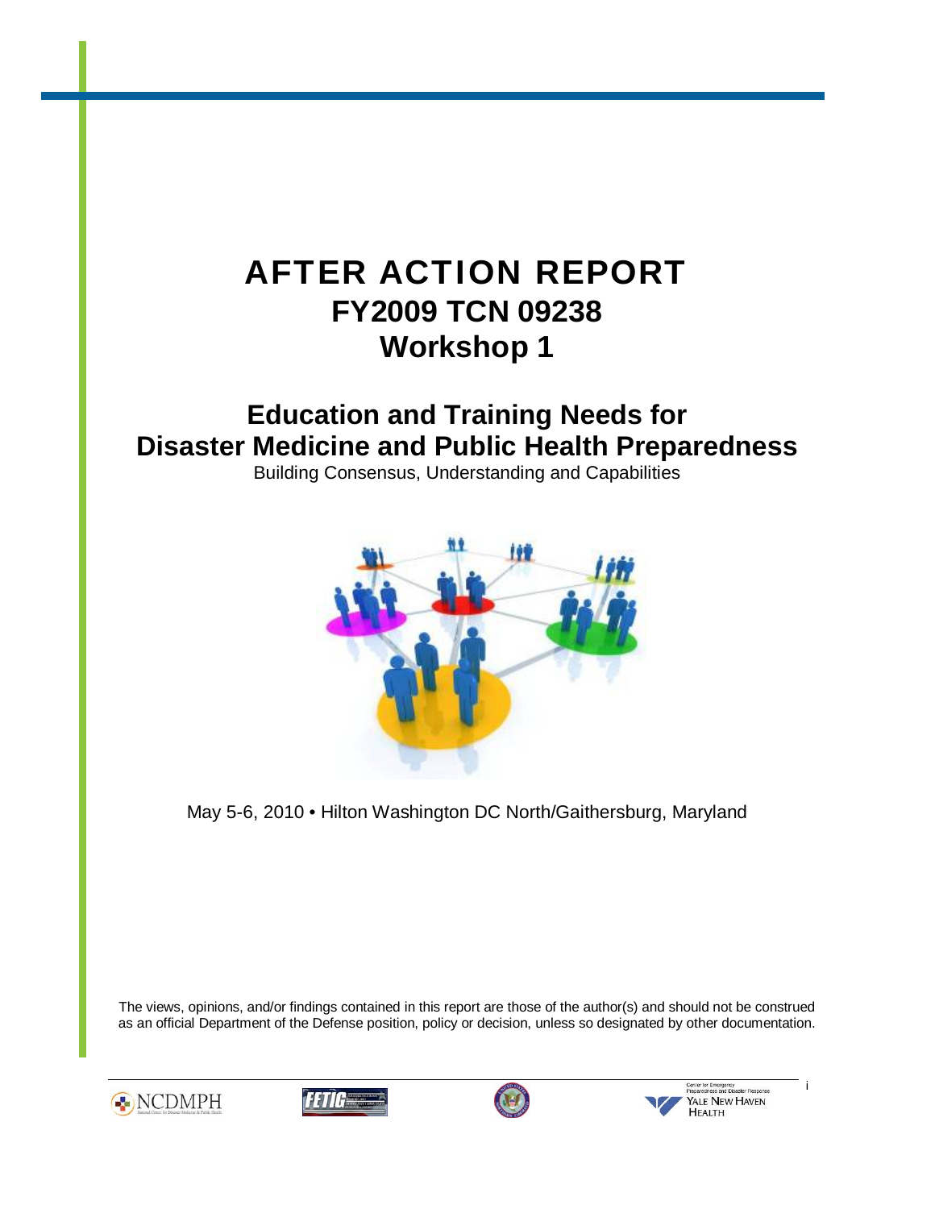# AFTER ACTION REPORT

## FY2009 TCN 09238

## Workshop 1

# Education and Training Needs for Disaster Medicine and Public Health Preparedness

Building Consensus, Understanding and Capabilities

May 5-6, 2010 • Hilton Washington DC North/Gaithersburg, Maryland

The views, opinions, and/or findings contained in this report are those of the author(s) and should not be construed as an official Department of the Defense position, policy or decision, unless so designated by other documentation.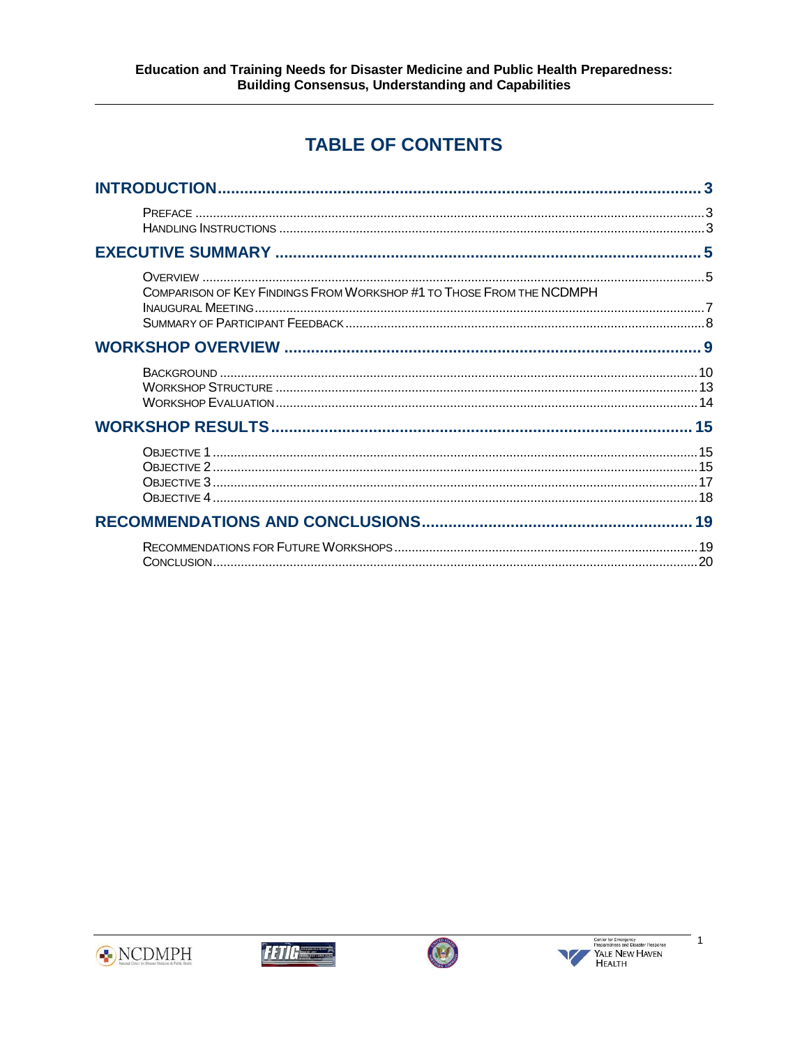# TABLE OF CONTENTS

**INTRODUCTION** ........ 3

- Preface ........ 3
- Handling Instructions ........ 3

**EXECUTIVE SUMMARY** ........ 5

- Overview ........ 5
- Comparison of Key Findings From Workshop #1 to Those From the NCDMPH Inaugural Meeting ........ 7
- Summary of Participant Feedback ........ 8

**WORKSHOP OVERVIEW** ........ 9

- Background ........ 10
- Workshop Structure ........ 13
- Workshop Evaluation ........ 14

**WORKSHOP RESULTS** ........ 15

- Objective 1 ........ 15
- Objective 2 ........ 15
- Objective 3 ........ 17
- Objective 4 ........ 18

**RECOMMENDATIONS AND CONCLUSIONS** ........ 19

- Recommendations for Future Workshops ........ 19
- Conclusion ........ 20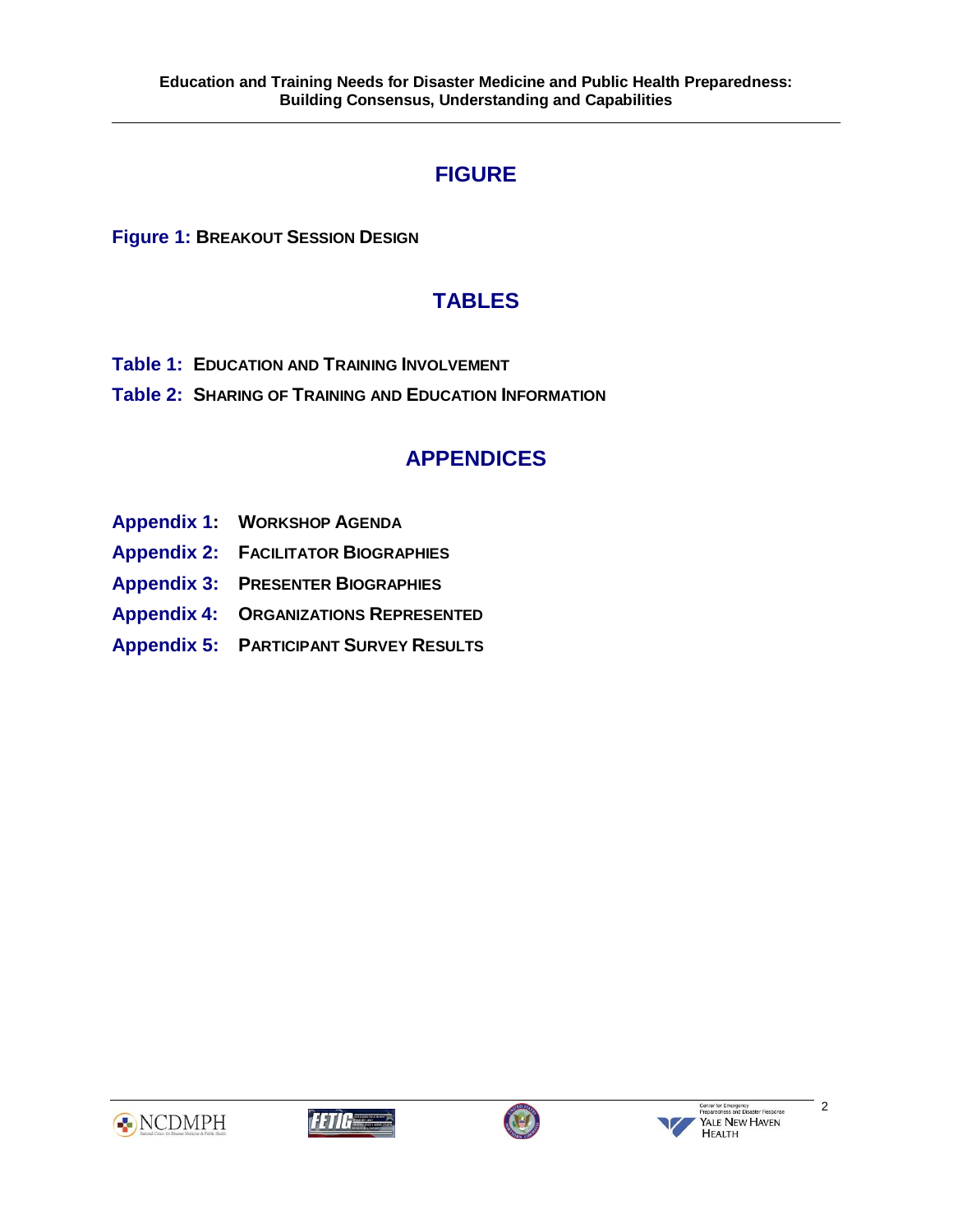## FIGURE

**Figure 1:** **BREAKOUT SESSION DESIGN**

## TABLES

**Table 1:** **EDUCATION AND TRAINING INVOLVEMENT**

**Table 2:** **SHARING OF TRAINING AND EDUCATION INFORMATION**

## APPENDICES

**Appendix 1:** **WORKSHOP AGENDA**

**Appendix 2:** **FACILITATOR BIOGRAPHIES**

**Appendix 3:** **PRESENTER BIOGRAPHIES**

**Appendix 4:** **ORGANIZATIONS REPRESENTED**

**Appendix 5:** **PARTICIPANT SURVEY RESULTS**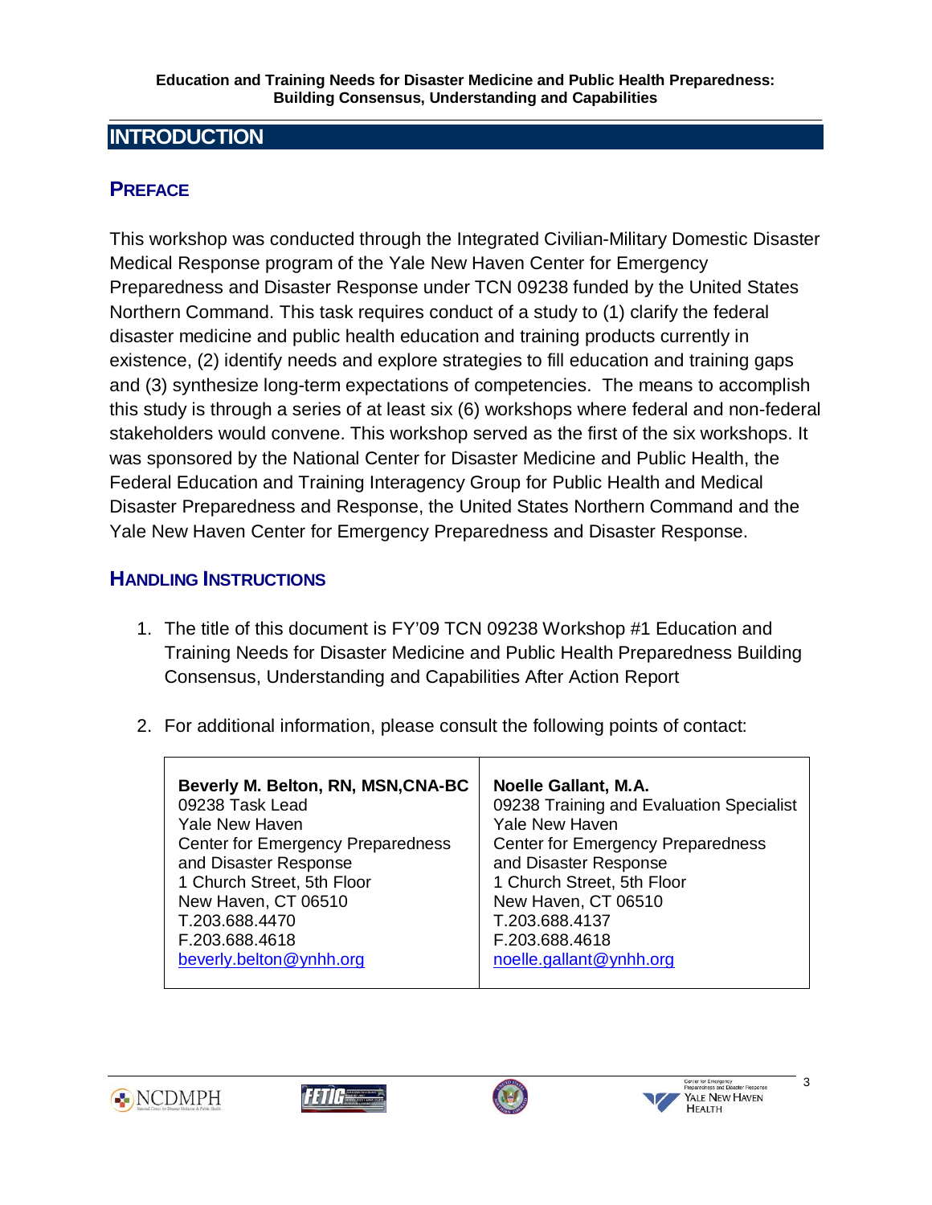# INTRODUCTION

## PREFACE

This workshop was conducted through the Integrated Civilian-Military Domestic Disaster Medical Response program of the Yale New Haven Center for Emergency Preparedness and Disaster Response under TCN 09238 funded by the United States Northern Command. This task requires conduct of a study to (1) clarify the federal disaster medicine and public health education and training products currently in existence, (2) identify needs and explore strategies to fill education and training gaps and (3) synthesize long-term expectations of competencies. The means to accomplish this study is through a series of at least six (6) workshops where federal and non-federal stakeholders would convene. This workshop served as the first of the six workshops. It was sponsored by the National Center for Disaster Medicine and Public Health, the Federal Education and Training Interagency Group for Public Health and Medical Disaster Preparedness and Response, the United States Northern Command and the Yale New Haven Center for Emergency Preparedness and Disaster Response.

## HANDLING INSTRUCTIONS

1. The title of this document is FY'09 TCN 09238 Workshop #1 Education and Training Needs for Disaster Medicine and Public Health Preparedness Building Consensus, Understanding and Capabilities After Action Report

2. For additional information, please consult the following points of contact:

| | |
|---|---|
| **Beverly M. Belton, RN, MSN,CNA-BC**<br>09238 Task Lead<br>Yale New Haven<br>Center for Emergency Preparedness and Disaster Response<br>1 Church Street, 5th Floor<br>New Haven, CT 06510<br>T.203.688.4470<br>F.203.688.4618<br>beverly.belton@ynhh.org | **Noelle Gallant, M.A.**<br>09238 Training and Evaluation Specialist<br>Yale New Haven<br>Center for Emergency Preparedness and Disaster Response<br>1 Church Street, 5th Floor<br>New Haven, CT 06510<br>T.203.688.4137<br>F.203.688.4618<br>noelle.gallant@ynhh.org |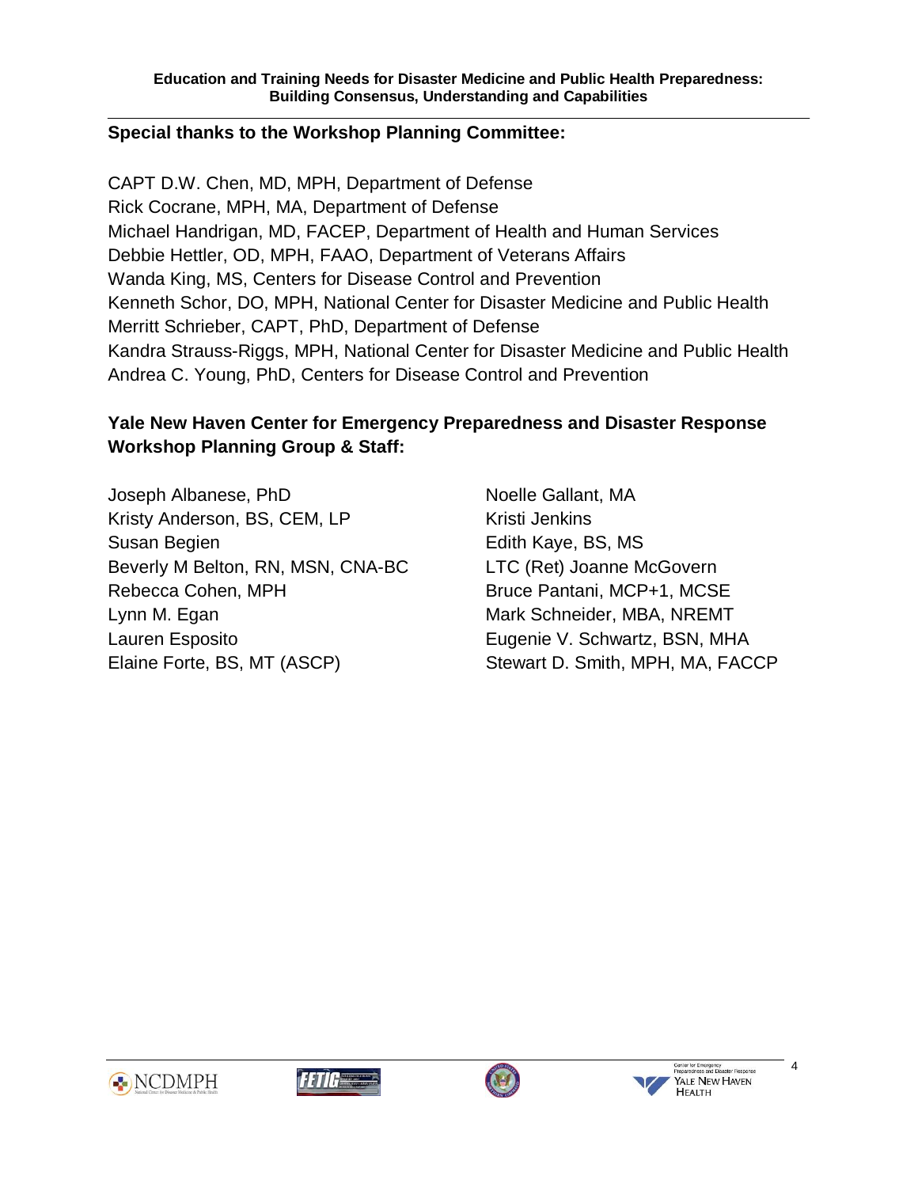**Special thanks to the Workshop Planning Committee:**

CAPT D.W. Chen, MD, MPH, Department of Defense
Rick Cocrane, MPH, MA, Department of Defense
Michael Handrigan, MD, FACEP, Department of Health and Human Services
Debbie Hettler, OD, MPH, FAAO, Department of Veterans Affairs
Wanda King, MS, Centers for Disease Control and Prevention
Kenneth Schor, DO, MPH, National Center for Disaster Medicine and Public Health
Merritt Schrieber, CAPT, PhD, Department of Defense
Kandra Strauss-Riggs, MPH, National Center for Disaster Medicine and Public Health
Andrea C. Young, PhD, Centers for Disease Control and Prevention

**Yale New Haven Center for Emergency Preparedness and Disaster Response Workshop Planning Group & Staff:**

Joseph Albanese, PhD
Kristy Anderson, BS, CEM, LP
Susan Begien
Beverly M Belton, RN, MSN, CNA-BC
Rebecca Cohen, MPH
Lynn M. Egan
Lauren Esposito
Elaine Forte, BS, MT (ASCP)
Noelle Gallant, MA
Kristi Jenkins
Edith Kaye, BS, MS
LTC (Ret) Joanne McGovern
Bruce Pantani, MCP+1, MCSE
Mark Schneider, MBA, NREMT
Eugenie V. Schwartz, BSN, MHA
Stewart D. Smith, MPH, MA, FACCP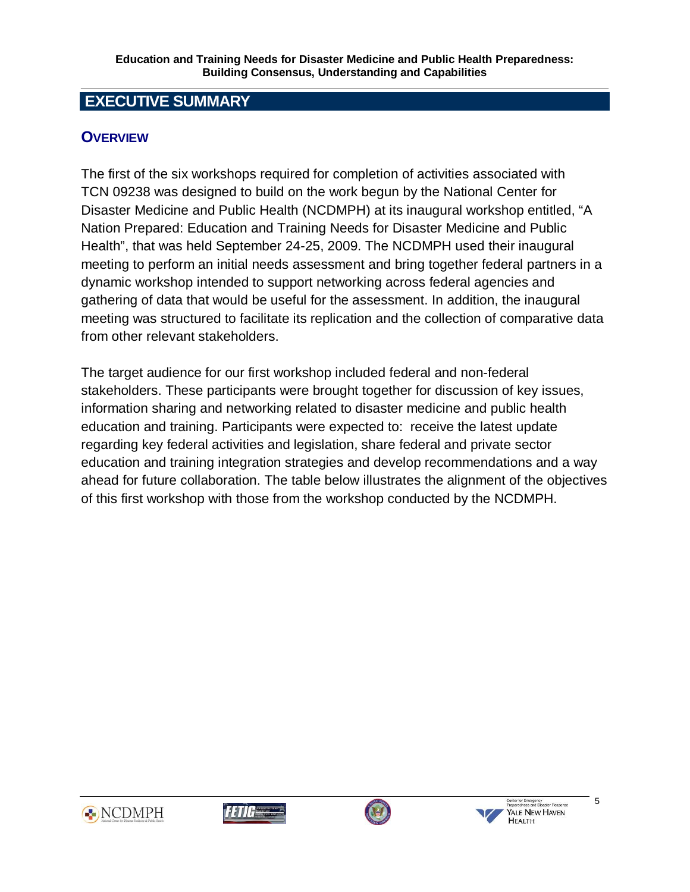## EXECUTIVE SUMMARY

### OVERVIEW

The first of the six workshops required for completion of activities associated with TCN 09238 was designed to build on the work begun by the National Center for Disaster Medicine and Public Health (NCDMPH) at its inaugural workshop entitled, "A Nation Prepared: Education and Training Needs for Disaster Medicine and Public Health", that was held September 24-25, 2009. The NCDMPH used their inaugural meeting to perform an initial needs assessment and bring together federal partners in a dynamic workshop intended to support networking across federal agencies and gathering of data that would be useful for the assessment. In addition, the inaugural meeting was structured to facilitate its replication and the collection of comparative data from other relevant stakeholders.

The target audience for our first workshop included federal and non-federal stakeholders. These participants were brought together for discussion of key issues, information sharing and networking related to disaster medicine and public health education and training. Participants were expected to: receive the latest update regarding key federal activities and legislation, share federal and private sector education and training integration strategies and develop recommendations and a way ahead for future collaboration. The table below illustrates the alignment of the objectives of this first workshop with those from the workshop conducted by the NCDMPH.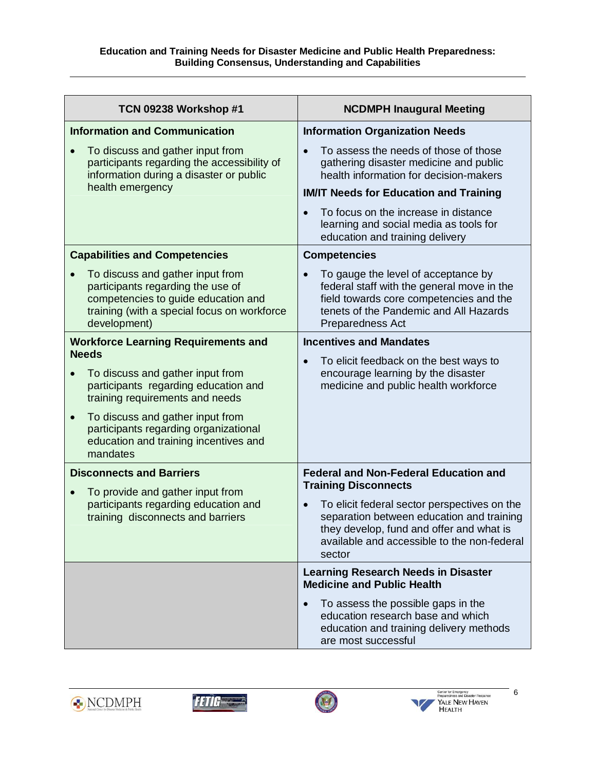| TCN 09238 Workshop #1 | NCDMPH Inaugural Meeting |
|---|---|
| **Information and Communication**<br>• To discuss and gather input from participants regarding the accessibility of information during a disaster or public health emergency | **Information Organization Needs**<br>• To assess the needs of those of those gathering disaster medicine and public health information for decision-makers<br>**IM/IT Needs for Education and Training**<br>• To focus on the increase in distance learning and social media as tools for education and training delivery |
| **Capabilities and Competencies**<br>• To discuss and gather input from participants regarding the use of competencies to guide education and training (with a special focus on workforce development) | **Competencies**<br>• To gauge the level of acceptance by federal staff with the general move in the field towards core competencies and the tenets of the Pandemic and All Hazards Preparedness Act |
| **Workforce Learning Requirements and Needs**<br>• To discuss and gather input from participants regarding education and training requirements and needs<br>• To discuss and gather input from participants regarding organizational education and training incentives and mandates | **Incentives and Mandates**<br>• To elicit feedback on the best ways to encourage learning by the disaster medicine and public health workforce |
| **Disconnects and Barriers**<br>• To provide and gather input from participants regarding education and training disconnects and barriers | **Federal and Non-Federal Education and Training Disconnects**<br>• To elicit federal sector perspectives on the separation between education and training they develop, fund and offer and what is available and accessible to the non-federal sector |
| | **Learning Research Needs in Disaster Medicine and Public Health**<br>• To assess the possible gaps in the education research base and which education and training delivery methods are most successful |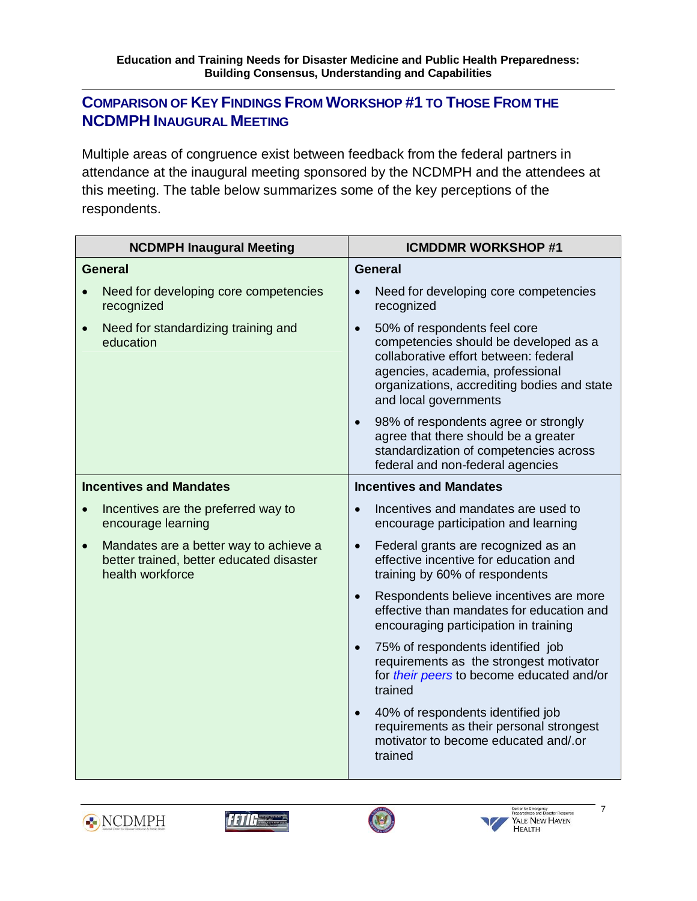## Comparison of Key Findings From Workshop #1 to Those From the NCDMPH Inaugural Meeting

Multiple areas of congruence exist between feedback from the federal partners in attendance at the inaugural meeting sponsored by the NCDMPH and the attendees at this meeting. The table below summarizes some of the key perceptions of the respondents.

| NCDMPH Inaugural Meeting | ICMDDMR WORKSHOP #1 |
|---|---|
| **General** | **General** |
| • Need for developing core competencies recognized<br>• Need for standardizing training and education | • Need for developing core competencies recognized<br>• 50% of respondents feel core competencies should be developed as a collaborative effort between: federal agencies, academia, professional organizations, accrediting bodies and state and local governments<br>• 98% of respondents agree or strongly agree that there should be a greater standardization of competencies across federal and non-federal agencies |
| **Incentives and Mandates** | **Incentives and Mandates** |
| • Incentives are the preferred way to encourage learning<br>• Mandates are a better way to achieve a better trained, better educated disaster health workforce | • Incentives and mandates are used to encourage participation and learning<br>• Federal grants are recognized as an effective incentive for education and training by 60% of respondents<br>• Respondents believe incentives are more effective than mandates for education and encouraging participation in training<br>• 75% of respondents identified job requirements as the strongest motivator for *their peers* to become educated and/or trained<br>• 40% of respondents identified job requirements as their personal strongest motivator to become educated and/.or trained |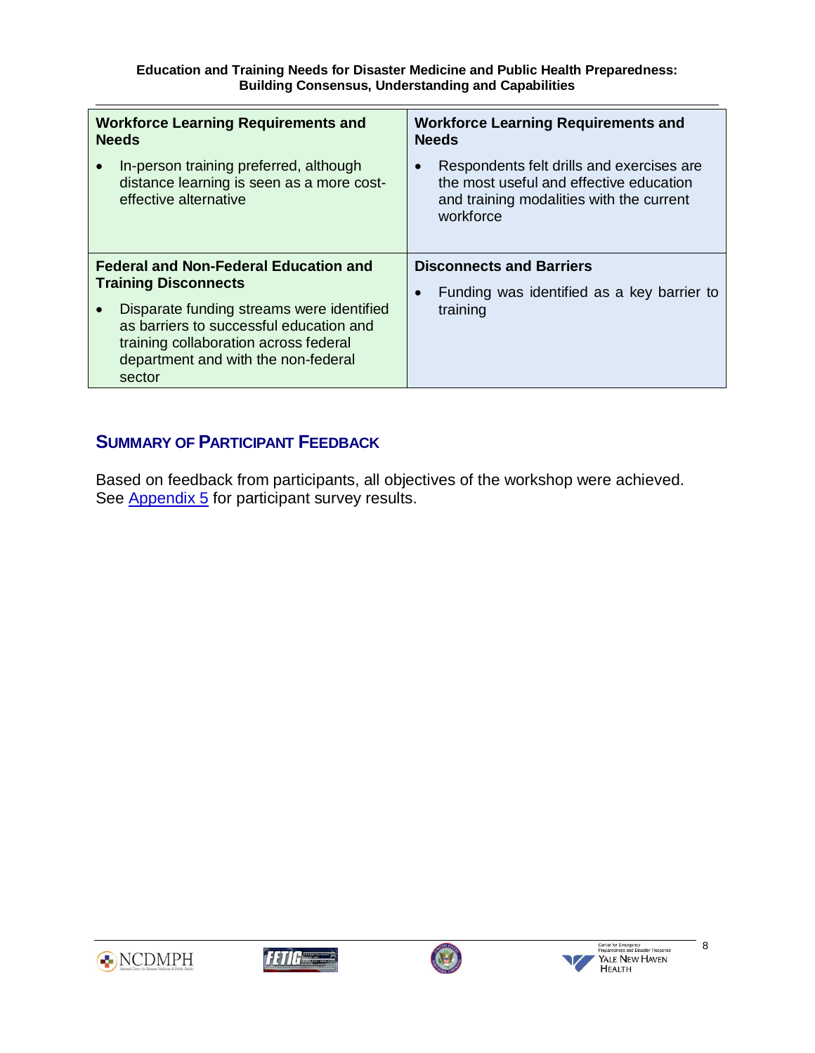| Workforce Learning Requirements and Needs | Workforce Learning Requirements and Needs |
|---|---|
| • In-person training preferred, although distance learning is seen as a more cost-effective alternative | • Respondents felt drills and exercises are the most useful and effective education and training modalities with the current workforce |
| **Federal and Non-Federal Education and Training Disconnects** | **Disconnects and Barriers** |
| • Disparate funding streams were identified as barriers to successful education and training collaboration across federal department and with the non-federal sector | • Funding was identified as a key barrier to training |

## Summary of Participant Feedback

Based on feedback from participants, all objectives of the workshop were achieved. See Appendix 5 for participant survey results.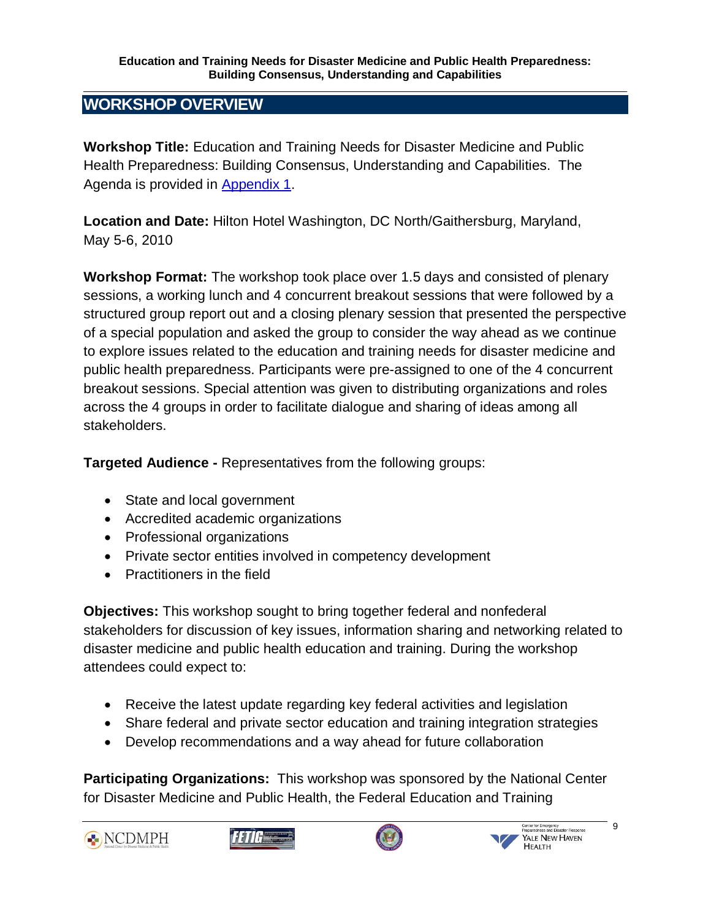## WORKSHOP OVERVIEW

**Workshop Title:** Education and Training Needs for Disaster Medicine and Public Health Preparedness: Building Consensus, Understanding and Capabilities. The Agenda is provided in Appendix 1.

**Location and Date:** Hilton Hotel Washington, DC North/Gaithersburg, Maryland, May 5-6, 2010

**Workshop Format:** The workshop took place over 1.5 days and consisted of plenary sessions, a working lunch and 4 concurrent breakout sessions that were followed by a structured group report out and a closing plenary session that presented the perspective of a special population and asked the group to consider the way ahead as we continue to explore issues related to the education and training needs for disaster medicine and public health preparedness. Participants were pre-assigned to one of the 4 concurrent breakout sessions. Special attention was given to distributing organizations and roles across the 4 groups in order to facilitate dialogue and sharing of ideas among all stakeholders.

**Targeted Audience -** Representatives from the following groups:

- State and local government
- Accredited academic organizations
- Professional organizations
- Private sector entities involved in competency development
- Practitioners in the field

**Objectives:** This workshop sought to bring together federal and nonfederal stakeholders for discussion of key issues, information sharing and networking related to disaster medicine and public health education and training. During the workshop attendees could expect to:

- Receive the latest update regarding key federal activities and legislation
- Share federal and private sector education and training integration strategies
- Develop recommendations and a way ahead for future collaboration

**Participating Organizations:** This workshop was sponsored by the National Center for Disaster Medicine and Public Health, the Federal Education and Training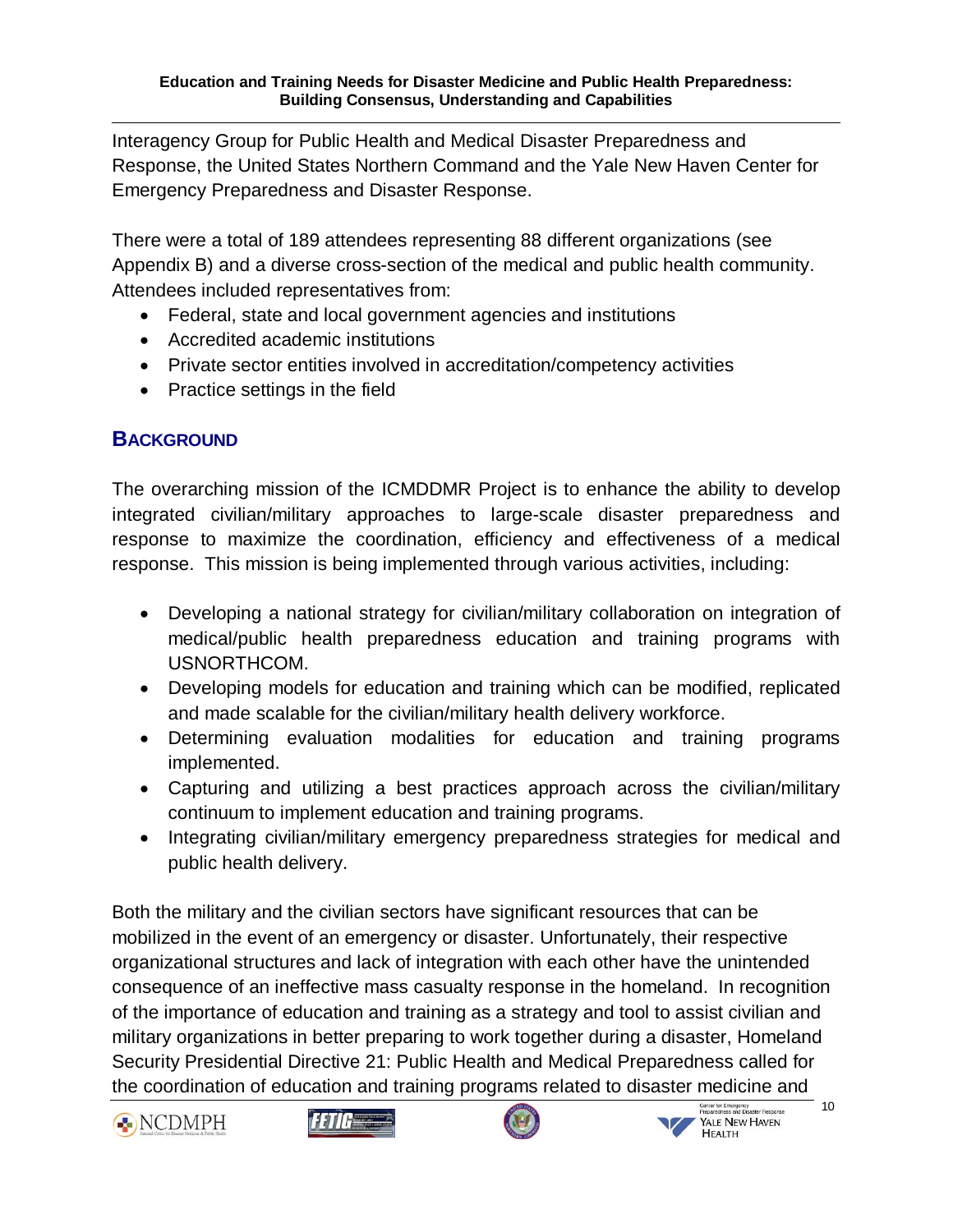Interagency Group for Public Health and Medical Disaster Preparedness and Response, the United States Northern Command and the Yale New Haven Center for Emergency Preparedness and Disaster Response.

There were a total of 189 attendees representing 88 different organizations (see Appendix B) and a diverse cross-section of the medical and public health community. Attendees included representatives from:

- Federal, state and local government agencies and institutions
- Accredited academic institutions
- Private sector entities involved in accreditation/competency activities
- Practice settings in the field

## BACKGROUND

The overarching mission of the ICMDDMR Project is to enhance the ability to develop integrated civilian/military approaches to large-scale disaster preparedness and response to maximize the coordination, efficiency and effectiveness of a medical response. This mission is being implemented through various activities, including:

- Developing a national strategy for civilian/military collaboration on integration of medical/public health preparedness education and training programs with USNORTHCOM.
- Developing models for education and training which can be modified, replicated and made scalable for the civilian/military health delivery workforce.
- Determining evaluation modalities for education and training programs implemented.
- Capturing and utilizing a best practices approach across the civilian/military continuum to implement education and training programs.
- Integrating civilian/military emergency preparedness strategies for medical and public health delivery.

Both the military and the civilian sectors have significant resources that can be mobilized in the event of an emergency or disaster. Unfortunately, their respective organizational structures and lack of integration with each other have the unintended consequence of an ineffective mass casualty response in the homeland. In recognition of the importance of education and training as a strategy and tool to assist civilian and military organizations in better preparing to work together during a disaster, Homeland Security Presidential Directive 21: Public Health and Medical Preparedness called for the coordination of education and training programs related to disaster medicine and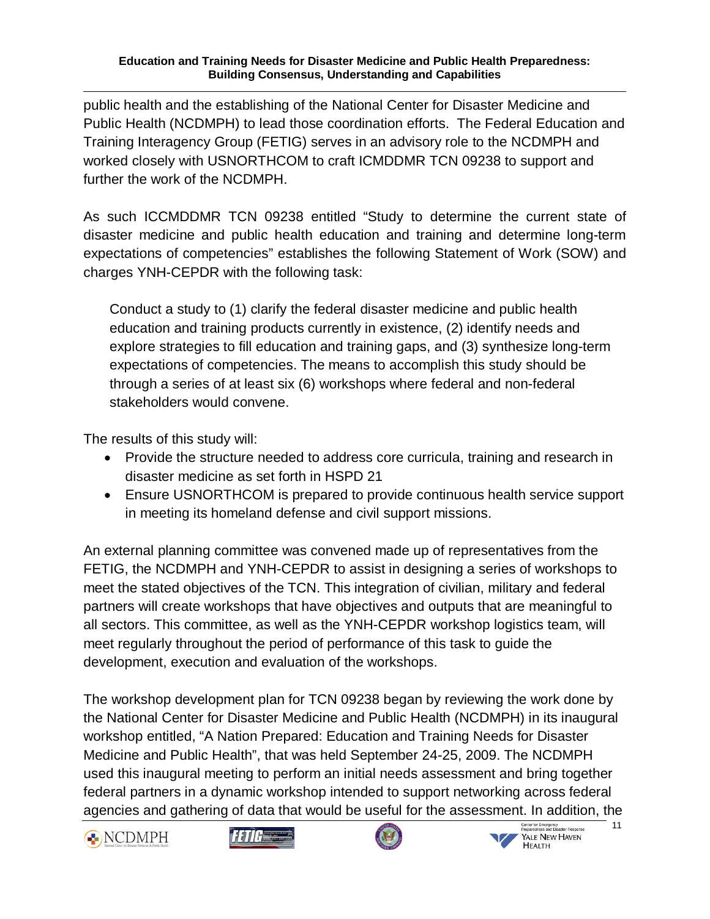public health and the establishing of the National Center for Disaster Medicine and Public Health (NCDMPH) to lead those coordination efforts. The Federal Education and Training Interagency Group (FETIG) serves in an advisory role to the NCDMPH and worked closely with USNORTHCOM to craft ICMDDMR TCN 09238 to support and further the work of the NCDMPH.

As such ICCMDDMR TCN 09238 entitled "Study to determine the current state of disaster medicine and public health education and training and determine long-term expectations of competencies" establishes the following Statement of Work (SOW) and charges YNH-CEPDR with the following task:

> Conduct a study to (1) clarify the federal disaster medicine and public health education and training products currently in existence, (2) identify needs and explore strategies to fill education and training gaps, and (3) synthesize long-term expectations of competencies. The means to accomplish this study should be through a series of at least six (6) workshops where federal and non-federal stakeholders would convene.

The results of this study will:

- Provide the structure needed to address core curricula, training and research in disaster medicine as set forth in HSPD 21
- Ensure USNORTHCOM is prepared to provide continuous health service support in meeting its homeland defense and civil support missions.

An external planning committee was convened made up of representatives from the FETIG, the NCDMPH and YNH-CEPDR to assist in designing a series of workshops to meet the stated objectives of the TCN. This integration of civilian, military and federal partners will create workshops that have objectives and outputs that are meaningful to all sectors. This committee, as well as the YNH-CEPDR workshop logistics team, will meet regularly throughout the period of performance of this task to guide the development, execution and evaluation of the workshops.

The workshop development plan for TCN 09238 began by reviewing the work done by the National Center for Disaster Medicine and Public Health (NCDMPH) in its inaugural workshop entitled, "A Nation Prepared: Education and Training Needs for Disaster Medicine and Public Health", that was held September 24-25, 2009. The NCDMPH used this inaugural meeting to perform an initial needs assessment and bring together federal partners in a dynamic workshop intended to support networking across federal agencies and gathering of data that would be useful for the assessment. In addition, the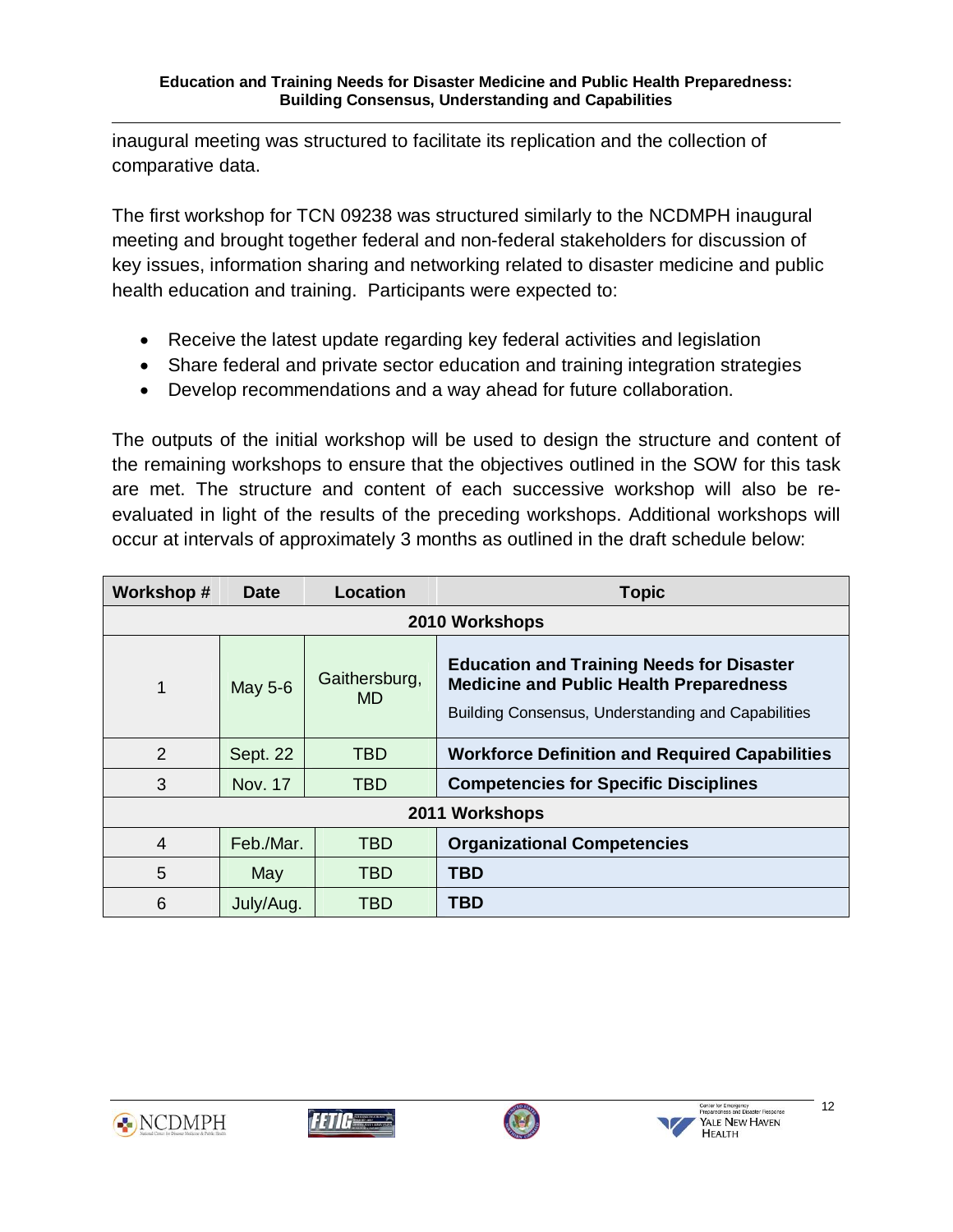inaugural meeting was structured to facilitate its replication and the collection of comparative data.

The first workshop for TCN 09238 was structured similarly to the NCDMPH inaugural meeting and brought together federal and non-federal stakeholders for discussion of key issues, information sharing and networking related to disaster medicine and public health education and training. Participants were expected to:

- Receive the latest update regarding key federal activities and legislation
- Share federal and private sector education and training integration strategies
- Develop recommendations and a way ahead for future collaboration.

The outputs of the initial workshop will be used to design the structure and content of the remaining workshops to ensure that the objectives outlined in the SOW for this task are met. The structure and content of each successive workshop will also be re-evaluated in light of the results of the preceding workshops. Additional workshops will occur at intervals of approximately 3 months as outlined in the draft schedule below:

| Workshop # | Date | Location | Topic |
|---|---|---|---|
| **2010 Workshops** | | | |
| 1 | May 5-6 | Gaithersburg, MD | **Education and Training Needs for Disaster Medicine and Public Health Preparedness** Building Consensus, Understanding and Capabilities |
| 2 | Sept. 22 | TBD | **Workforce Definition and Required Capabilities** |
| 3 | Nov. 17 | TBD | **Competencies for Specific Disciplines** |
| **2011 Workshops** | | | |
| 4 | Feb./Mar. | TBD | **Organizational Competencies** |
| 5 | May | TBD | **TBD** |
| 6 | July/Aug. | TBD | **TBD** |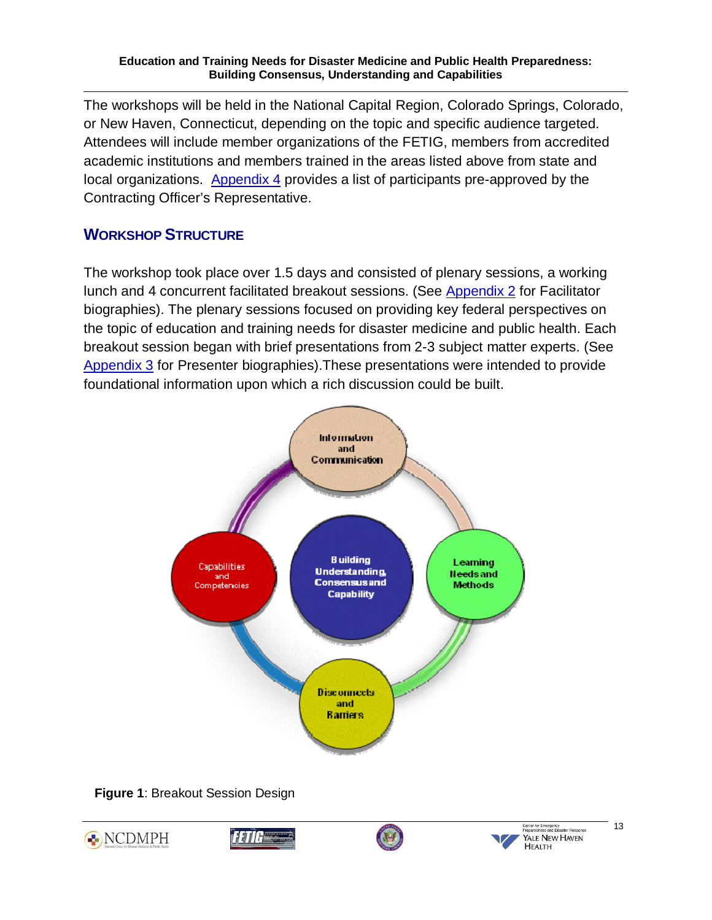The workshops will be held in the National Capital Region, Colorado Springs, Colorado, or New Haven, Connecticut, depending on the topic and specific audience targeted. Attendees will include member organizations of the FETIG, members from accredited academic institutions and members trained in the areas listed above from state and local organizations. Appendix 4 provides a list of participants pre-approved by the Contracting Officer's Representative.

## WORKSHOP STRUCTURE

The workshop took place over 1.5 days and consisted of plenary sessions, a working lunch and 4 concurrent facilitated breakout sessions. (See Appendix 2 for Facilitator biographies). The plenary sessions focused on providing key federal perspectives on the topic of education and training needs for disaster medicine and public health. Each breakout session began with brief presentations from 2-3 subject matter experts. (See Appendix 3 for Presenter biographies).These presentations were intended to provide foundational information upon which a rich discussion could be built.

Information and Communication

Capabilities and Competencies

Building Understanding, Consensus and Capability

Learning Needs and Methods

Disconnects and Barriers

**Figure 1**: Breakout Session Design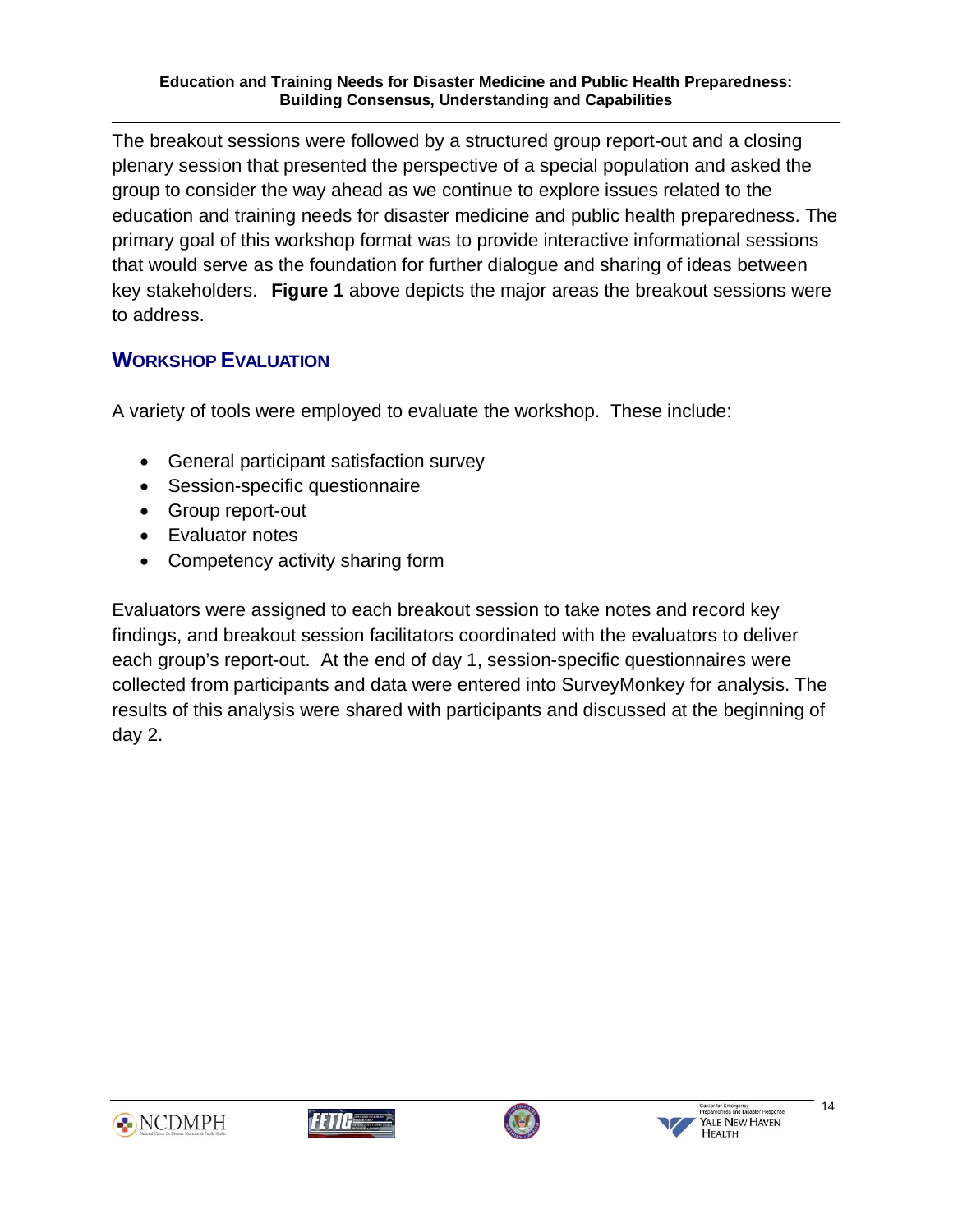The breakout sessions were followed by a structured group report-out and a closing plenary session that presented the perspective of a special population and asked the group to consider the way ahead as we continue to explore issues related to the education and training needs for disaster medicine and public health preparedness. The primary goal of this workshop format was to provide interactive informational sessions that would serve as the foundation for further dialogue and sharing of ideas between key stakeholders. **Figure 1** above depicts the major areas the breakout sessions were to address.

## WORKSHOP EVALUATION

A variety of tools were employed to evaluate the workshop. These include:

- General participant satisfaction survey
- Session-specific questionnaire
- Group report-out
- Evaluator notes
- Competency activity sharing form

Evaluators were assigned to each breakout session to take notes and record key findings, and breakout session facilitators coordinated with the evaluators to deliver each group's report-out. At the end of day 1, session-specific questionnaires were collected from participants and data were entered into SurveyMonkey for analysis. The results of this analysis were shared with participants and discussed at the beginning of day 2.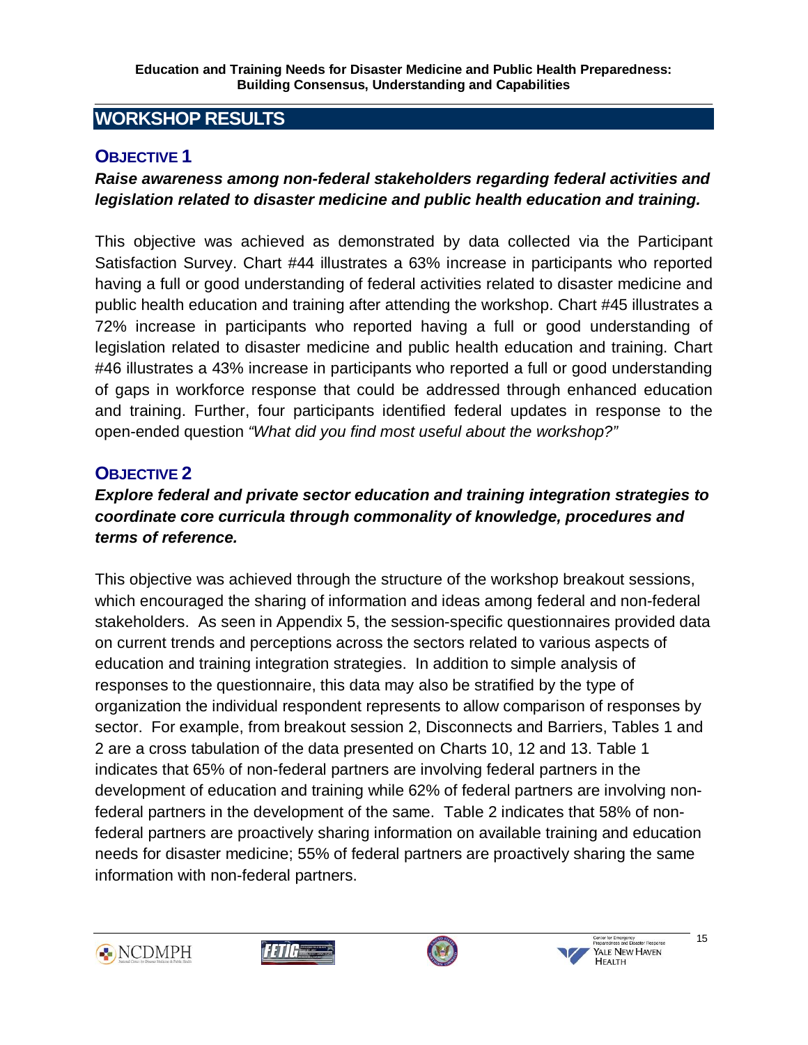## WORKSHOP RESULTS

### OBJECTIVE 1

***Raise awareness among non-federal stakeholders regarding federal activities and legislation related to disaster medicine and public health education and training.***

This objective was achieved as demonstrated by data collected via the Participant Satisfaction Survey. Chart #44 illustrates a 63% increase in participants who reported having a full or good understanding of federal activities related to disaster medicine and public health education and training after attending the workshop. Chart #45 illustrates a 72% increase in participants who reported having a full or good understanding of legislation related to disaster medicine and public health education and training. Chart #46 illustrates a 43% increase in participants who reported a full or good understanding of gaps in workforce response that could be addressed through enhanced education and training. Further, four participants identified federal updates in response to the open-ended question *"What did you find most useful about the workshop?"*

### OBJECTIVE 2

***Explore federal and private sector education and training integration strategies to coordinate core curricula through commonality of knowledge, procedures and terms of reference.***

This objective was achieved through the structure of the workshop breakout sessions, which encouraged the sharing of information and ideas among federal and non-federal stakeholders. As seen in Appendix 5, the session-specific questionnaires provided data on current trends and perceptions across the sectors related to various aspects of education and training integration strategies. In addition to simple analysis of responses to the questionnaire, this data may also be stratified by the type of organization the individual respondent represents to allow comparison of responses by sector. For example, from breakout session 2, Disconnects and Barriers, Tables 1 and 2 are a cross tabulation of the data presented on Charts 10, 12 and 13. Table 1 indicates that 65% of non-federal partners are involving federal partners in the development of education and training while 62% of federal partners are involving non-federal partners in the development of the same. Table 2 indicates that 58% of non-federal partners are proactively sharing information on available training and education needs for disaster medicine; 55% of federal partners are proactively sharing the same information with non-federal partners.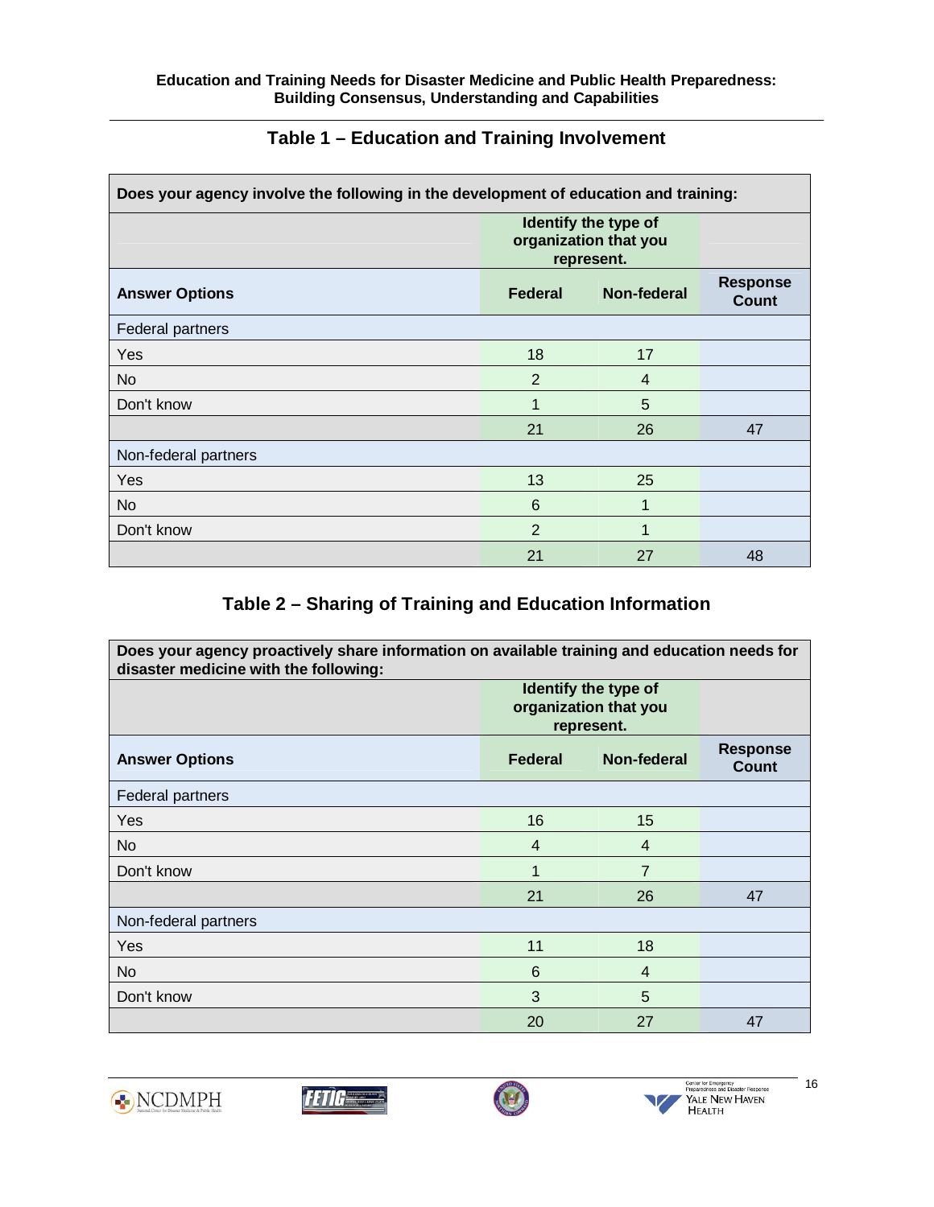## Table 1 – Education and Training Involvement

| Does your agency involve the following in the development of education and training: | | | |
|---|---|---|---|
| | Identify the type of organization that you represent. | | |
| **Answer Options** | **Federal** | **Non-federal** | **Response Count** |
| Federal partners | | | |
| Yes | 18 | 17 | |
| No | 2 | 4 | |
| Don't know | 1 | 5 | |
| | 21 | 26 | 47 |
| Non-federal partners | | | |
| Yes | 13 | 25 | |
| No | 6 | 1 | |
| Don't know | 2 | 1 | |
| | 21 | 27 | 48 |

## Table 2 – Sharing of Training and Education Information

| Does your agency proactively share information on available training and education needs for disaster medicine with the following: | | | |
|---|---|---|---|
| | Identify the type of organization that you represent. | | |
| **Answer Options** | **Federal** | **Non-federal** | **Response Count** |
| Federal partners | | | |
| Yes | 16 | 15 | |
| No | 4 | 4 | |
| Don't know | 1 | 7 | |
| | 21 | 26 | 47 |
| Non-federal partners | | | |
| Yes | 11 | 18 | |
| No | 6 | 4 | |
| Don't know | 3 | 5 | |
| | 20 | 27 | 47 |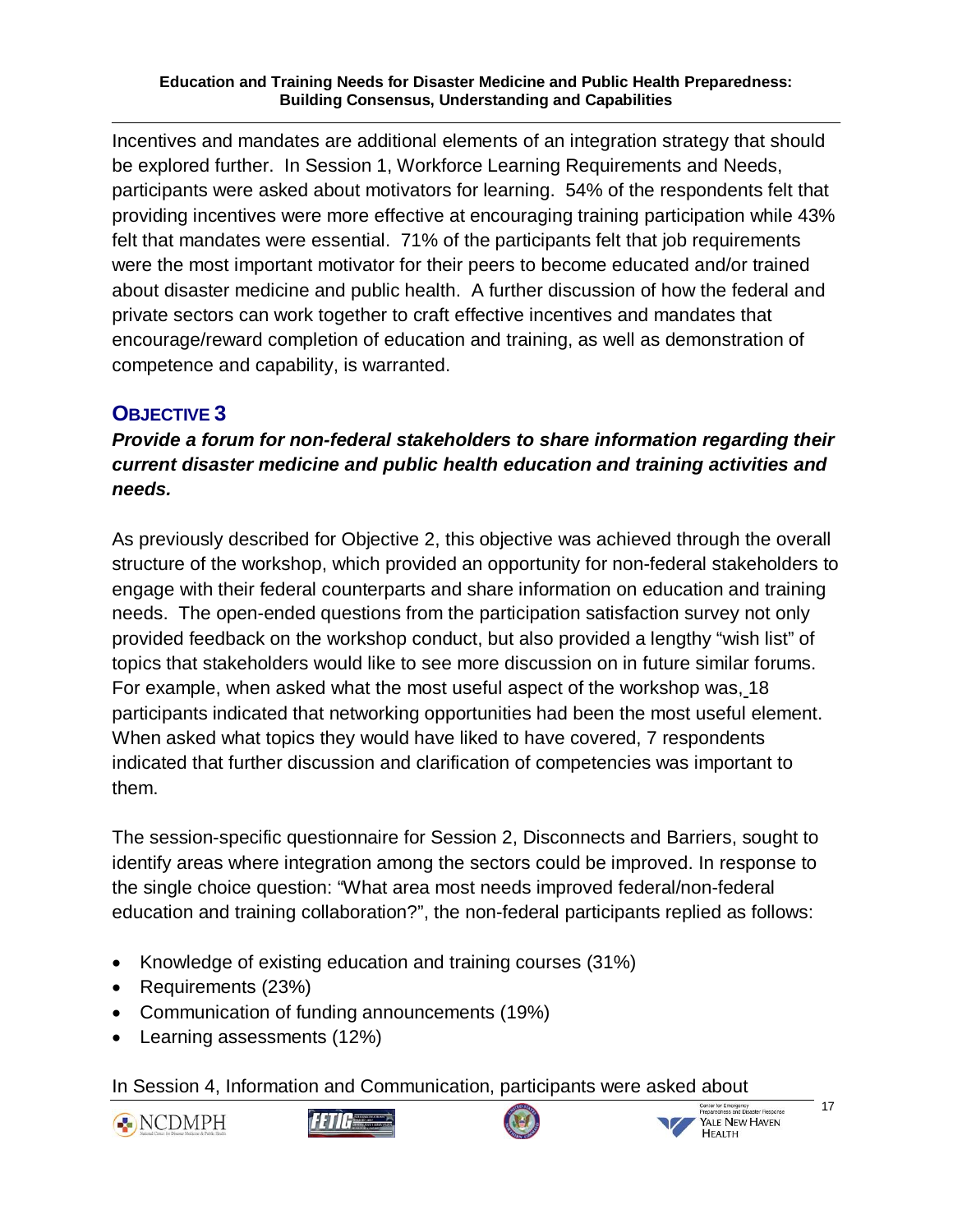Incentives and mandates are additional elements of an integration strategy that should be explored further. In Session 1, Workforce Learning Requirements and Needs, participants were asked about motivators for learning. 54% of the respondents felt that providing incentives were more effective at encouraging training participation while 43% felt that mandates were essential. 71% of the participants felt that job requirements were the most important motivator for their peers to become educated and/or trained about disaster medicine and public health. A further discussion of how the federal and private sectors can work together to craft effective incentives and mandates that encourage/reward completion of education and training, as well as demonstration of competence and capability, is warranted.

## OBJECTIVE 3

***Provide a forum for non-federal stakeholders to share information regarding their current disaster medicine and public health education and training activities and needs.***

As previously described for Objective 2, this objective was achieved through the overall structure of the workshop, which provided an opportunity for non-federal stakeholders to engage with their federal counterparts and share information on education and training needs. The open-ended questions from the participation satisfaction survey not only provided feedback on the workshop conduct, but also provided a lengthy "wish list" of topics that stakeholders would like to see more discussion on in future similar forums. For example, when asked what the most useful aspect of the workshop was, 18 participants indicated that networking opportunities had been the most useful element. When asked what topics they would have liked to have covered, 7 respondents indicated that further discussion and clarification of competencies was important to them.

The session-specific questionnaire for Session 2, Disconnects and Barriers, sought to identify areas where integration among the sectors could be improved. In response to the single choice question: "What area most needs improved federal/non-federal education and training collaboration?", the non-federal participants replied as follows:

- Knowledge of existing education and training courses (31%)
- Requirements (23%)
- Communication of funding announcements (19%)
- Learning assessments (12%)

In Session 4, Information and Communication, participants were asked about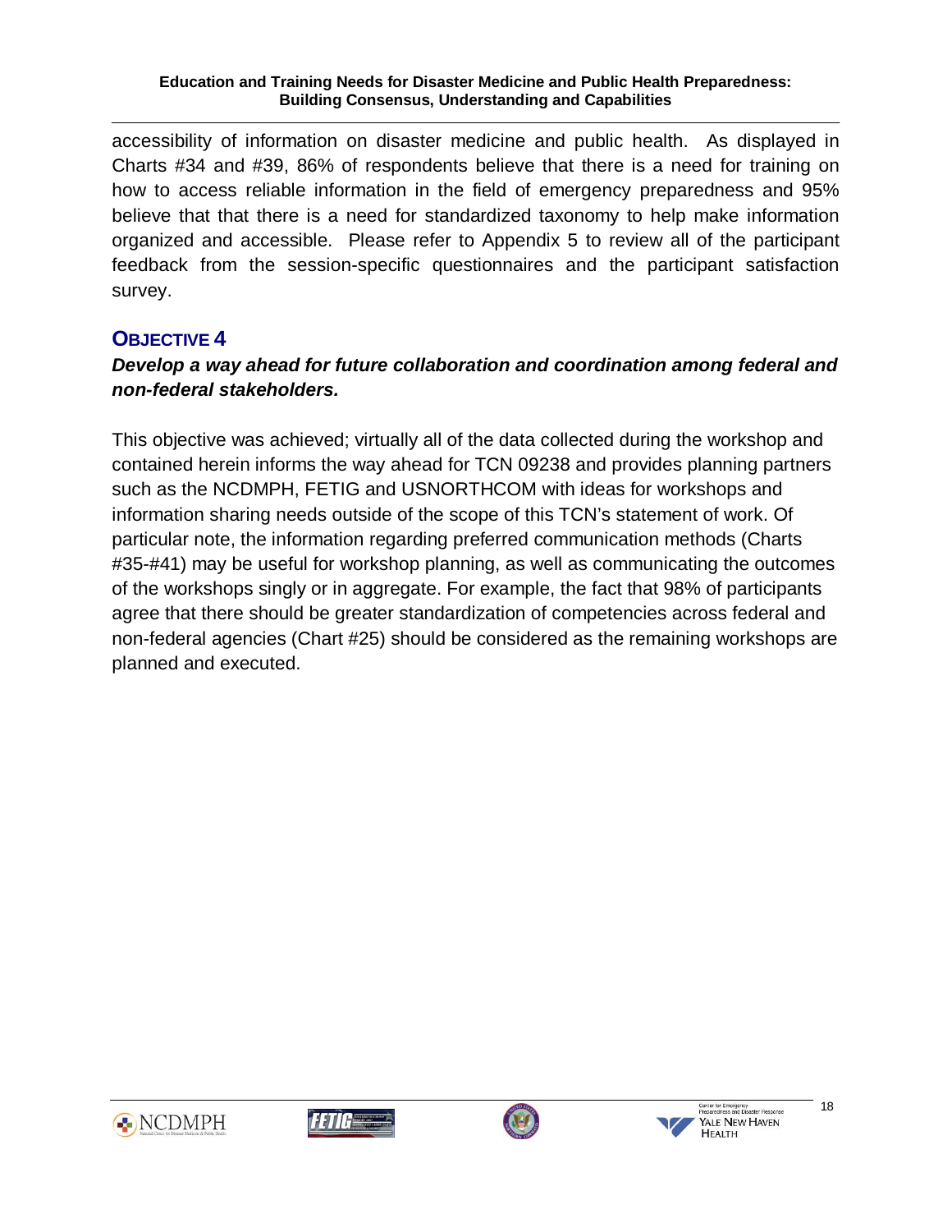accessibility of information on disaster medicine and public health. As displayed in Charts #34 and #39, 86% of respondents believe that there is a need for training on how to access reliable information in the field of emergency preparedness and 95% believe that that there is a need for standardized taxonomy to help make information organized and accessible. Please refer to Appendix 5 to review all of the participant feedback from the session-specific questionnaires and the participant satisfaction survey.

## OBJECTIVE 4

***Develop a way ahead for future collaboration and coordination among federal and non-federal stakeholders.***

This objective was achieved; virtually all of the data collected during the workshop and contained herein informs the way ahead for TCN 09238 and provides planning partners such as the NCDMPH, FETIG and USNORTHCOM with ideas for workshops and information sharing needs outside of the scope of this TCN's statement of work. Of particular note, the information regarding preferred communication methods (Charts #35-#41) may be useful for workshop planning, as well as communicating the outcomes of the workshops singly or in aggregate. For example, the fact that 98% of participants agree that there should be greater standardization of competencies across federal and non-federal agencies (Chart #25) should be considered as the remaining workshops are planned and executed.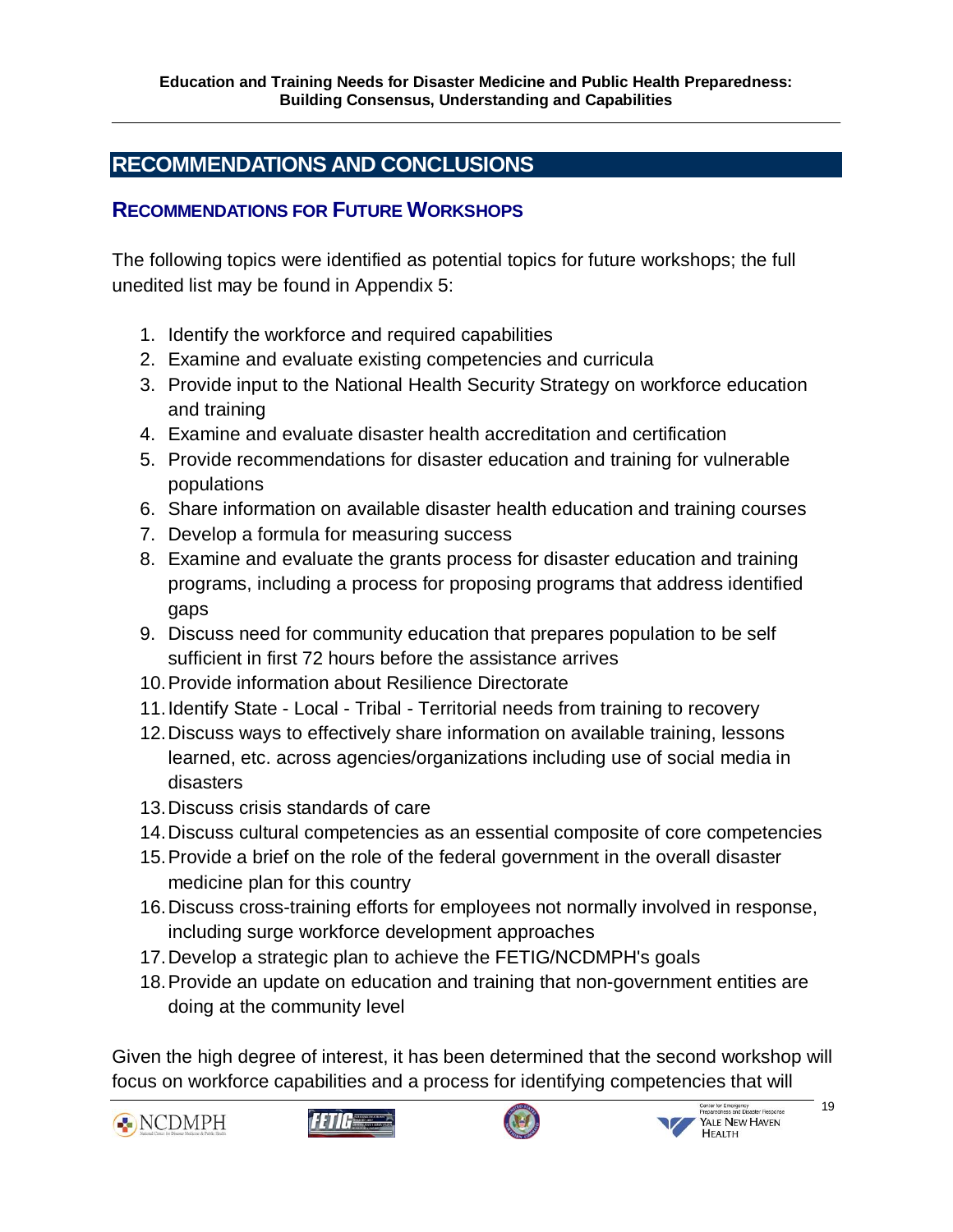## RECOMMENDATIONS AND CONCLUSIONS

### RECOMMENDATIONS FOR FUTURE WORKSHOPS

The following topics were identified as potential topics for future workshops; the full unedited list may be found in Appendix 5:

1. Identify the workforce and required capabilities
2. Examine and evaluate existing competencies and curricula
3. Provide input to the National Health Security Strategy on workforce education and training
4. Examine and evaluate disaster health accreditation and certification
5. Provide recommendations for disaster education and training for vulnerable populations
6. Share information on available disaster health education and training courses
7. Develop a formula for measuring success
8. Examine and evaluate the grants process for disaster education and training programs, including a process for proposing programs that address identified gaps
9. Discuss need for community education that prepares population to be self sufficient in first 72 hours before the assistance arrives
10. Provide information about Resilience Directorate
11. Identify State - Local - Tribal - Territorial needs from training to recovery
12. Discuss ways to effectively share information on available training, lessons learned, etc. across agencies/organizations including use of social media in disasters
13. Discuss crisis standards of care
14. Discuss cultural competencies as an essential composite of core competencies
15. Provide a brief on the role of the federal government in the overall disaster medicine plan for this country
16. Discuss cross-training efforts for employees not normally involved in response, including surge workforce development approaches
17. Develop a strategic plan to achieve the FETIG/NCDMPH's goals
18. Provide an update on education and training that non-government entities are doing at the community level

Given the high degree of interest, it has been determined that the second workshop will focus on workforce capabilities and a process for identifying competencies that will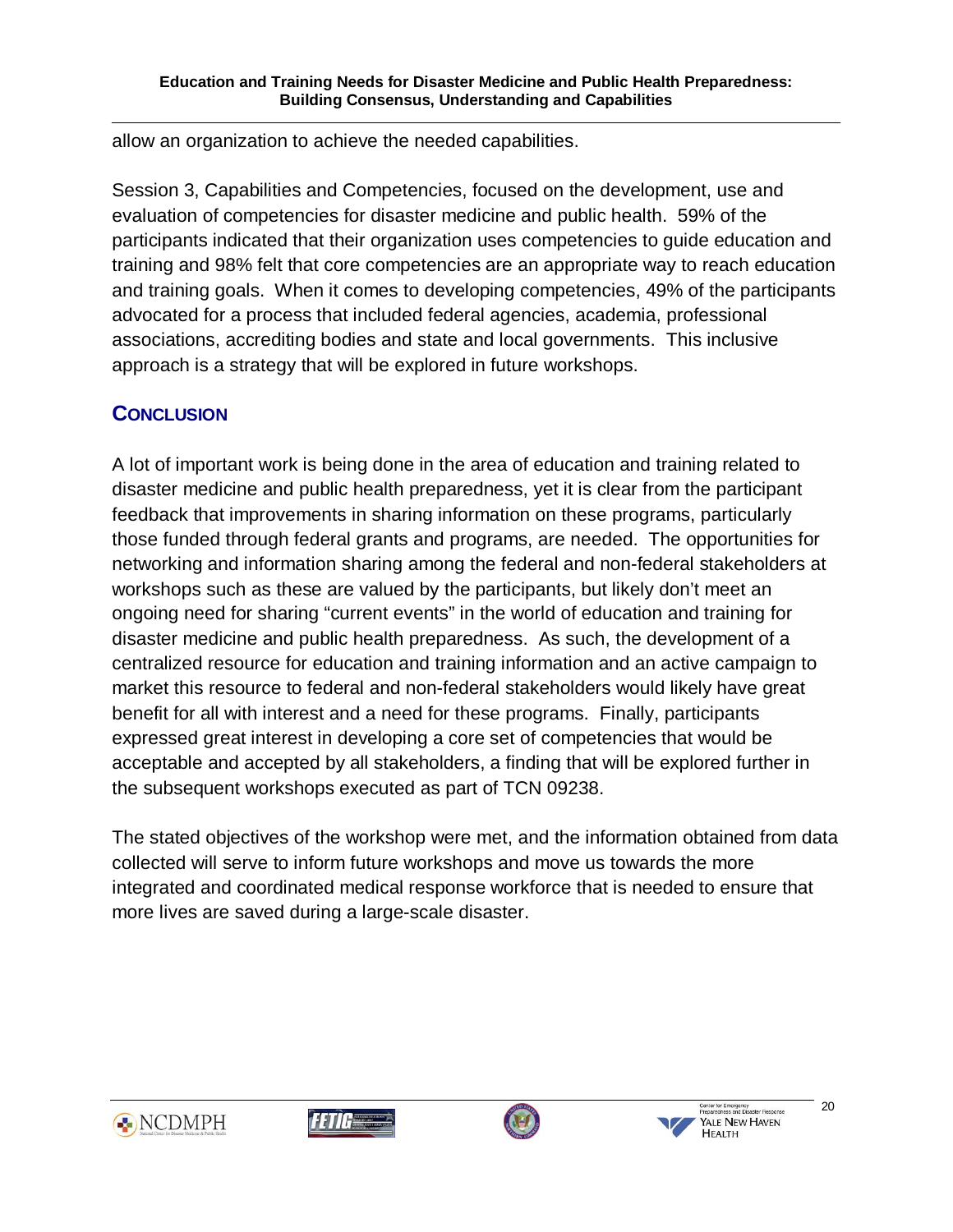allow an organization to achieve the needed capabilities.

Session 3, Capabilities and Competencies, focused on the development, use and evaluation of competencies for disaster medicine and public health. 59% of the participants indicated that their organization uses competencies to guide education and training and 98% felt that core competencies are an appropriate way to reach education and training goals. When it comes to developing competencies, 49% of the participants advocated for a process that included federal agencies, academia, professional associations, accrediting bodies and state and local governments. This inclusive approach is a strategy that will be explored in future workshops.

## CONCLUSION

A lot of important work is being done in the area of education and training related to disaster medicine and public health preparedness, yet it is clear from the participant feedback that improvements in sharing information on these programs, particularly those funded through federal grants and programs, are needed. The opportunities for networking and information sharing among the federal and non-federal stakeholders at workshops such as these are valued by the participants, but likely don't meet an ongoing need for sharing "current events" in the world of education and training for disaster medicine and public health preparedness. As such, the development of a centralized resource for education and training information and an active campaign to market this resource to federal and non-federal stakeholders would likely have great benefit for all with interest and a need for these programs. Finally, participants expressed great interest in developing a core set of competencies that would be acceptable and accepted by all stakeholders, a finding that will be explored further in the subsequent workshops executed as part of TCN 09238.

The stated objectives of the workshop were met, and the information obtained from data collected will serve to inform future workshops and move us towards the more integrated and coordinated medical response workforce that is needed to ensure that more lives are saved during a large-scale disaster.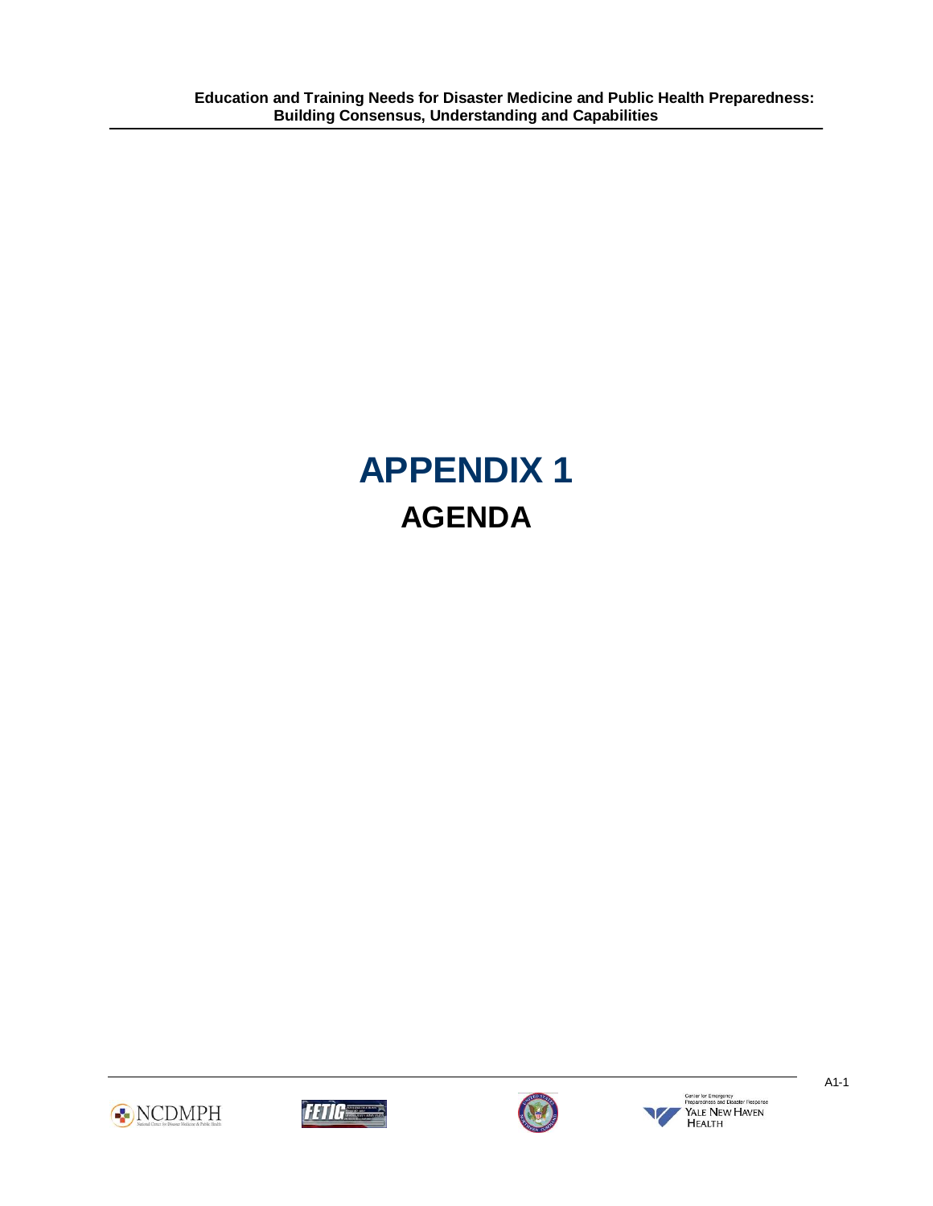# APPENDIX 1

## AGENDA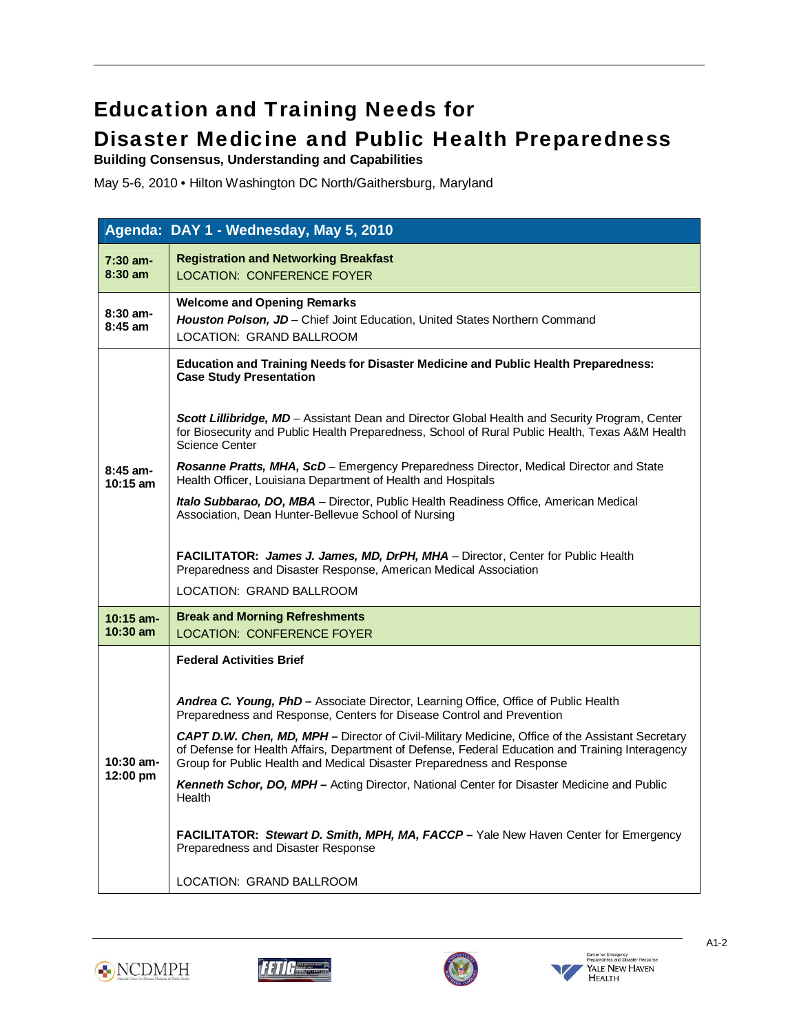# Education and Training Needs for Disaster Medicine and Public Health Preparedness

**Building Consensus, Understanding and Capabilities**

May 5-6, 2010 • Hilton Washington DC North/Gaithersburg, Maryland

| Agenda: DAY 1 - Wednesday, May 5, 2010 | |
|---|---|
| **7:30 am-8:30 am** | **Registration and Networking Breakfast**<br>LOCATION: CONFERENCE FOYER |
| **8:30 am-8:45 am** | **Welcome and Opening Remarks**<br>***Houston Polson, JD*** – Chief Joint Education, United States Northern Command<br>LOCATION: GRAND BALLROOM |
| **8:45 am-10:15 am** | **Education and Training Needs for Disaster Medicine and Public Health Preparedness: Case Study Presentation**<br><br>***Scott Lillibridge, MD*** – Assistant Dean and Director Global Health and Security Program, Center for Biosecurity and Public Health Preparedness, School of Rural Public Health, Texas A&M Health Science Center<br>***Rosanne Pratts, MHA, ScD*** – Emergency Preparedness Director, Medical Director and State Health Officer, Louisiana Department of Health and Hospitals<br>***Italo Subbarao, DO, MBA*** – Director, Public Health Readiness Office, American Medical Association, Dean Hunter-Bellevue School of Nursing<br><br>**FACILITATOR:** ***James J. James, MD, DrPH, MHA*** – Director, Center for Public Health Preparedness and Disaster Response, American Medical Association<br>LOCATION: GRAND BALLROOM |
| **10:15 am-10:30 am** | **Break and Morning Refreshments**<br>LOCATION: CONFERENCE FOYER |
| **10:30 am-12:00 pm** | **Federal Activities Brief**<br><br>***Andrea C. Young, PhD*** **–** Associate Director, Learning Office, Office of Public Health Preparedness and Response, Centers for Disease Control and Prevention<br>***CAPT D.W. Chen, MD, MPH*** **–** Director of Civil-Military Medicine, Office of the Assistant Secretary of Defense for Health Affairs, Department of Defense, Federal Education and Training Interagency Group for Public Health and Medical Disaster Preparedness and Response<br>***Kenneth Schor, DO, MPH*** **–** Acting Director, National Center for Disaster Medicine and Public Health<br><br>**FACILITATOR:** ***Stewart D. Smith, MPH, MA, FACCP*** **–** Yale New Haven Center for Emergency Preparedness and Disaster Response<br><br>LOCATION: GRAND BALLROOM |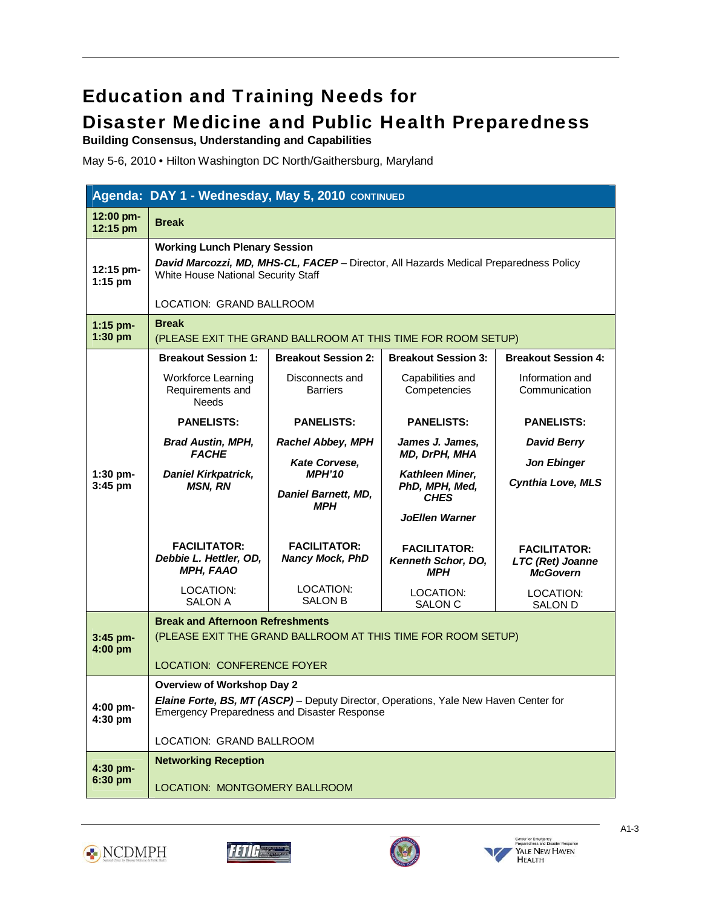# Education and Training Needs for Disaster Medicine and Public Health Preparedness

**Building Consensus, Understanding and Capabilities**

May 5-6, 2010 • Hilton Washington DC North/Gaithersburg, Maryland

| Agenda: DAY 1 - Wednesday, May 5, 2010 CONTINUED | | | | |
|---|---|---|---|---|
| **12:00 pm-12:15 pm** | **Break** | | | |
| **12:15 pm-1:15 pm** | **Working Lunch Plenary Session**<br>***David Marcozzi, MD, MHS-CL, FACEP*** – Director, All Hazards Medical Preparedness Policy White House National Security Staff<br><br>LOCATION: GRAND BALLROOM | | | |
| **1:15 pm-1:30 pm** | **Break**<br>(PLEASE EXIT THE GRAND BALLROOM AT THIS TIME FOR ROOM SETUP) | | | |
| **1:30 pm-3:45 pm** | **Breakout Session 1:**<br>Workforce Learning Requirements and Needs<br><br>**PANELISTS:**<br>***Brad Austin, MPH, FACHE***<br>***Daniel Kirkpatrick, MSN, RN***<br><br>**FACILITATOR:**<br>***Debbie L. Hettler, OD, MPH, FAAO***<br><br>LOCATION: SALON A | **Breakout Session 2:**<br>Disconnects and Barriers<br><br>**PANELISTS:**<br>***Rachel Abbey, MPH***<br>***Kate Corvese, MPH'10***<br>***Daniel Barnett, MD, MPH***<br><br>**FACILITATOR:**<br>***Nancy Mock, PhD***<br><br>LOCATION: SALON B | **Breakout Session 3:**<br>Capabilities and Competencies<br><br>**PANELISTS:**<br>***James J. James, MD, DrPH, MHA***<br>***Kathleen Miner, PhD, MPH, Med, CHES***<br>***JoEllen Warner***<br><br>**FACILITATOR:**<br>***Kenneth Schor, DO, MPH***<br><br>LOCATION: SALON C | **Breakout Session 4:**<br>Information and Communication<br><br>**PANELISTS:**<br>***David Berry***<br>***Jon Ebinger***<br>***Cynthia Love, MLS***<br><br>**FACILITATOR:**<br>***LTC (Ret) Joanne McGovern***<br><br>LOCATION: SALON D |
| **3:45 pm-4:00 pm** | **Break and Afternoon Refreshments**<br>(PLEASE EXIT THE GRAND BALLROOM AT THIS TIME FOR ROOM SETUP)<br><br>LOCATION: CONFERENCE FOYER | | | |
| **4:00 pm-4:30 pm** | **Overview of Workshop Day 2**<br>***Elaine Forte, BS, MT (ASCP)*** – Deputy Director, Operations, Yale New Haven Center for Emergency Preparedness and Disaster Response<br><br>LOCATION: GRAND BALLROOM | | | |
| **4:30 pm-6:30 pm** | **Networking Reception**<br><br>LOCATION: MONTGOMERY BALLROOM | | | |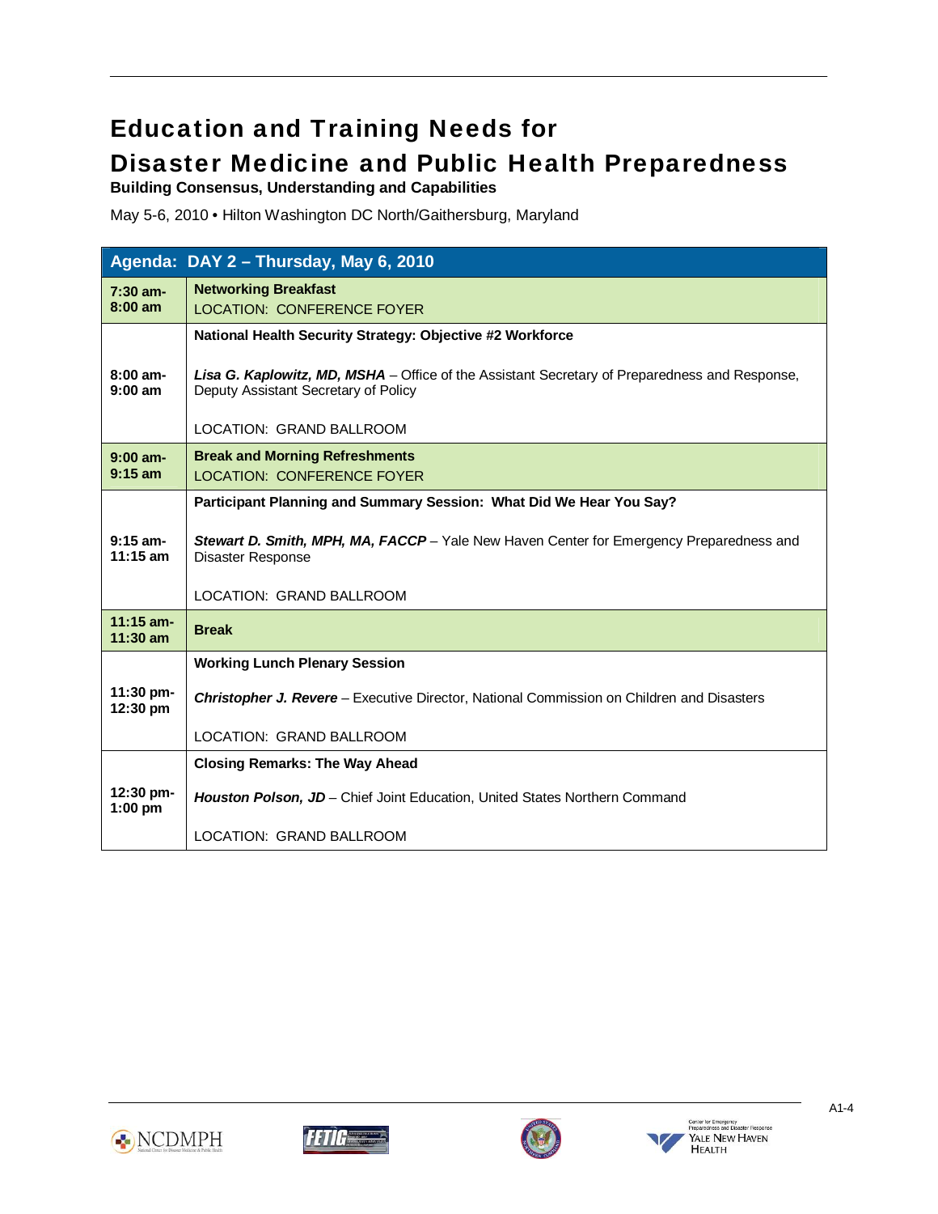# Education and Training Needs for Disaster Medicine and Public Health Preparedness

**Building Consensus, Understanding and Capabilities**

May 5-6, 2010 • Hilton Washington DC North/Gaithersburg, Maryland

| Agenda: DAY 2 – Thursday, May 6, 2010 | |
|---|---|
| **7:30 am-8:00 am** | **Networking Breakfast**<br>LOCATION: CONFERENCE FOYER |
| **8:00 am-9:00 am** | **National Health Security Strategy: Objective #2 Workforce**<br><br>***Lisa G. Kaplowitz, MD, MSHA*** – Office of the Assistant Secretary of Preparedness and Response, Deputy Assistant Secretary of Policy<br><br>LOCATION: GRAND BALLROOM |
| **9:00 am-9:15 am** | **Break and Morning Refreshments**<br>LOCATION: CONFERENCE FOYER |
| **9:15 am-11:15 am** | **Participant Planning and Summary Session: What Did We Hear You Say?**<br><br>***Stewart D. Smith, MPH, MA, FACCP*** – Yale New Haven Center for Emergency Preparedness and Disaster Response<br><br>LOCATION: GRAND BALLROOM |
| **11:15 am-11:30 am** | **Break** |
| **11:30 pm-12:30 pm** | **Working Lunch Plenary Session**<br><br>***Christopher J. Revere*** – Executive Director, National Commission on Children and Disasters<br><br>LOCATION: GRAND BALLROOM |
| **12:30 pm-1:00 pm** | **Closing Remarks: The Way Ahead**<br><br>***Houston Polson, JD*** – Chief Joint Education, United States Northern Command<br><br>LOCATION: GRAND BALLROOM |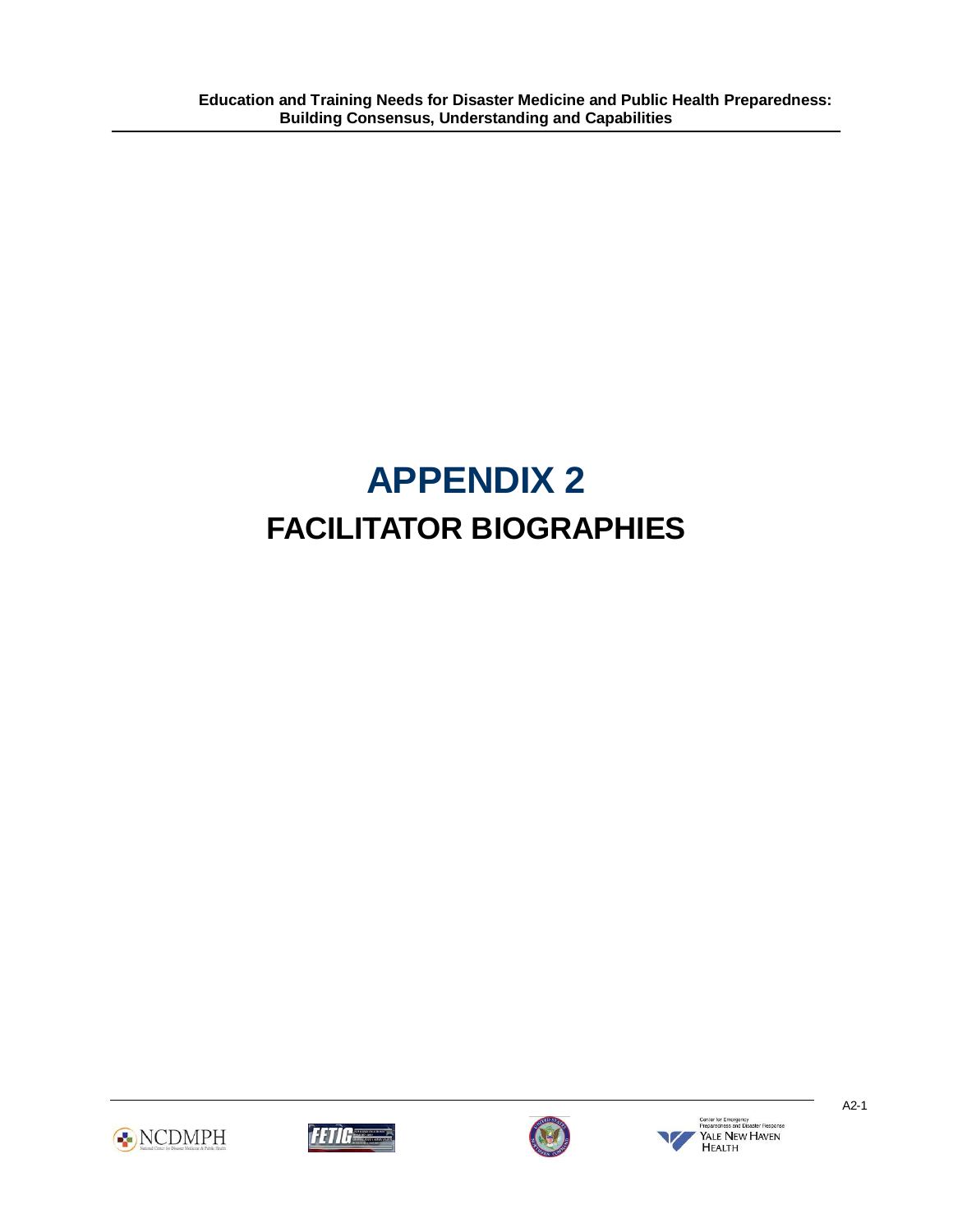# APPENDIX 2

## FACILITATOR BIOGRAPHIES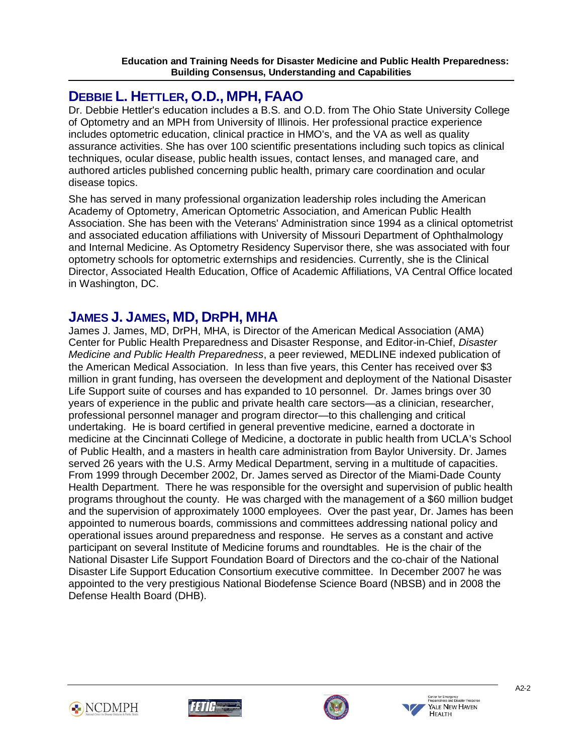## DEBBIE L. HETTLER, O.D., MPH, FAAO

Dr. Debbie Hettler's education includes a B.S. and O.D. from The Ohio State University College of Optometry and an MPH from University of Illinois. Her professional practice experience includes optometric education, clinical practice in HMO's, and the VA as well as quality assurance activities. She has over 100 scientific presentations including such topics as clinical techniques, ocular disease, public health issues, contact lenses, and managed care, and authored articles published concerning public health, primary care coordination and ocular disease topics.

She has served in many professional organization leadership roles including the American Academy of Optometry, American Optometric Association, and American Public Health Association. She has been with the Veterans' Administration since 1994 as a clinical optometrist and associated education affiliations with University of Missouri Department of Ophthalmology and Internal Medicine. As Optometry Residency Supervisor there, she was associated with four optometry schools for optometric externships and residencies. Currently, she is the Clinical Director, Associated Health Education, Office of Academic Affiliations, VA Central Office located in Washington, DC.

## JAMES J. JAMES, MD, DRPH, MHA

James J. James, MD, DrPH, MHA, is Director of the American Medical Association (AMA) Center for Public Health Preparedness and Disaster Response, and Editor-in-Chief, *Disaster Medicine and Public Health Preparedness*, a peer reviewed, MEDLINE indexed publication of the American Medical Association. In less than five years, this Center has received over $3 million in grant funding, has overseen the development and deployment of the National Disaster Life Support suite of courses and has expanded to 10 personnel. Dr. James brings over 30 years of experience in the public and private health care sectors—as a clinician, researcher, professional personnel manager and program director—to this challenging and critical undertaking. He is board certified in general preventive medicine, earned a doctorate in medicine at the Cincinnati College of Medicine, a doctorate in public health from UCLA's School of Public Health, and a masters in health care administration from Baylor University. Dr. James served 26 years with the U.S. Army Medical Department, serving in a multitude of capacities. From 1999 through December 2002, Dr. James served as Director of the Miami-Dade County Health Department. There he was responsible for the oversight and supervision of public health programs throughout the county. He was charged with the management of a $60 million budget and the supervision of approximately 1000 employees. Over the past year, Dr. James has been appointed to numerous boards, commissions and committees addressing national policy and operational issues around preparedness and response. He serves as a constant and active participant on several Institute of Medicine forums and roundtables. He is the chair of the National Disaster Life Support Foundation Board of Directors and the co-chair of the National Disaster Life Support Education Consortium executive committee. In December 2007 he was appointed to the very prestigious National Biodefense Science Board (NBSB) and in 2008 the Defense Health Board (DHB).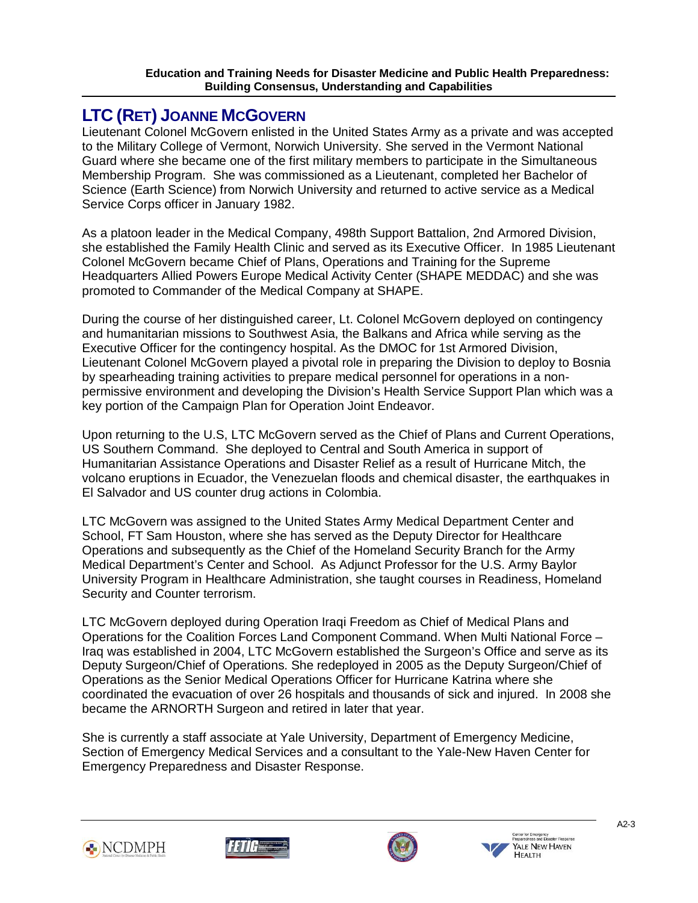## LTC (RET) JOANNE MCGOVERN

Lieutenant Colonel McGovern enlisted in the United States Army as a private and was accepted to the Military College of Vermont, Norwich University. She served in the Vermont National Guard where she became one of the first military members to participate in the Simultaneous Membership Program. She was commissioned as a Lieutenant, completed her Bachelor of Science (Earth Science) from Norwich University and returned to active service as a Medical Service Corps officer in January 1982.

As a platoon leader in the Medical Company, 498th Support Battalion, 2nd Armored Division, she established the Family Health Clinic and served as its Executive Officer. In 1985 Lieutenant Colonel McGovern became Chief of Plans, Operations and Training for the Supreme Headquarters Allied Powers Europe Medical Activity Center (SHAPE MEDDAC) and she was promoted to Commander of the Medical Company at SHAPE.

During the course of her distinguished career, Lt. Colonel McGovern deployed on contingency and humanitarian missions to Southwest Asia, the Balkans and Africa while serving as the Executive Officer for the contingency hospital. As the DMOC for 1st Armored Division, Lieutenant Colonel McGovern played a pivotal role in preparing the Division to deploy to Bosnia by spearheading training activities to prepare medical personnel for operations in a non-permissive environment and developing the Division's Health Service Support Plan which was a key portion of the Campaign Plan for Operation Joint Endeavor.

Upon returning to the U.S, LTC McGovern served as the Chief of Plans and Current Operations, US Southern Command. She deployed to Central and South America in support of Humanitarian Assistance Operations and Disaster Relief as a result of Hurricane Mitch, the volcano eruptions in Ecuador, the Venezuelan floods and chemical disaster, the earthquakes in El Salvador and US counter drug actions in Colombia.

LTC McGovern was assigned to the United States Army Medical Department Center and School, FT Sam Houston, where she has served as the Deputy Director for Healthcare Operations and subsequently as the Chief of the Homeland Security Branch for the Army Medical Department's Center and School. As Adjunct Professor for the U.S. Army Baylor University Program in Healthcare Administration, she taught courses in Readiness, Homeland Security and Counter terrorism.

LTC McGovern deployed during Operation Iraqi Freedom as Chief of Medical Plans and Operations for the Coalition Forces Land Component Command. When Multi National Force – Iraq was established in 2004, LTC McGovern established the Surgeon's Office and serve as its Deputy Surgeon/Chief of Operations. She redeployed in 2005 as the Deputy Surgeon/Chief of Operations as the Senior Medical Operations Officer for Hurricane Katrina where she coordinated the evacuation of over 26 hospitals and thousands of sick and injured. In 2008 she became the ARNORTH Surgeon and retired in later that year.

She is currently a staff associate at Yale University, Department of Emergency Medicine, Section of Emergency Medical Services and a consultant to the Yale-New Haven Center for Emergency Preparedness and Disaster Response.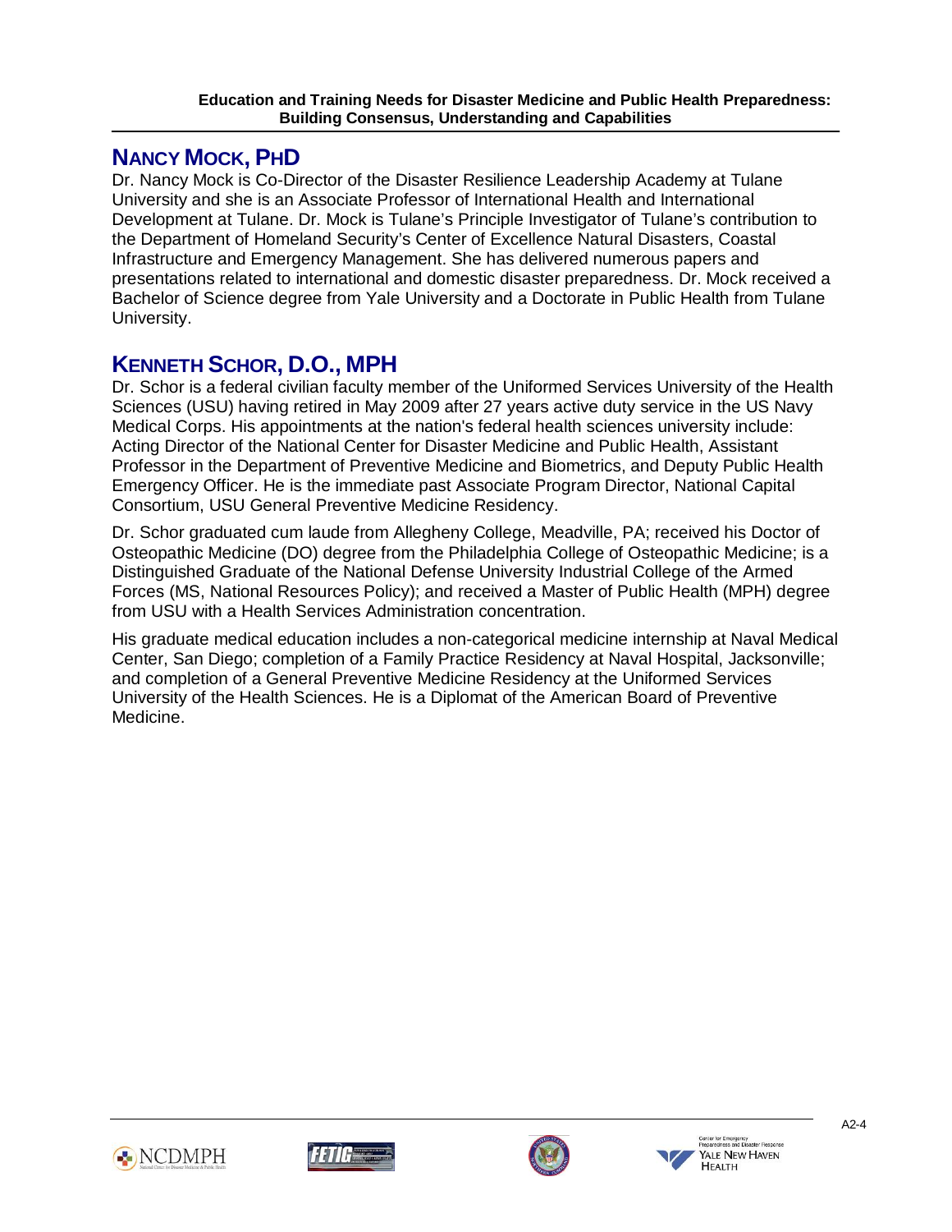## NANCY MOCK, PHD

Dr. Nancy Mock is Co-Director of the Disaster Resilience Leadership Academy at Tulane University and she is an Associate Professor of International Health and International Development at Tulane. Dr. Mock is Tulane's Principle Investigator of Tulane's contribution to the Department of Homeland Security's Center of Excellence Natural Disasters, Coastal Infrastructure and Emergency Management. She has delivered numerous papers and presentations related to international and domestic disaster preparedness. Dr. Mock received a Bachelor of Science degree from Yale University and a Doctorate in Public Health from Tulane University.

## KENNETH SCHOR, D.O., MPH

Dr. Schor is a federal civilian faculty member of the Uniformed Services University of the Health Sciences (USU) having retired in May 2009 after 27 years active duty service in the US Navy Medical Corps. His appointments at the nation's federal health sciences university include: Acting Director of the National Center for Disaster Medicine and Public Health, Assistant Professor in the Department of Preventive Medicine and Biometrics, and Deputy Public Health Emergency Officer. He is the immediate past Associate Program Director, National Capital Consortium, USU General Preventive Medicine Residency.

Dr. Schor graduated cum laude from Allegheny College, Meadville, PA; received his Doctor of Osteopathic Medicine (DO) degree from the Philadelphia College of Osteopathic Medicine; is a Distinguished Graduate of the National Defense University Industrial College of the Armed Forces (MS, National Resources Policy); and received a Master of Public Health (MPH) degree from USU with a Health Services Administration concentration.

His graduate medical education includes a non-categorical medicine internship at Naval Medical Center, San Diego; completion of a Family Practice Residency at Naval Hospital, Jacksonville; and completion of a General Preventive Medicine Residency at the Uniformed Services University of the Health Sciences. He is a Diplomat of the American Board of Preventive Medicine.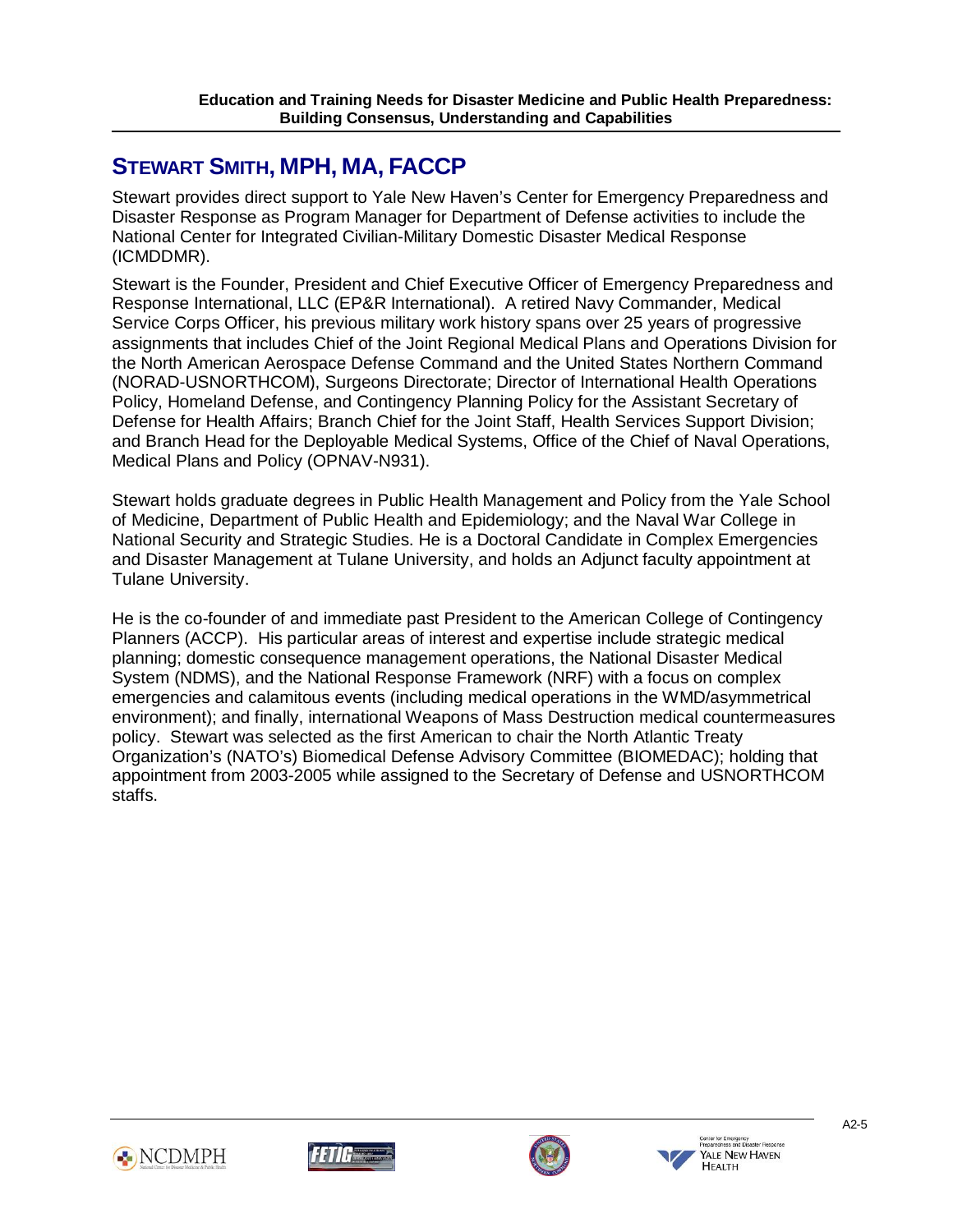## Stewart Smith, MPH, MA, FACCP

Stewart provides direct support to Yale New Haven's Center for Emergency Preparedness and Disaster Response as Program Manager for Department of Defense activities to include the National Center for Integrated Civilian-Military Domestic Disaster Medical Response (ICMDDMR).

Stewart is the Founder, President and Chief Executive Officer of Emergency Preparedness and Response International, LLC (EP&R International). A retired Navy Commander, Medical Service Corps Officer, his previous military work history spans over 25 years of progressive assignments that includes Chief of the Joint Regional Medical Plans and Operations Division for the North American Aerospace Defense Command and the United States Northern Command (NORAD-USNORTHCOM), Surgeons Directorate; Director of International Health Operations Policy, Homeland Defense, and Contingency Planning Policy for the Assistant Secretary of Defense for Health Affairs; Branch Chief for the Joint Staff, Health Services Support Division; and Branch Head for the Deployable Medical Systems, Office of the Chief of Naval Operations, Medical Plans and Policy (OPNAV-N931).

Stewart holds graduate degrees in Public Health Management and Policy from the Yale School of Medicine, Department of Public Health and Epidemiology; and the Naval War College in National Security and Strategic Studies. He is a Doctoral Candidate in Complex Emergencies and Disaster Management at Tulane University, and holds an Adjunct faculty appointment at Tulane University.

He is the co-founder of and immediate past President to the American College of Contingency Planners (ACCP). His particular areas of interest and expertise include strategic medical planning; domestic consequence management operations, the National Disaster Medical System (NDMS), and the National Response Framework (NRF) with a focus on complex emergencies and calamitous events (including medical operations in the WMD/asymmetrical environment); and finally, international Weapons of Mass Destruction medical countermeasures policy. Stewart was selected as the first American to chair the North Atlantic Treaty Organization's (NATO's) Biomedical Defense Advisory Committee (BIOMEDAC); holding that appointment from 2003-2005 while assigned to the Secretary of Defense and USNORTHCOM staffs.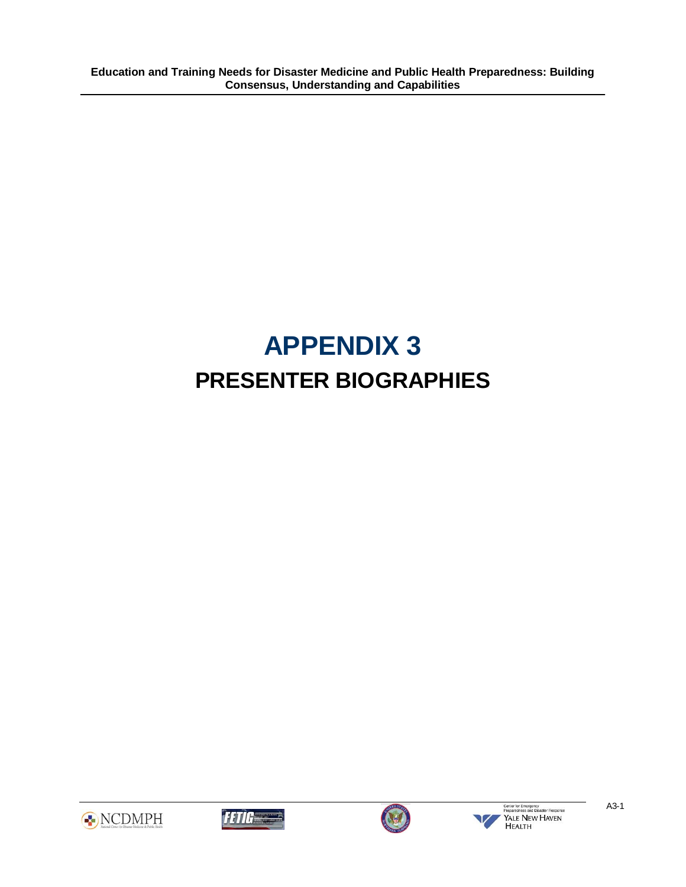# APPENDIX 3

## PRESENTER BIOGRAPHIES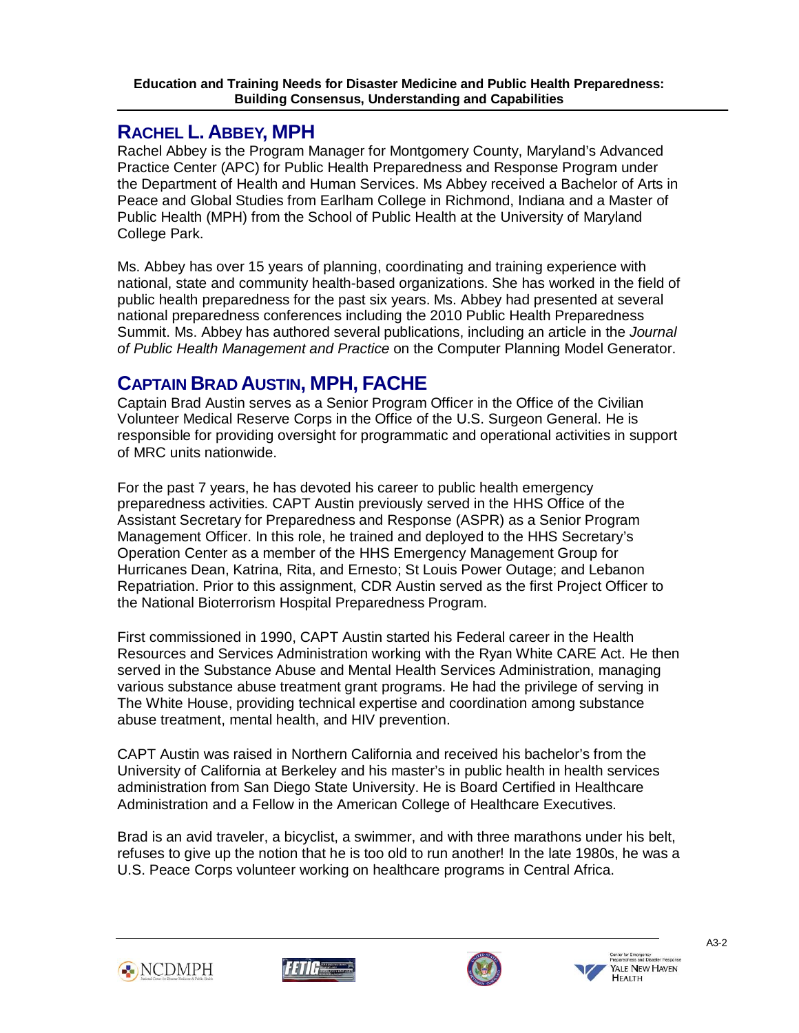## Rachel L. Abbey, MPH

Rachel Abbey is the Program Manager for Montgomery County, Maryland's Advanced Practice Center (APC) for Public Health Preparedness and Response Program under the Department of Health and Human Services. Ms Abbey received a Bachelor of Arts in Peace and Global Studies from Earlham College in Richmond, Indiana and a Master of Public Health (MPH) from the School of Public Health at the University of Maryland College Park.

Ms. Abbey has over 15 years of planning, coordinating and training experience with national, state and community health-based organizations. She has worked in the field of public health preparedness for the past six years. Ms. Abbey had presented at several national preparedness conferences including the 2010 Public Health Preparedness Summit. Ms. Abbey has authored several publications, including an article in the *Journal of Public Health Management and Practice* on the Computer Planning Model Generator.

## Captain Brad Austin, MPH, FACHE

Captain Brad Austin serves as a Senior Program Officer in the Office of the Civilian Volunteer Medical Reserve Corps in the Office of the U.S. Surgeon General. He is responsible for providing oversight for programmatic and operational activities in support of MRC units nationwide.

For the past 7 years, he has devoted his career to public health emergency preparedness activities. CAPT Austin previously served in the HHS Office of the Assistant Secretary for Preparedness and Response (ASPR) as a Senior Program Management Officer. In this role, he trained and deployed to the HHS Secretary's Operation Center as a member of the HHS Emergency Management Group for Hurricanes Dean, Katrina, Rita, and Ernesto; St Louis Power Outage; and Lebanon Repatriation. Prior to this assignment, CDR Austin served as the first Project Officer to the National Bioterrorism Hospital Preparedness Program.

First commissioned in 1990, CAPT Austin started his Federal career in the Health Resources and Services Administration working with the Ryan White CARE Act. He then served in the Substance Abuse and Mental Health Services Administration, managing various substance abuse treatment grant programs. He had the privilege of serving in The White House, providing technical expertise and coordination among substance abuse treatment, mental health, and HIV prevention.

CAPT Austin was raised in Northern California and received his bachelor's from the University of California at Berkeley and his master's in public health in health services administration from San Diego State University. He is Board Certified in Healthcare Administration and a Fellow in the American College of Healthcare Executives.

Brad is an avid traveler, a bicyclist, a swimmer, and with three marathons under his belt, refuses to give up the notion that he is too old to run another! In the late 1980s, he was a U.S. Peace Corps volunteer working on healthcare programs in Central Africa.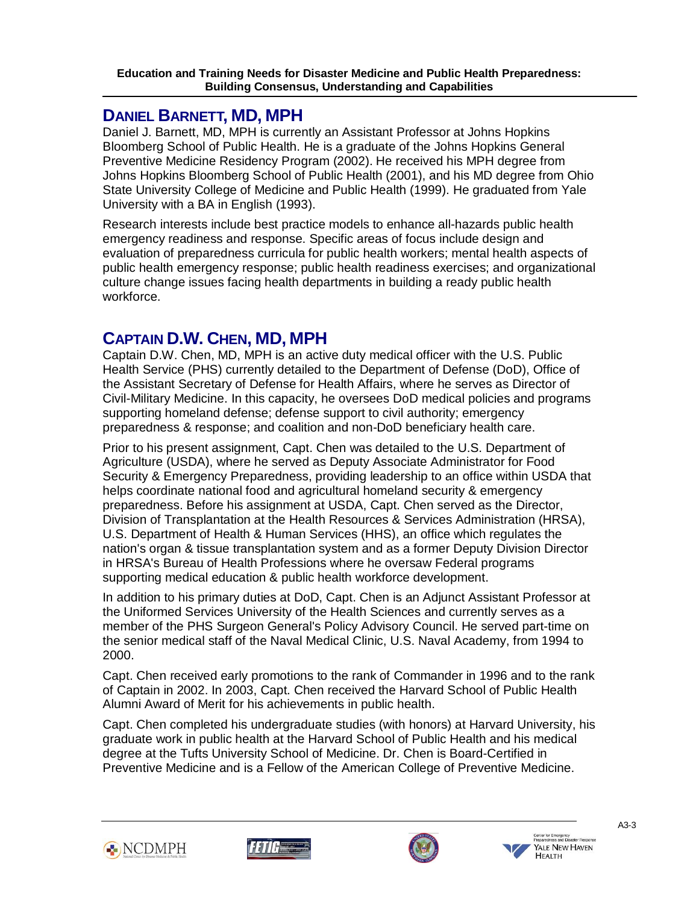## DANIEL BARNETT, MD, MPH

Daniel J. Barnett, MD, MPH is currently an Assistant Professor at Johns Hopkins Bloomberg School of Public Health. He is a graduate of the Johns Hopkins General Preventive Medicine Residency Program (2002). He received his MPH degree from Johns Hopkins Bloomberg School of Public Health (2001), and his MD degree from Ohio State University College of Medicine and Public Health (1999). He graduated from Yale University with a BA in English (1993).

Research interests include best practice models to enhance all-hazards public health emergency readiness and response. Specific areas of focus include design and evaluation of preparedness curricula for public health workers; mental health aspects of public health emergency response; public health readiness exercises; and organizational culture change issues facing health departments in building a ready public health workforce.

## CAPTAIN D.W. CHEN, MD, MPH

Captain D.W. Chen, MD, MPH is an active duty medical officer with the U.S. Public Health Service (PHS) currently detailed to the Department of Defense (DoD), Office of the Assistant Secretary of Defense for Health Affairs, where he serves as Director of Civil-Military Medicine. In this capacity, he oversees DoD medical policies and programs supporting homeland defense; defense support to civil authority; emergency preparedness & response; and coalition and non-DoD beneficiary health care.

Prior to his present assignment, Capt. Chen was detailed to the U.S. Department of Agriculture (USDA), where he served as Deputy Associate Administrator for Food Security & Emergency Preparedness, providing leadership to an office within USDA that helps coordinate national food and agricultural homeland security & emergency preparedness. Before his assignment at USDA, Capt. Chen served as the Director, Division of Transplantation at the Health Resources & Services Administration (HRSA), U.S. Department of Health & Human Services (HHS), an office which regulates the nation's organ & tissue transplantation system and as a former Deputy Division Director in HRSA's Bureau of Health Professions where he oversaw Federal programs supporting medical education & public health workforce development.

In addition to his primary duties at DoD, Capt. Chen is an Adjunct Assistant Professor at the Uniformed Services University of the Health Sciences and currently serves as a member of the PHS Surgeon General's Policy Advisory Council. He served part-time on the senior medical staff of the Naval Medical Clinic, U.S. Naval Academy, from 1994 to 2000.

Capt. Chen received early promotions to the rank of Commander in 1996 and to the rank of Captain in 2002. In 2003, Capt. Chen received the Harvard School of Public Health Alumni Award of Merit for his achievements in public health.

Capt. Chen completed his undergraduate studies (with honors) at Harvard University, his graduate work in public health at the Harvard School of Public Health and his medical degree at the Tufts University School of Medicine. Dr. Chen is Board-Certified in Preventive Medicine and is a Fellow of the American College of Preventive Medicine.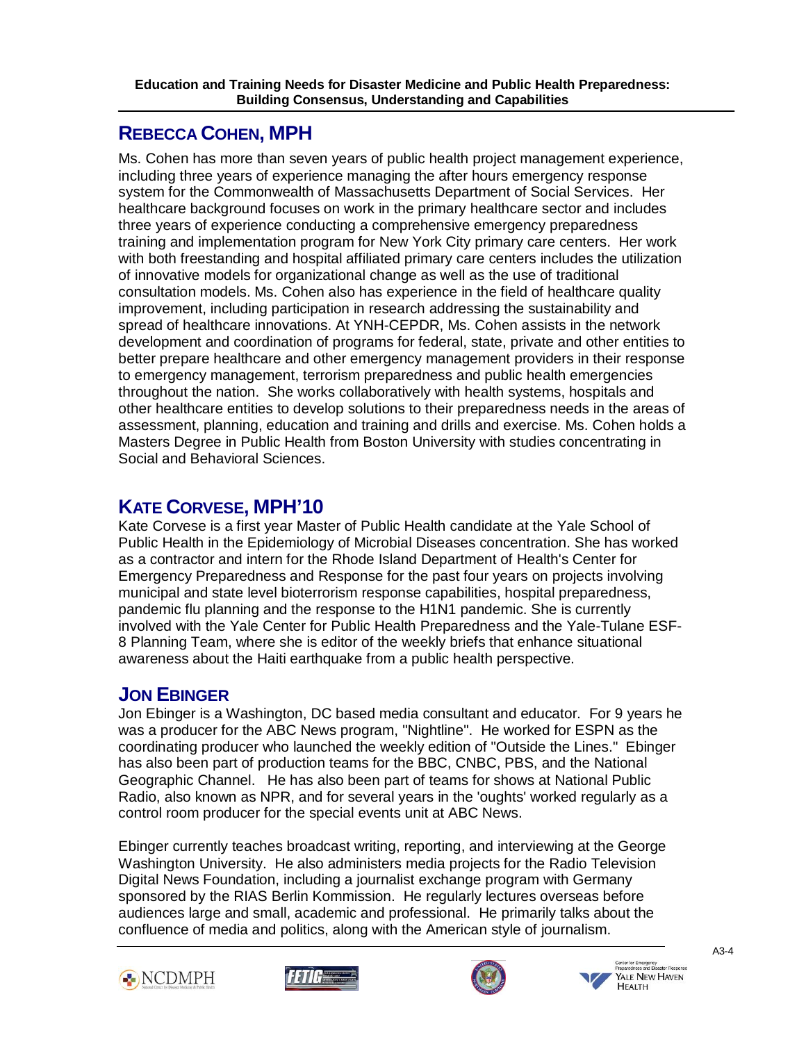## REBECCA COHEN, MPH

Ms. Cohen has more than seven years of public health project management experience, including three years of experience managing the after hours emergency response system for the Commonwealth of Massachusetts Department of Social Services. Her healthcare background focuses on work in the primary healthcare sector and includes three years of experience conducting a comprehensive emergency preparedness training and implementation program for New York City primary care centers. Her work with both freestanding and hospital affiliated primary care centers includes the utilization of innovative models for organizational change as well as the use of traditional consultation models. Ms. Cohen also has experience in the field of healthcare quality improvement, including participation in research addressing the sustainability and spread of healthcare innovations. At YNH-CEPDR, Ms. Cohen assists in the network development and coordination of programs for federal, state, private and other entities to better prepare healthcare and other emergency management providers in their response to emergency management, terrorism preparedness and public health emergencies throughout the nation. She works collaboratively with health systems, hospitals and other healthcare entities to develop solutions to their preparedness needs in the areas of assessment, planning, education and training and drills and exercise. Ms. Cohen holds a Masters Degree in Public Health from Boston University with studies concentrating in Social and Behavioral Sciences.

## KATE CORVESE, MPH'10

Kate Corvese is a first year Master of Public Health candidate at the Yale School of Public Health in the Epidemiology of Microbial Diseases concentration. She has worked as a contractor and intern for the Rhode Island Department of Health's Center for Emergency Preparedness and Response for the past four years on projects involving municipal and state level bioterrorism response capabilities, hospital preparedness, pandemic flu planning and the response to the H1N1 pandemic. She is currently involved with the Yale Center for Public Health Preparedness and the Yale-Tulane ESF-8 Planning Team, where she is editor of the weekly briefs that enhance situational awareness about the Haiti earthquake from a public health perspective.

## JON EBINGER

Jon Ebinger is a Washington, DC based media consultant and educator. For 9 years he was a producer for the ABC News program, "Nightline". He worked for ESPN as the coordinating producer who launched the weekly edition of "Outside the Lines." Ebinger has also been part of production teams for the BBC, CNBC, PBS, and the National Geographic Channel. He has also been part of teams for shows at National Public Radio, also known as NPR, and for several years in the 'oughts' worked regularly as a control room producer for the special events unit at ABC News.

Ebinger currently teaches broadcast writing, reporting, and interviewing at the George Washington University. He also administers media projects for the Radio Television Digital News Foundation, including a journalist exchange program with Germany sponsored by the RIAS Berlin Kommission. He regularly lectures overseas before audiences large and small, academic and professional. He primarily talks about the confluence of media and politics, along with the American style of journalism.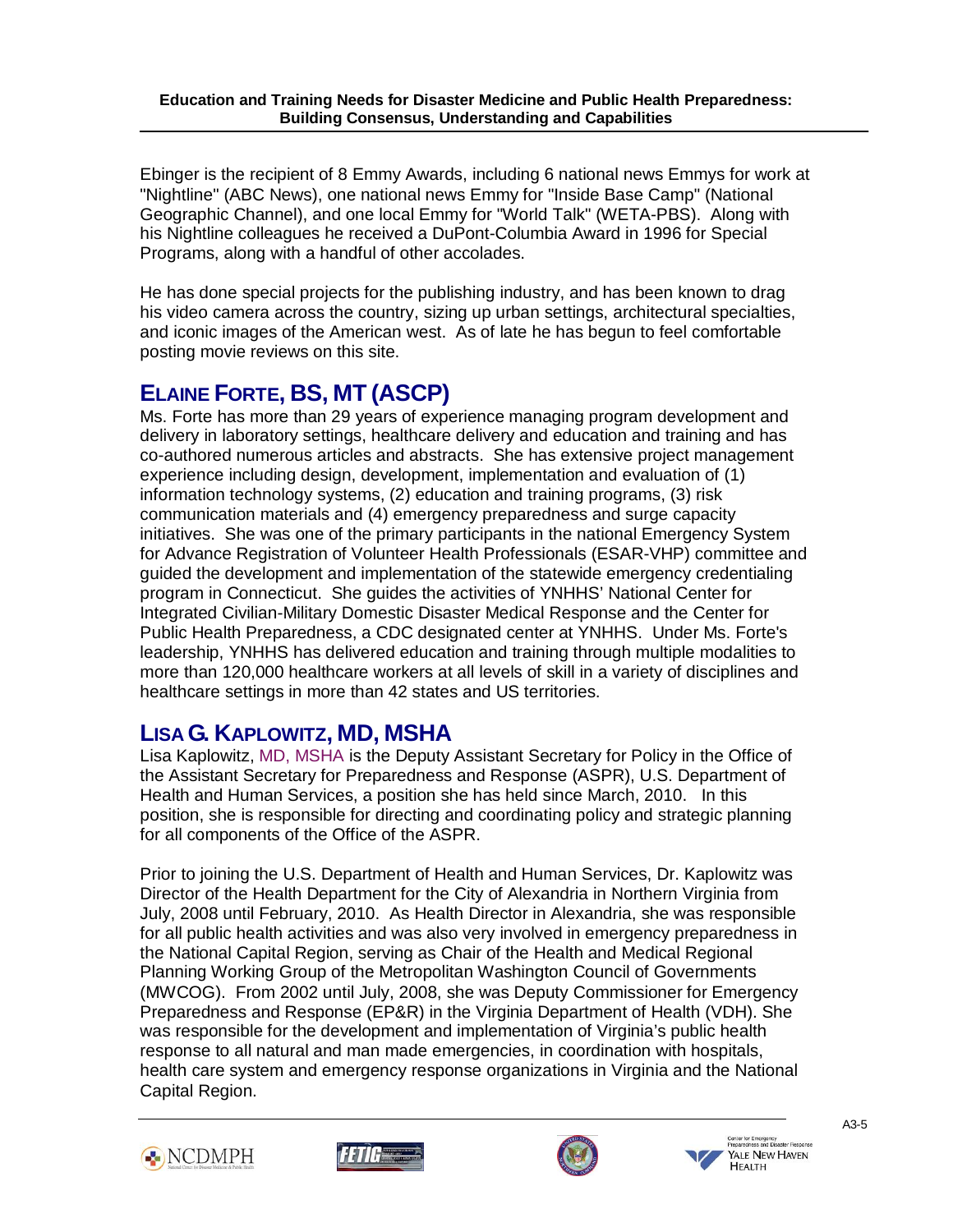Ebinger is the recipient of 8 Emmy Awards, including 6 national news Emmys for work at "Nightline" (ABC News), one national news Emmy for "Inside Base Camp" (National Geographic Channel), and one local Emmy for "World Talk" (WETA-PBS). Along with his Nightline colleagues he received a DuPont-Columbia Award in 1996 for Special Programs, along with a handful of other accolades.

He has done special projects for the publishing industry, and has been known to drag his video camera across the country, sizing up urban settings, architectural specialties, and iconic images of the American west. As of late he has begun to feel comfortable posting movie reviews on this site.

## ELAINE FORTE, BS, MT (ASCP)

Ms. Forte has more than 29 years of experience managing program development and delivery in laboratory settings, healthcare delivery and education and training and has co-authored numerous articles and abstracts. She has extensive project management experience including design, development, implementation and evaluation of (1) information technology systems, (2) education and training programs, (3) risk communication materials and (4) emergency preparedness and surge capacity initiatives. She was one of the primary participants in the national Emergency System for Advance Registration of Volunteer Health Professionals (ESAR-VHP) committee and guided the development and implementation of the statewide emergency credentialing program in Connecticut. She guides the activities of YNHHS' National Center for Integrated Civilian-Military Domestic Disaster Medical Response and the Center for Public Health Preparedness, a CDC designated center at YNHHS. Under Ms. Forte's leadership, YNHHS has delivered education and training through multiple modalities to more than 120,000 healthcare workers at all levels of skill in a variety of disciplines and healthcare settings in more than 42 states and US territories.

## LISA G. KAPLOWITZ, MD, MSHA

Lisa Kaplowitz, MD, MSHA is the Deputy Assistant Secretary for Policy in the Office of the Assistant Secretary for Preparedness and Response (ASPR), U.S. Department of Health and Human Services, a position she has held since March, 2010. In this position, she is responsible for directing and coordinating policy and strategic planning for all components of the Office of the ASPR.

Prior to joining the U.S. Department of Health and Human Services, Dr. Kaplowitz was Director of the Health Department for the City of Alexandria in Northern Virginia from July, 2008 until February, 2010. As Health Director in Alexandria, she was responsible for all public health activities and was also very involved in emergency preparedness in the National Capital Region, serving as Chair of the Health and Medical Regional Planning Working Group of the Metropolitan Washington Council of Governments (MWCOG). From 2002 until July, 2008, she was Deputy Commissioner for Emergency Preparedness and Response (EP&R) in the Virginia Department of Health (VDH). She was responsible for the development and implementation of Virginia's public health response to all natural and man made emergencies, in coordination with hospitals, health care system and emergency response organizations in Virginia and the National Capital Region.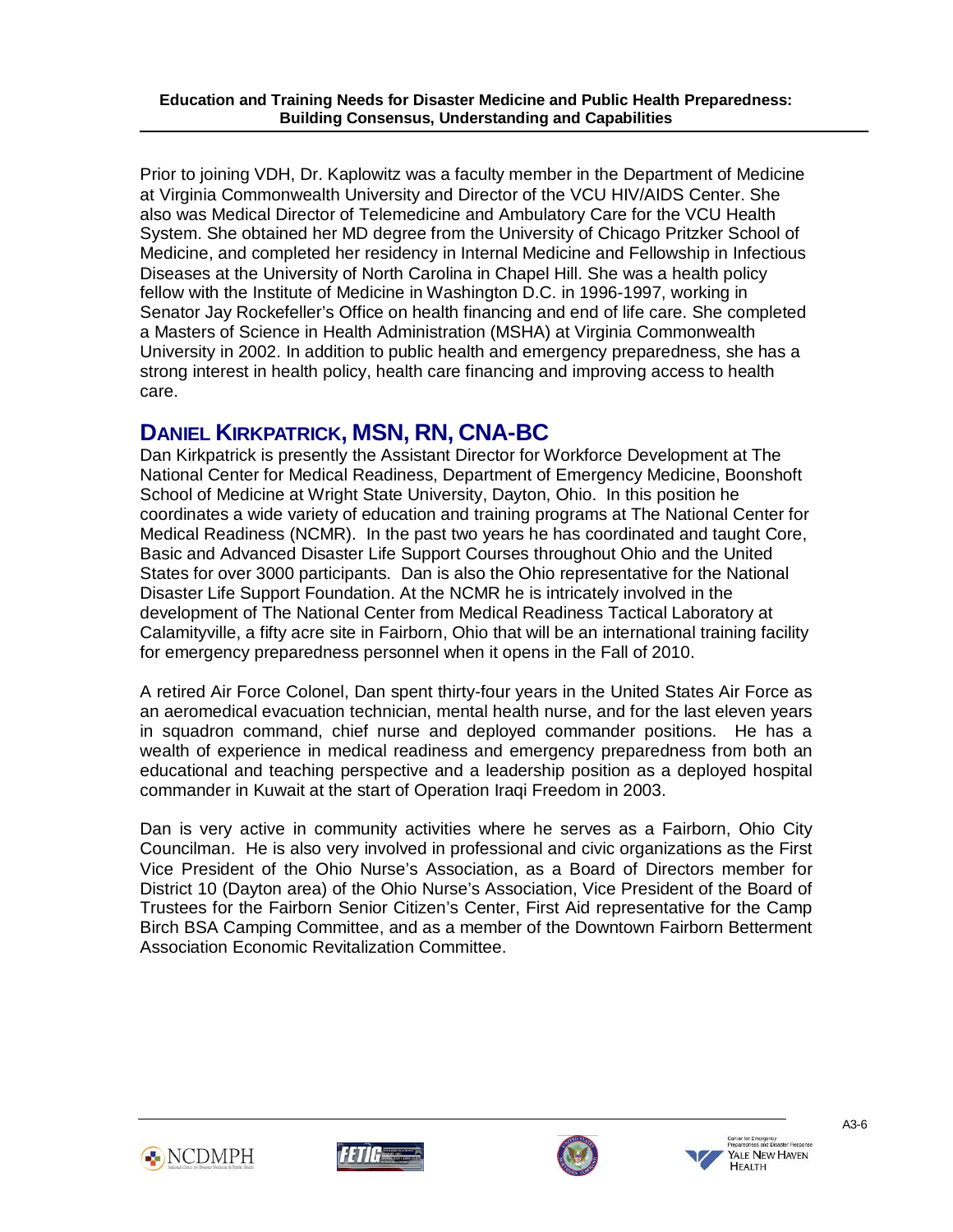Prior to joining VDH, Dr. Kaplowitz was a faculty member in the Department of Medicine at Virginia Commonwealth University and Director of the VCU HIV/AIDS Center. She also was Medical Director of Telemedicine and Ambulatory Care for the VCU Health System. She obtained her MD degree from the University of Chicago Pritzker School of Medicine, and completed her residency in Internal Medicine and Fellowship in Infectious Diseases at the University of North Carolina in Chapel Hill. She was a health policy fellow with the Institute of Medicine in Washington D.C. in 1996-1997, working in Senator Jay Rockefeller's Office on health financing and end of life care. She completed a Masters of Science in Health Administration (MSHA) at Virginia Commonwealth University in 2002. In addition to public health and emergency preparedness, she has a strong interest in health policy, health care financing and improving access to health care.

## DANIEL KIRKPATRICK, MSN, RN, CNA-BC

Dan Kirkpatrick is presently the Assistant Director for Workforce Development at The National Center for Medical Readiness, Department of Emergency Medicine, Boonshoft School of Medicine at Wright State University, Dayton, Ohio. In this position he coordinates a wide variety of education and training programs at The National Center for Medical Readiness (NCMR). In the past two years he has coordinated and taught Core, Basic and Advanced Disaster Life Support Courses throughout Ohio and the United States for over 3000 participants. Dan is also the Ohio representative for the National Disaster Life Support Foundation. At the NCMR he is intricately involved in the development of The National Center from Medical Readiness Tactical Laboratory at Calamityville, a fifty acre site in Fairborn, Ohio that will be an international training facility for emergency preparedness personnel when it opens in the Fall of 2010.

A retired Air Force Colonel, Dan spent thirty-four years in the United States Air Force as an aeromedical evacuation technician, mental health nurse, and for the last eleven years in squadron command, chief nurse and deployed commander positions. He has a wealth of experience in medical readiness and emergency preparedness from both an educational and teaching perspective and a leadership position as a deployed hospital commander in Kuwait at the start of Operation Iraqi Freedom in 2003.

Dan is very active in community activities where he serves as a Fairborn, Ohio City Councilman. He is also very involved in professional and civic organizations as the First Vice President of the Ohio Nurse's Association, as a Board of Directors member for District 10 (Dayton area) of the Ohio Nurse's Association, Vice President of the Board of Trustees for the Fairborn Senior Citizen's Center, First Aid representative for the Camp Birch BSA Camping Committee, and as a member of the Downtown Fairborn Betterment Association Economic Revitalization Committee.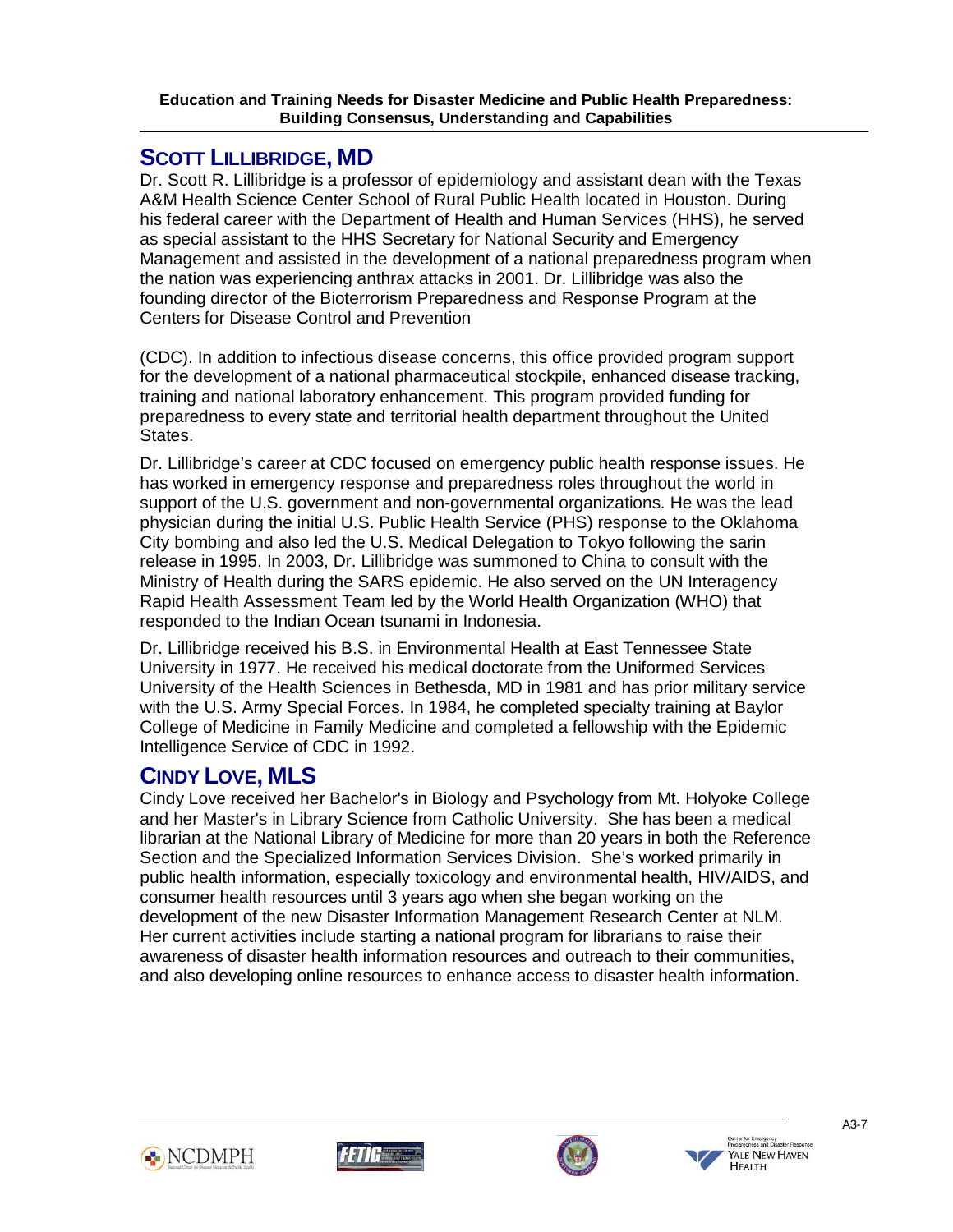## SCOTT LILLIBRIDGE, MD

Dr. Scott R. Lillibridge is a professor of epidemiology and assistant dean with the Texas A&M Health Science Center School of Rural Public Health located in Houston. During his federal career with the Department of Health and Human Services (HHS), he served as special assistant to the HHS Secretary for National Security and Emergency Management and assisted in the development of a national preparedness program when the nation was experiencing anthrax attacks in 2001. Dr. Lillibridge was also the founding director of the Bioterrorism Preparedness and Response Program at the Centers for Disease Control and Prevention

(CDC). In addition to infectious disease concerns, this office provided program support for the development of a national pharmaceutical stockpile, enhanced disease tracking, training and national laboratory enhancement. This program provided funding for preparedness to every state and territorial health department throughout the United States.

Dr. Lillibridge's career at CDC focused on emergency public health response issues. He has worked in emergency response and preparedness roles throughout the world in support of the U.S. government and non-governmental organizations. He was the lead physician during the initial U.S. Public Health Service (PHS) response to the Oklahoma City bombing and also led the U.S. Medical Delegation to Tokyo following the sarin release in 1995. In 2003, Dr. Lillibridge was summoned to China to consult with the Ministry of Health during the SARS epidemic. He also served on the UN Interagency Rapid Health Assessment Team led by the World Health Organization (WHO) that responded to the Indian Ocean tsunami in Indonesia.

Dr. Lillibridge received his B.S. in Environmental Health at East Tennessee State University in 1977. He received his medical doctorate from the Uniformed Services University of the Health Sciences in Bethesda, MD in 1981 and has prior military service with the U.S. Army Special Forces. In 1984, he completed specialty training at Baylor College of Medicine in Family Medicine and completed a fellowship with the Epidemic Intelligence Service of CDC in 1992.

## CINDY LOVE, MLS

Cindy Love received her Bachelor's in Biology and Psychology from Mt. Holyoke College and her Master's in Library Science from Catholic University. She has been a medical librarian at the National Library of Medicine for more than 20 years in both the Reference Section and the Specialized Information Services Division. She's worked primarily in public health information, especially toxicology and environmental health, HIV/AIDS, and consumer health resources until 3 years ago when she began working on the development of the new Disaster Information Management Research Center at NLM. Her current activities include starting a national program for librarians to raise their awareness of disaster health information resources and outreach to their communities, and also developing online resources to enhance access to disaster health information.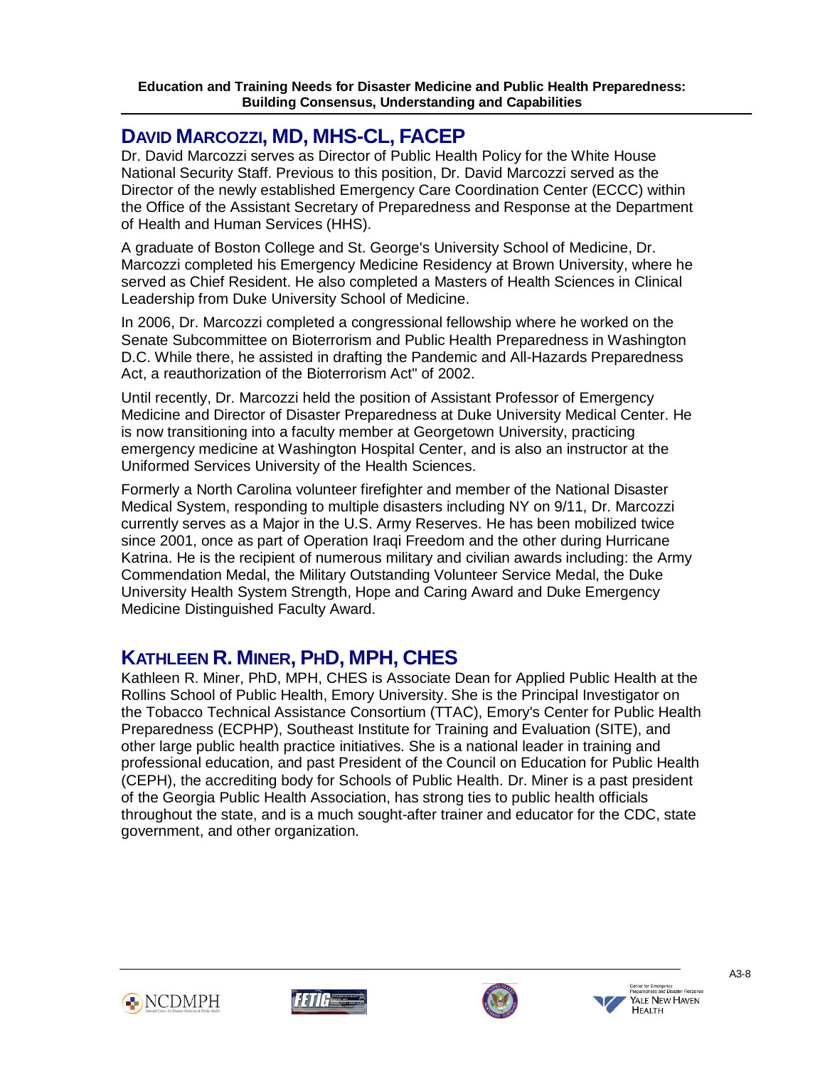## DAVID MARCOZZI, MD, MHS-CL, FACEP

Dr. David Marcozzi serves as Director of Public Health Policy for the White House National Security Staff. Previous to this position, Dr. David Marcozzi served as the Director of the newly established Emergency Care Coordination Center (ECCC) within the Office of the Assistant Secretary of Preparedness and Response at the Department of Health and Human Services (HHS).

A graduate of Boston College and St. George's University School of Medicine, Dr. Marcozzi completed his Emergency Medicine Residency at Brown University, where he served as Chief Resident. He also completed a Masters of Health Sciences in Clinical Leadership from Duke University School of Medicine.

In 2006, Dr. Marcozzi completed a congressional fellowship where he worked on the Senate Subcommittee on Bioterrorism and Public Health Preparedness in Washington D.C. While there, he assisted in drafting the Pandemic and All-Hazards Preparedness Act, a reauthorization of the Bioterrorism Act" of 2002.

Until recently, Dr. Marcozzi held the position of Assistant Professor of Emergency Medicine and Director of Disaster Preparedness at Duke University Medical Center. He is now transitioning into a faculty member at Georgetown University, practicing emergency medicine at Washington Hospital Center, and is also an instructor at the Uniformed Services University of the Health Sciences.

Formerly a North Carolina volunteer firefighter and member of the National Disaster Medical System, responding to multiple disasters including NY on 9/11, Dr. Marcozzi currently serves as a Major in the U.S. Army Reserves. He has been mobilized twice since 2001, once as part of Operation Iraqi Freedom and the other during Hurricane Katrina. He is the recipient of numerous military and civilian awards including: the Army Commendation Medal, the Military Outstanding Volunteer Service Medal, the Duke University Health System Strength, Hope and Caring Award and Duke Emergency Medicine Distinguished Faculty Award.

## KATHLEEN R. MINER, PHD, MPH, CHES

Kathleen R. Miner, PhD, MPH, CHES is Associate Dean for Applied Public Health at the Rollins School of Public Health, Emory University. She is the Principal Investigator on the Tobacco Technical Assistance Consortium (TTAC), Emory's Center for Public Health Preparedness (ECPHP), Southeast Institute for Training and Evaluation (SITE), and other large public health practice initiatives. She is a national leader in training and professional education, and past President of the Council on Education for Public Health (CEPH), the accrediting body for Schools of Public Health. Dr. Miner is a past president of the Georgia Public Health Association, has strong ties to public health officials throughout the state, and is a much sought-after trainer and educator for the CDC, state government, and other organization.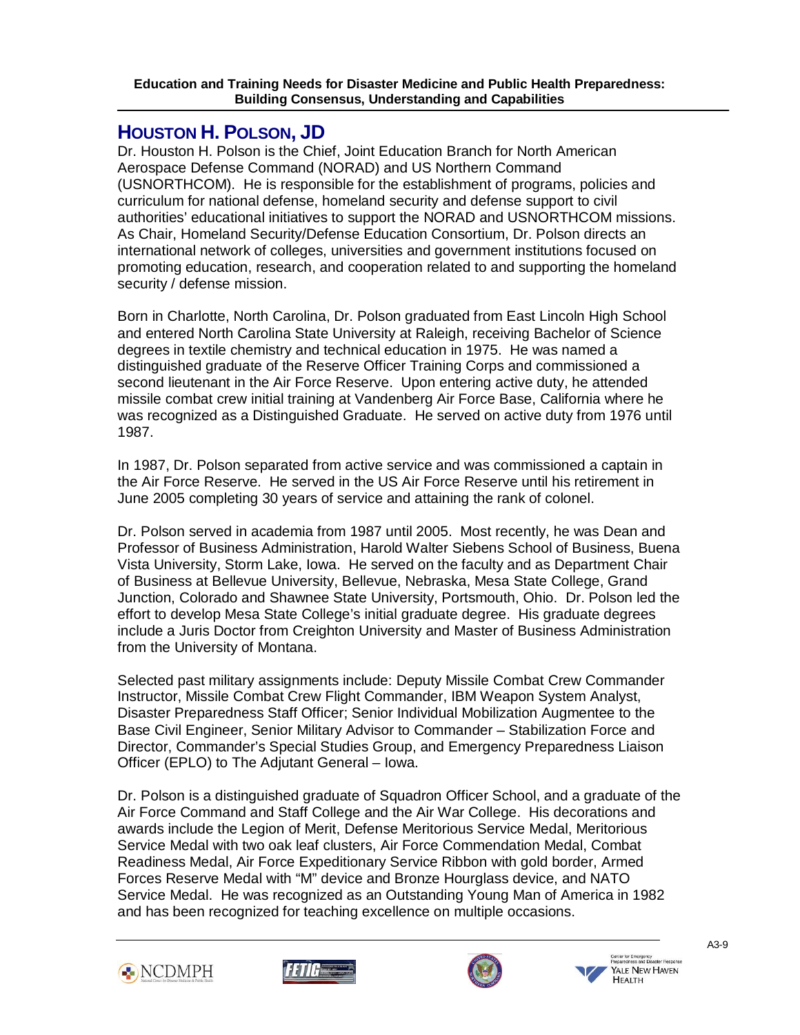## HOUSTON H. POLSON, JD

Dr. Houston H. Polson is the Chief, Joint Education Branch for North American Aerospace Defense Command (NORAD) and US Northern Command (USNORTHCOM). He is responsible for the establishment of programs, policies and curriculum for national defense, homeland security and defense support to civil authorities' educational initiatives to support the NORAD and USNORTHCOM missions. As Chair, Homeland Security/Defense Education Consortium, Dr. Polson directs an international network of colleges, universities and government institutions focused on promoting education, research, and cooperation related to and supporting the homeland security / defense mission.

Born in Charlotte, North Carolina, Dr. Polson graduated from East Lincoln High School and entered North Carolina State University at Raleigh, receiving Bachelor of Science degrees in textile chemistry and technical education in 1975. He was named a distinguished graduate of the Reserve Officer Training Corps and commissioned a second lieutenant in the Air Force Reserve. Upon entering active duty, he attended missile combat crew initial training at Vandenberg Air Force Base, California where he was recognized as a Distinguished Graduate. He served on active duty from 1976 until 1987.

In 1987, Dr. Polson separated from active service and was commissioned a captain in the Air Force Reserve. He served in the US Air Force Reserve until his retirement in June 2005 completing 30 years of service and attaining the rank of colonel.

Dr. Polson served in academia from 1987 until 2005. Most recently, he was Dean and Professor of Business Administration, Harold Walter Siebens School of Business, Buena Vista University, Storm Lake, Iowa. He served on the faculty and as Department Chair of Business at Bellevue University, Bellevue, Nebraska, Mesa State College, Grand Junction, Colorado and Shawnee State University, Portsmouth, Ohio. Dr. Polson led the effort to develop Mesa State College's initial graduate degree. His graduate degrees include a Juris Doctor from Creighton University and Master of Business Administration from the University of Montana.

Selected past military assignments include: Deputy Missile Combat Crew Commander Instructor, Missile Combat Crew Flight Commander, IBM Weapon System Analyst, Disaster Preparedness Staff Officer; Senior Individual Mobilization Augmentee to the Base Civil Engineer, Senior Military Advisor to Commander – Stabilization Force and Director, Commander's Special Studies Group, and Emergency Preparedness Liaison Officer (EPLO) to The Adjutant General – Iowa.

Dr. Polson is a distinguished graduate of Squadron Officer School, and a graduate of the Air Force Command and Staff College and the Air War College. His decorations and awards include the Legion of Merit, Defense Meritorious Service Medal, Meritorious Service Medal with two oak leaf clusters, Air Force Commendation Medal, Combat Readiness Medal, Air Force Expeditionary Service Ribbon with gold border, Armed Forces Reserve Medal with "M" device and Bronze Hourglass device, and NATO Service Medal. He was recognized as an Outstanding Young Man of America in 1982 and has been recognized for teaching excellence on multiple occasions.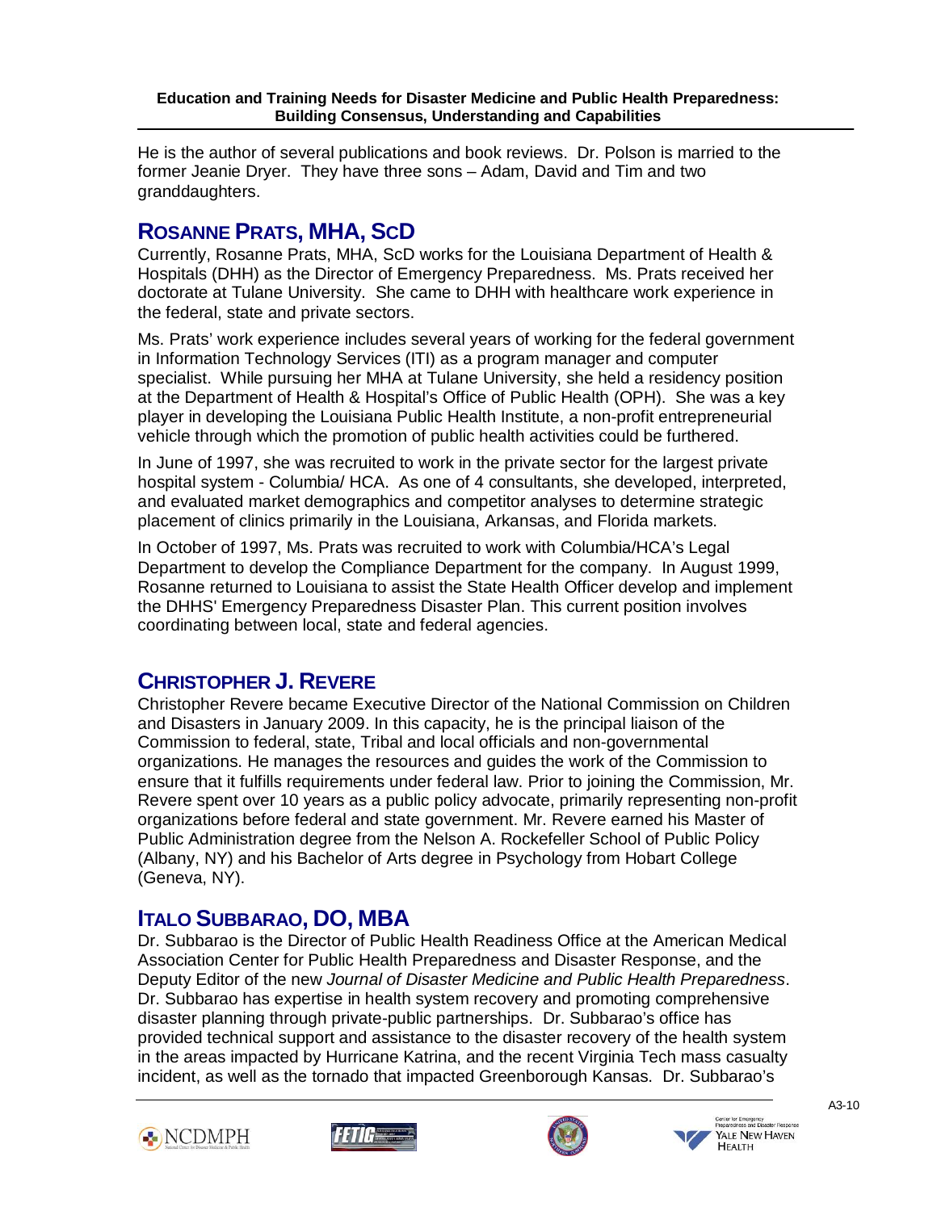He is the author of several publications and book reviews. Dr. Polson is married to the former Jeanie Dryer. They have three sons – Adam, David and Tim and two granddaughters.

## Rosanne Prats, MHA, ScD

Currently, Rosanne Prats, MHA, ScD works for the Louisiana Department of Health & Hospitals (DHH) as the Director of Emergency Preparedness. Ms. Prats received her doctorate at Tulane University. She came to DHH with healthcare work experience in the federal, state and private sectors.

Ms. Prats' work experience includes several years of working for the federal government in Information Technology Services (ITI) as a program manager and computer specialist. While pursuing her MHA at Tulane University, she held a residency position at the Department of Health & Hospital's Office of Public Health (OPH). She was a key player in developing the Louisiana Public Health Institute, a non-profit entrepreneurial vehicle through which the promotion of public health activities could be furthered.

In June of 1997, she was recruited to work in the private sector for the largest private hospital system - Columbia/ HCA. As one of 4 consultants, she developed, interpreted, and evaluated market demographics and competitor analyses to determine strategic placement of clinics primarily in the Louisiana, Arkansas, and Florida markets.

In October of 1997, Ms. Prats was recruited to work with Columbia/HCA's Legal Department to develop the Compliance Department for the company. In August 1999, Rosanne returned to Louisiana to assist the State Health Officer develop and implement the DHHS' Emergency Preparedness Disaster Plan. This current position involves coordinating between local, state and federal agencies.

## Christopher J. Revere

Christopher Revere became Executive Director of the National Commission on Children and Disasters in January 2009. In this capacity, he is the principal liaison of the Commission to federal, state, Tribal and local officials and non-governmental organizations. He manages the resources and guides the work of the Commission to ensure that it fulfills requirements under federal law. Prior to joining the Commission, Mr. Revere spent over 10 years as a public policy advocate, primarily representing non-profit organizations before federal and state government. Mr. Revere earned his Master of Public Administration degree from the Nelson A. Rockefeller School of Public Policy (Albany, NY) and his Bachelor of Arts degree in Psychology from Hobart College (Geneva, NY).

## Italo Subbarao, DO, MBA

Dr. Subbarao is the Director of Public Health Readiness Office at the American Medical Association Center for Public Health Preparedness and Disaster Response, and the Deputy Editor of the new *Journal of Disaster Medicine and Public Health Preparedness*. Dr. Subbarao has expertise in health system recovery and promoting comprehensive disaster planning through private-public partnerships. Dr. Subbarao's office has provided technical support and assistance to the disaster recovery of the health system in the areas impacted by Hurricane Katrina, and the recent Virginia Tech mass casualty incident, as well as the tornado that impacted Greenborough Kansas. Dr. Subbarao's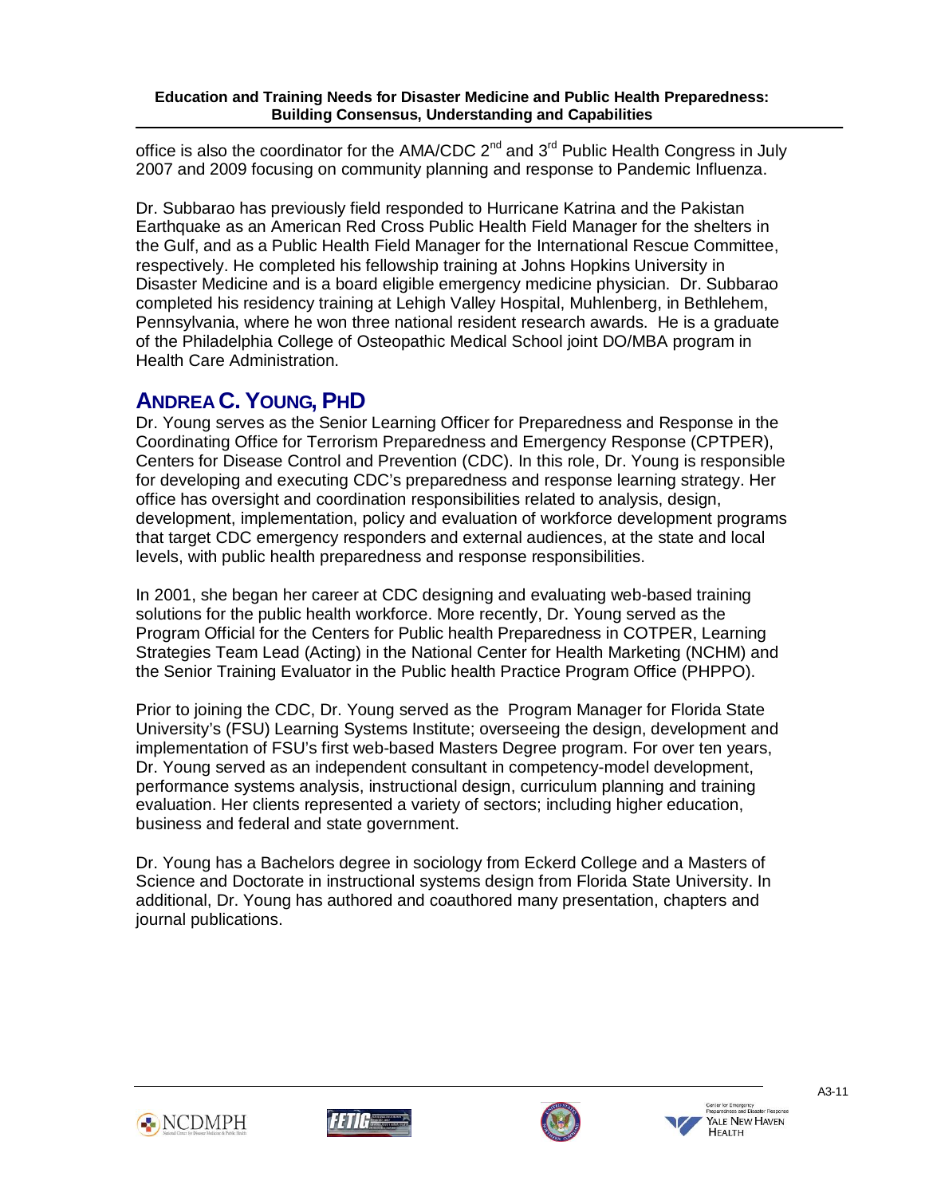office is also the coordinator for the AMA/CDC 2nd and 3rd Public Health Congress in July 2007 and 2009 focusing on community planning and response to Pandemic Influenza.

Dr. Subbarao has previously field responded to Hurricane Katrina and the Pakistan Earthquake as an American Red Cross Public Health Field Manager for the shelters in the Gulf, and as a Public Health Field Manager for the International Rescue Committee, respectively. He completed his fellowship training at Johns Hopkins University in Disaster Medicine and is a board eligible emergency medicine physician. Dr. Subbarao completed his residency training at Lehigh Valley Hospital, Muhlenberg, in Bethlehem, Pennsylvania, where he won three national resident research awards. He is a graduate of the Philadelphia College of Osteopathic Medical School joint DO/MBA program in Health Care Administration.

## ANDREA C. YOUNG, PHD

Dr. Young serves as the Senior Learning Officer for Preparedness and Response in the Coordinating Office for Terrorism Preparedness and Emergency Response (CPTPER), Centers for Disease Control and Prevention (CDC). In this role, Dr. Young is responsible for developing and executing CDC's preparedness and response learning strategy. Her office has oversight and coordination responsibilities related to analysis, design, development, implementation, policy and evaluation of workforce development programs that target CDC emergency responders and external audiences, at the state and local levels, with public health preparedness and response responsibilities.

In 2001, she began her career at CDC designing and evaluating web-based training solutions for the public health workforce. More recently, Dr. Young served as the Program Official for the Centers for Public health Preparedness in COTPER, Learning Strategies Team Lead (Acting) in the National Center for Health Marketing (NCHM) and the Senior Training Evaluator in the Public health Practice Program Office (PHPPO).

Prior to joining the CDC, Dr. Young served as the Program Manager for Florida State University's (FSU) Learning Systems Institute; overseeing the design, development and implementation of FSU's first web-based Masters Degree program. For over ten years, Dr. Young served as an independent consultant in competency-model development, performance systems analysis, instructional design, curriculum planning and training evaluation. Her clients represented a variety of sectors; including higher education, business and federal and state government.

Dr. Young has a Bachelors degree in sociology from Eckerd College and a Masters of Science and Doctorate in instructional systems design from Florida State University. In additional, Dr. Young has authored and coauthored many presentation, chapters and journal publications.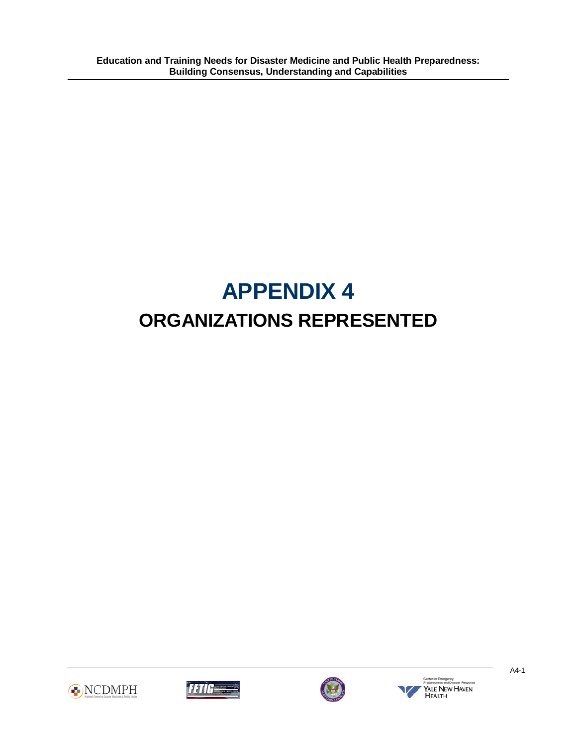# APPENDIX 4

## ORGANIZATIONS REPRESENTED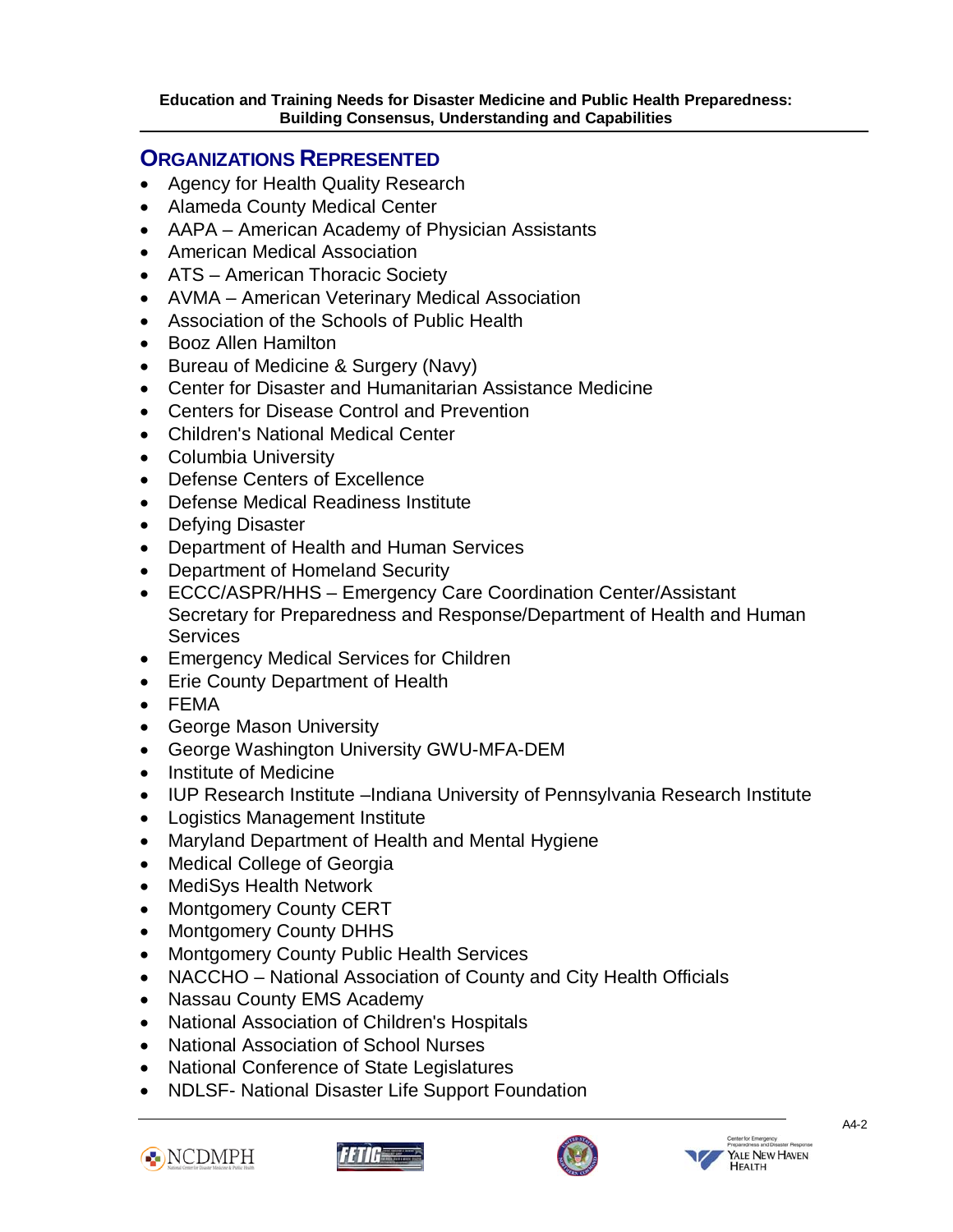## Organizations Represented

- Agency for Health Quality Research
- Alameda County Medical Center
- AAPA – American Academy of Physician Assistants
- American Medical Association
- ATS – American Thoracic Society
- AVMA – American Veterinary Medical Association
- Association of the Schools of Public Health
- Booz Allen Hamilton
- Bureau of Medicine & Surgery (Navy)
- Center for Disaster and Humanitarian Assistance Medicine
- Centers for Disease Control and Prevention
- Children's National Medical Center
- Columbia University
- Defense Centers of Excellence
- Defense Medical Readiness Institute
- Defying Disaster
- Department of Health and Human Services
- Department of Homeland Security
- ECCC/ASPR/HHS – Emergency Care Coordination Center/Assistant Secretary for Preparedness and Response/Department of Health and Human Services
- Emergency Medical Services for Children
- Erie County Department of Health
- FEMA
- George Mason University
- George Washington University GWU-MFA-DEM
- Institute of Medicine
- IUP Research Institute –Indiana University of Pennsylvania Research Institute
- Logistics Management Institute
- Maryland Department of Health and Mental Hygiene
- Medical College of Georgia
- MediSys Health Network
- Montgomery County CERT
- Montgomery County DHHS
- Montgomery County Public Health Services
- NACCHO – National Association of County and City Health Officials
- Nassau County EMS Academy
- National Association of Children's Hospitals
- National Association of School Nurses
- National Conference of State Legislatures
- NDLSF- National Disaster Life Support Foundation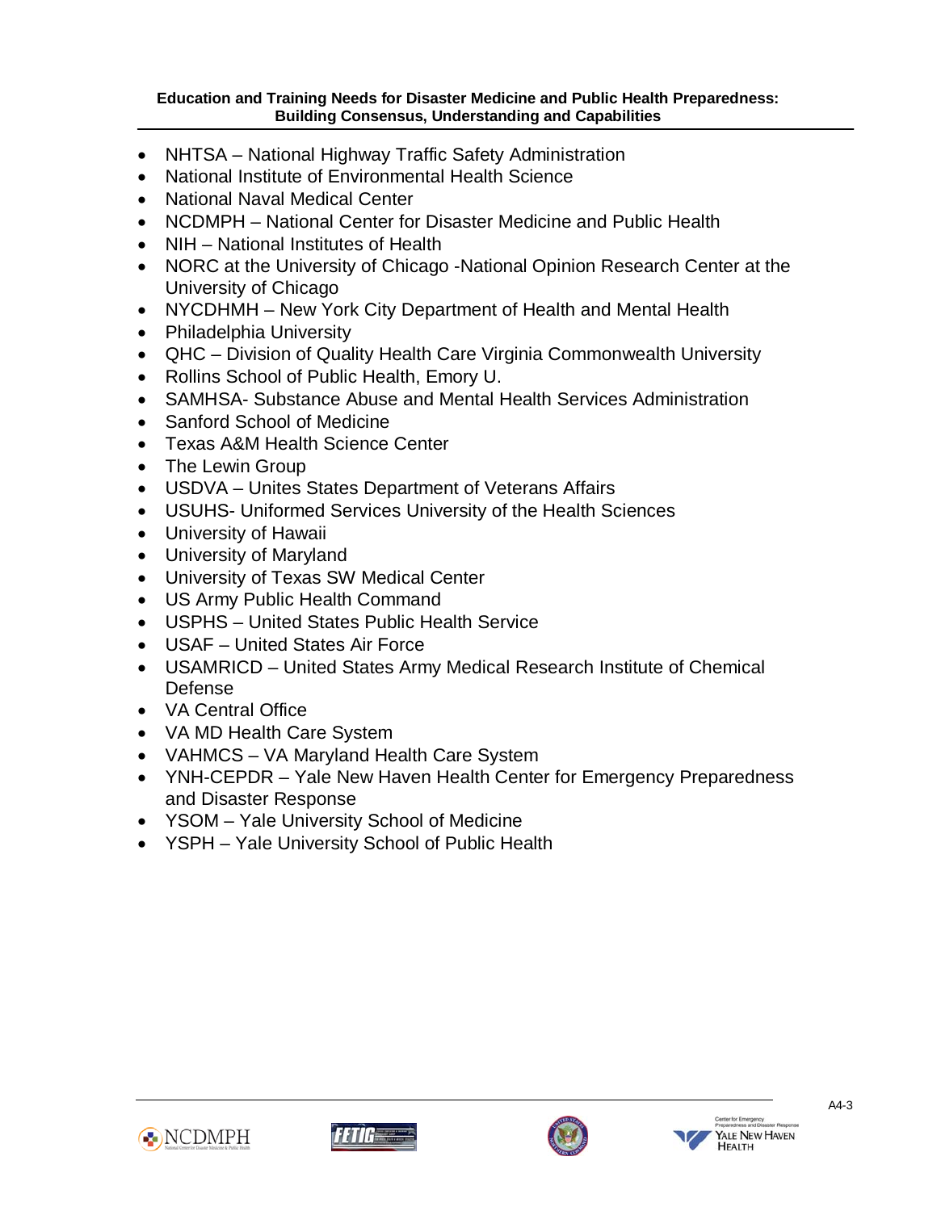- NHTSA – National Highway Traffic Safety Administration
- National Institute of Environmental Health Science
- National Naval Medical Center
- NCDMPH – National Center for Disaster Medicine and Public Health
- NIH – National Institutes of Health
- NORC at the University of Chicago -National Opinion Research Center at the University of Chicago
- NYCDHMH – New York City Department of Health and Mental Health
- Philadelphia University
- QHC – Division of Quality Health Care Virginia Commonwealth University
- Rollins School of Public Health, Emory U.
- SAMHSA- Substance Abuse and Mental Health Services Administration
- Sanford School of Medicine
- Texas A&M Health Science Center
- The Lewin Group
- USDVA – Unites States Department of Veterans Affairs
- USUHS- Uniformed Services University of the Health Sciences
- University of Hawaii
- University of Maryland
- University of Texas SW Medical Center
- US Army Public Health Command
- USPHS – United States Public Health Service
- USAF – United States Air Force
- USAMRICD – United States Army Medical Research Institute of Chemical Defense
- VA Central Office
- VA MD Health Care System
- VAHMCS – VA Maryland Health Care System
- YNH-CEPDR – Yale New Haven Health Center for Emergency Preparedness and Disaster Response
- YSOM – Yale University School of Medicine
- YSPH – Yale University School of Public Health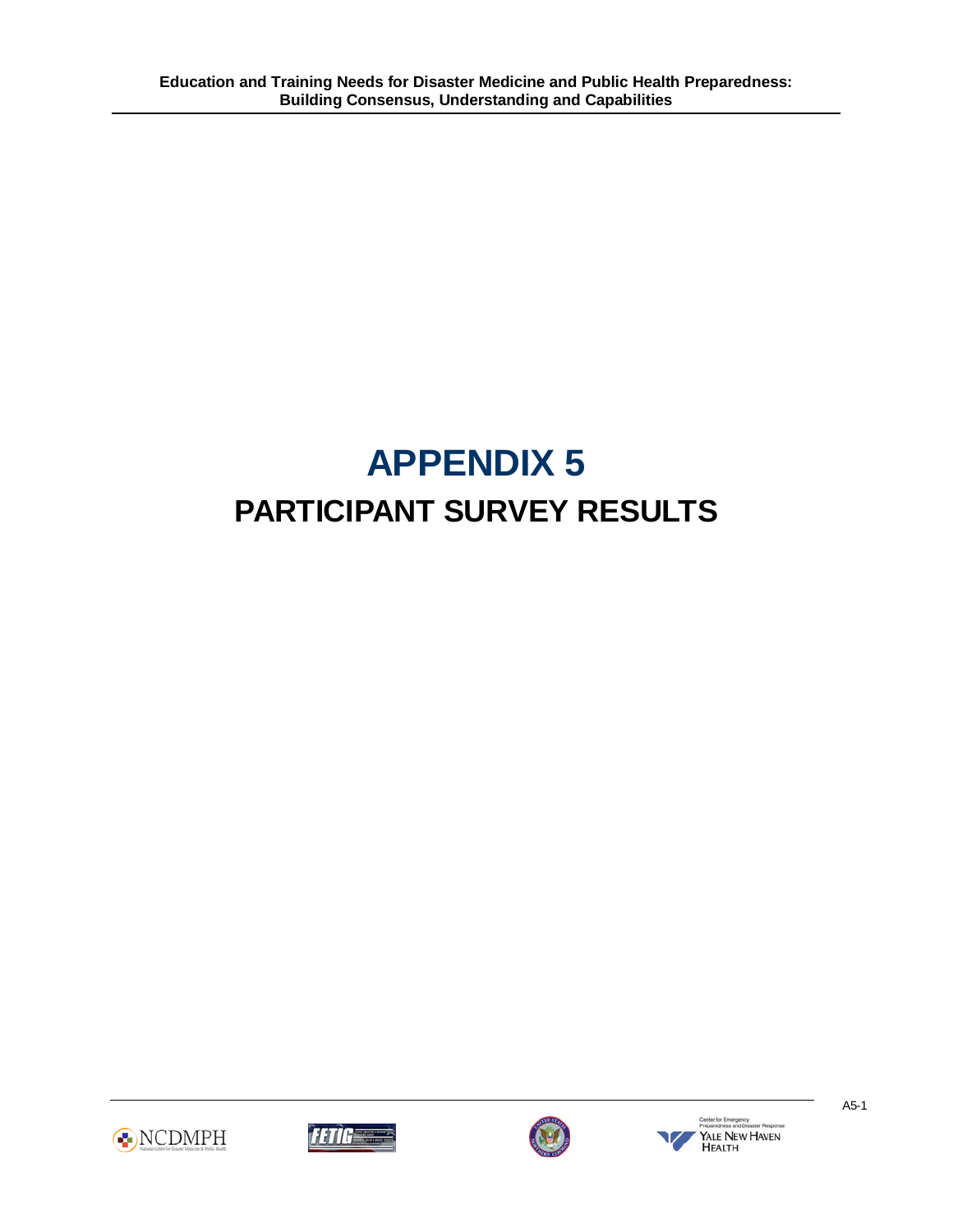# APPENDIX 5

## PARTICIPANT SURVEY RESULTS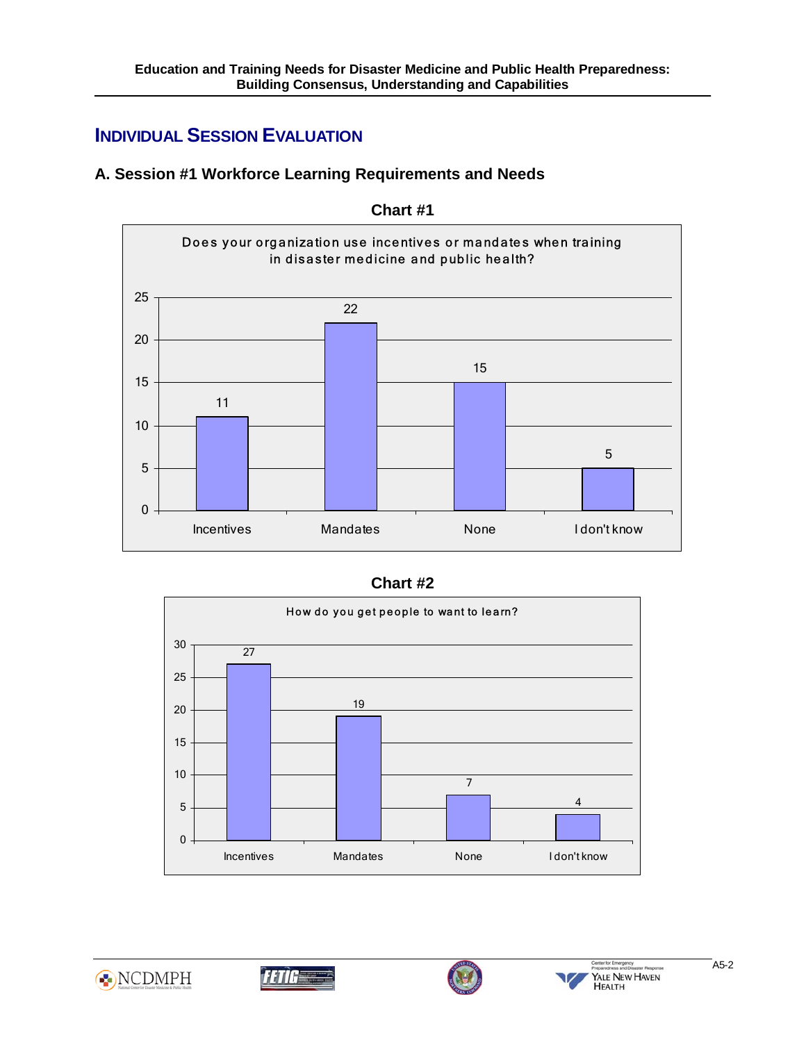## INDIVIDUAL SESSION EVALUATION

### A. Session #1 Workforce Learning Requirements and Needs

**Chart #1**

Does your organization use incentives or mandates when training in disaster medicine and public health?

| Response | Count |
|---|---|
| Incentives | 11 |
| Mandates | 22 |
| None | 15 |
| I don't know | 5 |

**Chart #2**

How do you get people to want to learn?

| Response | Count |
|---|---|
| Incentives | 27 |
| Mandates | 19 |
| None | 7 |
| I don't know | 4 |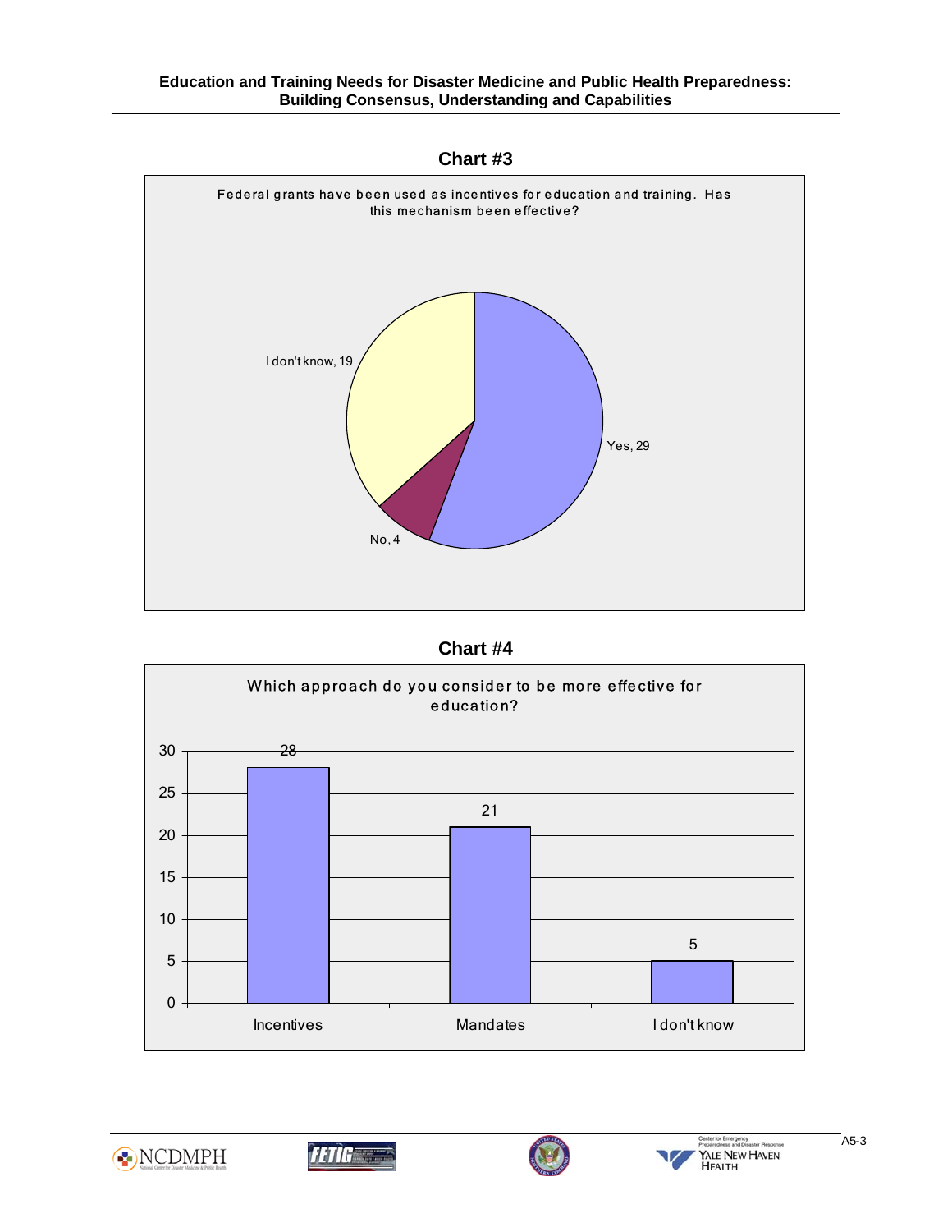## Chart #3

Federal grants have been used as incentives for education and training. Has this mechanism been effective?

| Response | Count |
|---|---|
| Yes | 29 |
| No | 4 |
| I don't know | 19 |

## Chart #4

Which approach do you consider to be more effective for education?

| Approach | Count |
|---|---|
| Incentives | 28 |
| Mandates | 21 |
| I don't know | 5 |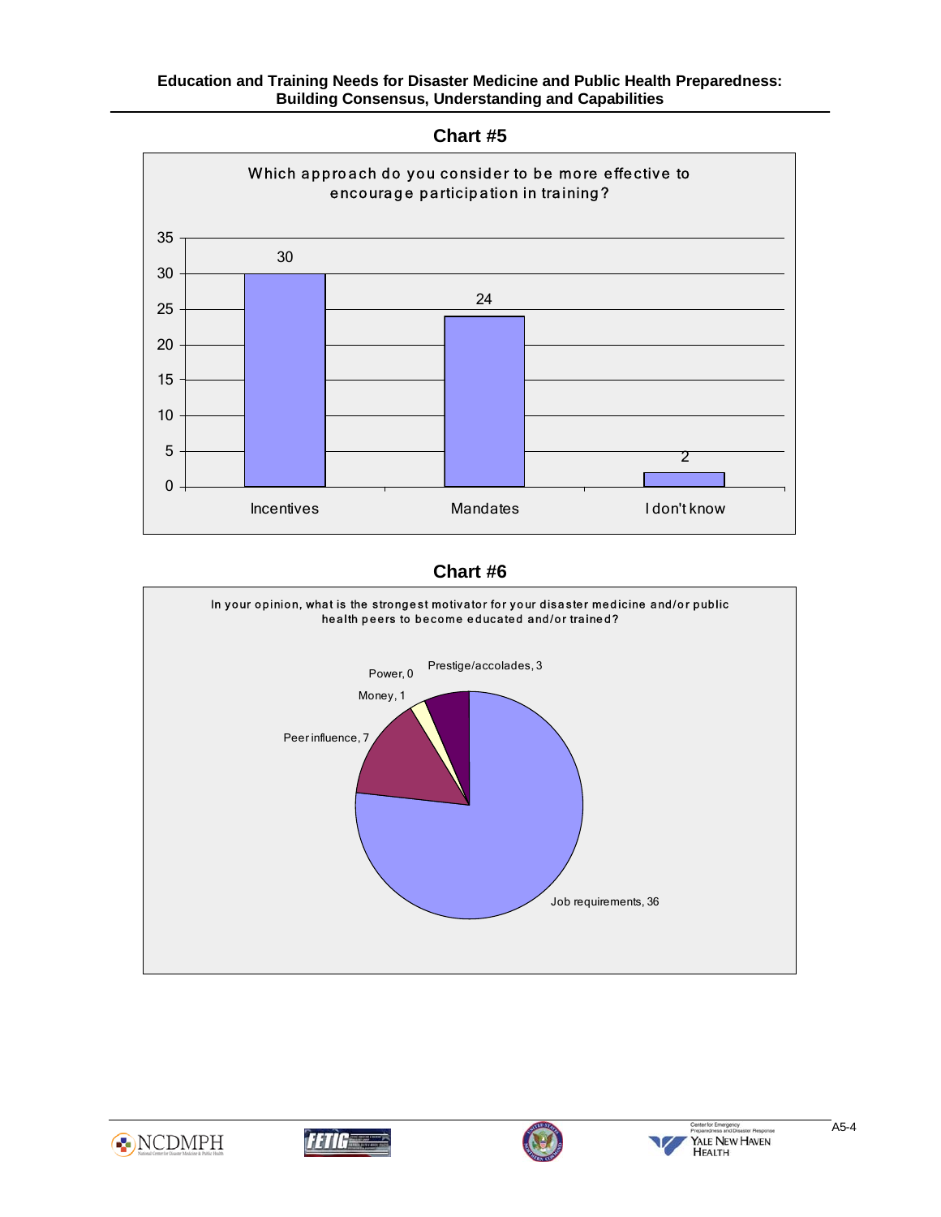## Chart #5

Which approach do you consider to be more effective to encourage participation in training?

| Response | Count |
|---|---|
| Incentives | 30 |
| Mandates | 24 |
| I don't know | 2 |

## Chart #6

In your opinion, what is the strongest motivator for your disaster medicine and/or public health peers to become educated and/or trained?

| Motivator | Count |
|---|---|
| Job requirements | 36 |
| Peer influence | 7 |
| Money | 1 |
| Power | 0 |
| Prestige/accolades | 3 |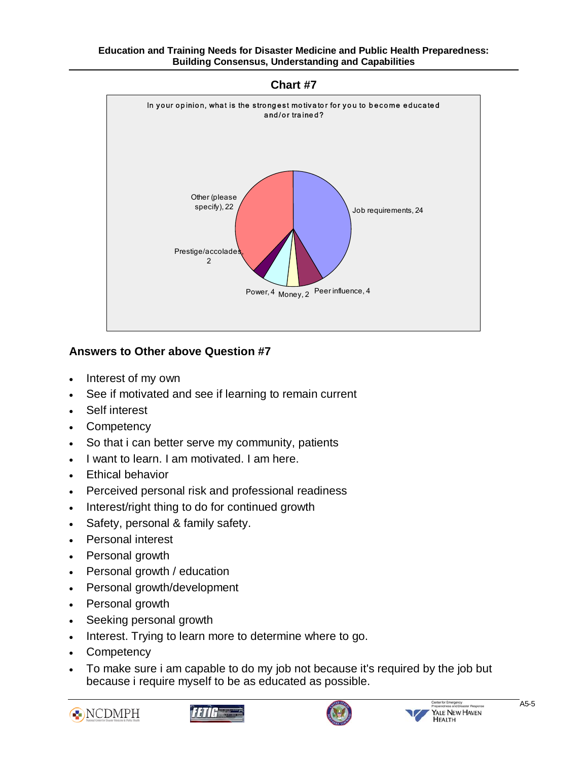## Chart #7

In your opinion, what is the strongest motivator for you to become educated and/or trained?

| Response | Count |
|---|---|
| Job requirements | 24 |
| Peer influence | 4 |
| Money | 2 |
| Power | 4 |
| Prestige/accolades | 2 |
| Other (please specify) | 22 |

### Answers to Other above Question #7

- Interest of my own
- See if motivated and see if learning to remain current
- Self interest
- Competency
- So that i can better serve my community, patients
- I want to learn. I am motivated. I am here.
- Ethical behavior
- Perceived personal risk and professional readiness
- Interest/right thing to do for continued growth
- Safety, personal & family safety.
- Personal interest
- Personal growth
- Personal growth / education
- Personal growth/development
- Personal growth
- Seeking personal growth
- Interest. Trying to learn more to determine where to go.
- Competency
- To make sure i am capable to do my job not because it's required by the job but because i require myself to be as educated as possible.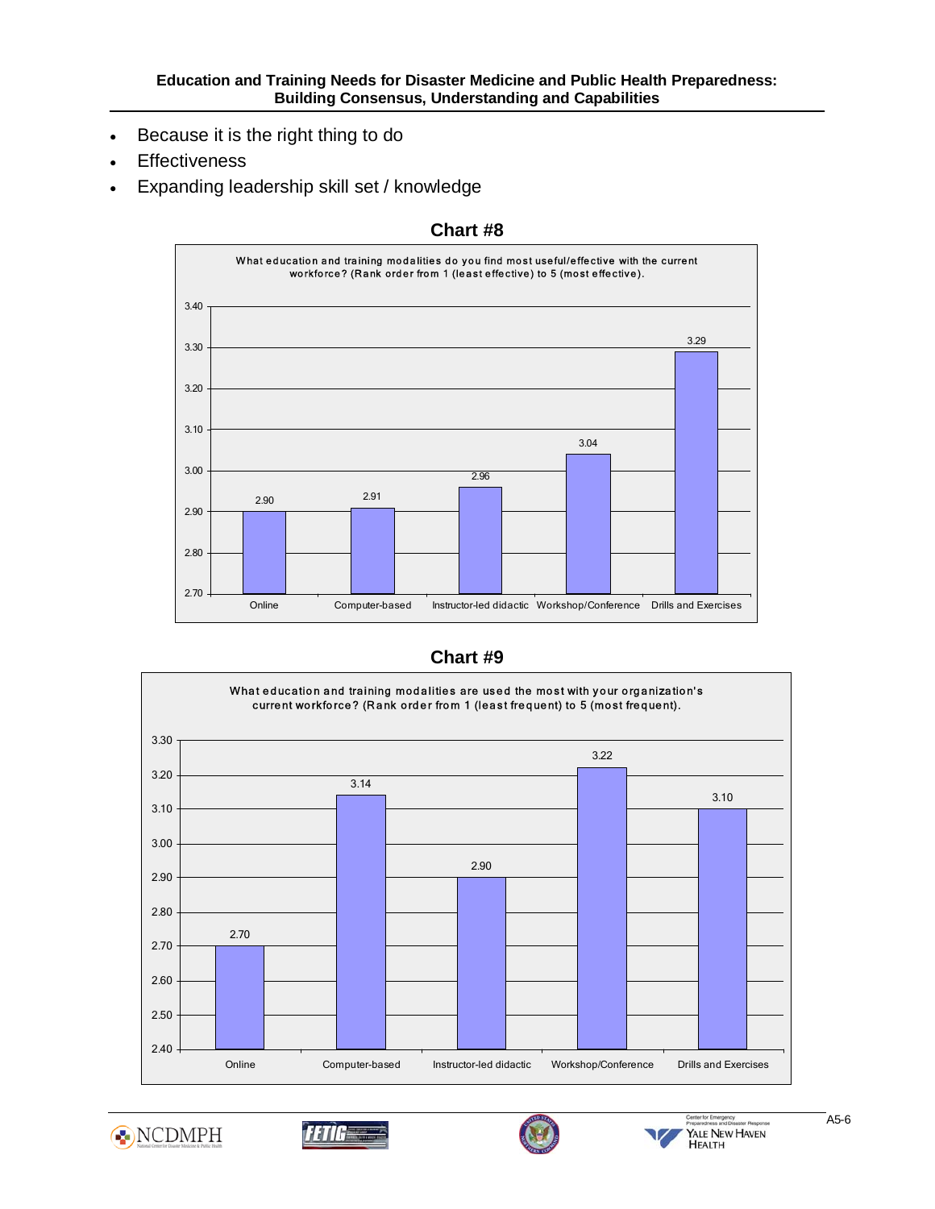- Because it is the right thing to do
- Effectiveness
- Expanding leadership skill set / knowledge

**Chart #8**

What education and training modalities do you find most useful/effective with the current workforce? (Rank order from 1 (least effective) to 5 (most effective).

| Modality | Score |
|---|---|
| Online | 2.90 |
| Computer-based | 2.91 |
| Instructor-led didactic | 2.96 |
| Workshop/Conference | 3.04 |
| Drills and Exercises | 3.29 |

**Chart #9**

What education and training modalities are used the most with your organization's current workforce? (Rank order from 1 (least frequent) to 5 (most frequent).

| Modality | Score |
|---|---|
| Online | 2.70 |
| Computer-based | 3.14 |
| Instructor-led didactic | 2.90 |
| Workshop/Conference | 3.22 |
| Drills and Exercises | 3.10 |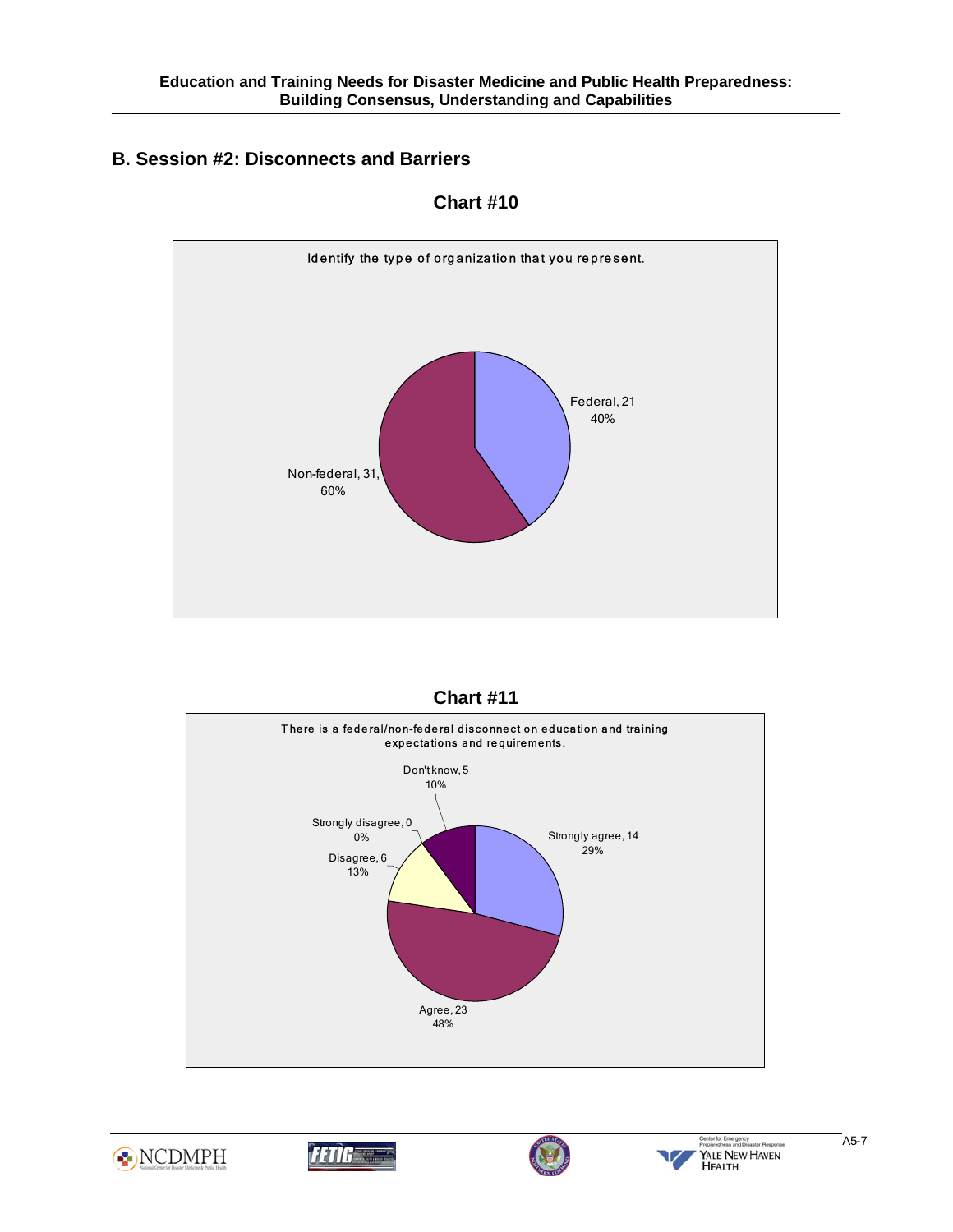## B. Session #2: Disconnects and Barriers

**Chart #10**

Identify the type of organization that you represent.

| Response | Count | Percent |
|---|---|---|
| Federal | 21 | 40% |
| Non-federal | 31 | 60% |

**Chart #11**

There is a federal/non-federal disconnect on education and training expectations and requirements.

| Response | Count | Percent |
|---|---|---|
| Strongly agree | 14 | 29% |
| Agree | 23 | 48% |
| Disagree | 6 | 13% |
| Strongly disagree | 0 | 0% |
| Don't know | 5 | 10% |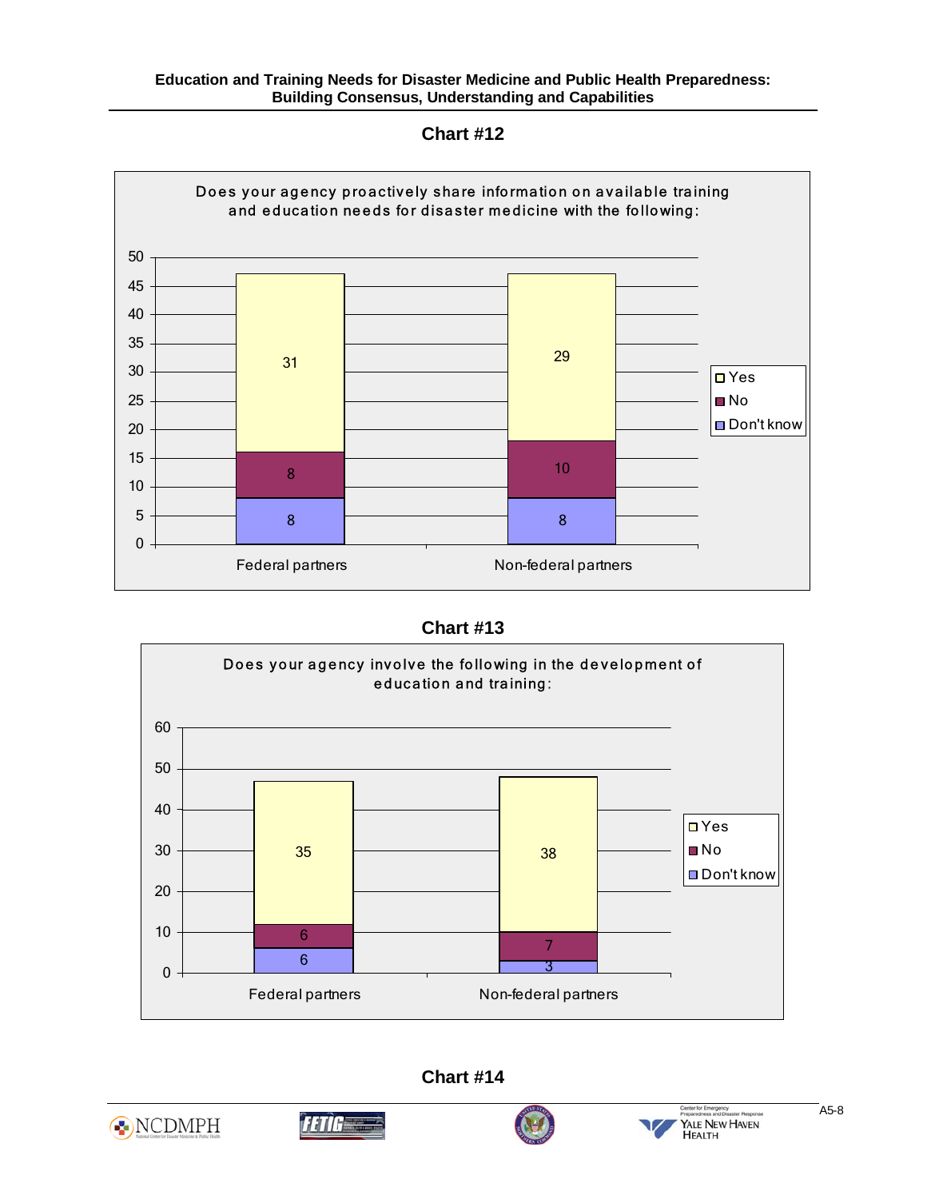## Chart #12

Does your agency proactively share information on available training and education needs for disaster medicine with the following:

| | Yes | No | Don't know |
|---|---|---|---|
| Federal partners | 31 | 8 | 8 |
| Non-federal partners | 29 | 10 | 8 |

## Chart #13

Does your agency involve the following in the development of education and training:

| | Yes | No | Don't know |
|---|---|---|---|
| Federal partners | 35 | 6 | 6 |
| Non-federal partners | 38 | 7 | 3 |

## Chart #14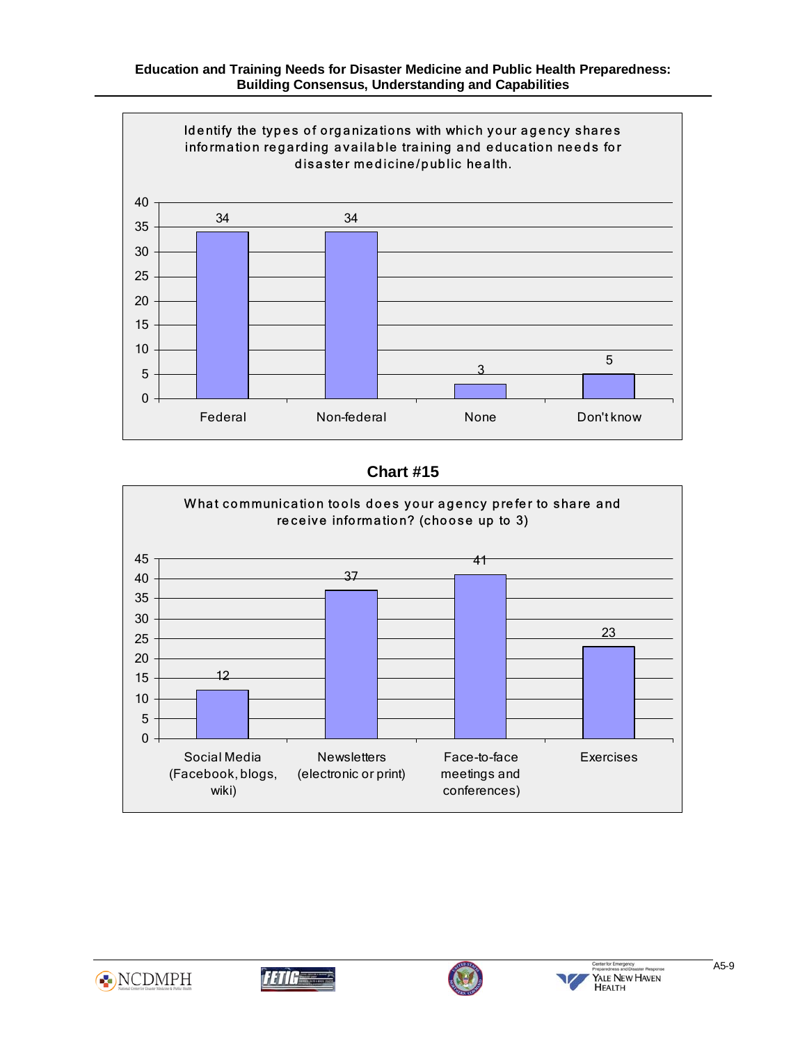Identify the types of organizations with which your agency shares information regarding available training and education needs for disaster medicine/public health.

| Category | Count |
|---|---|
| Federal | 34 |
| Non-federal | 34 |
| None | 3 |
| Don't know | 5 |

**Chart #15**

What communication tools does your agency prefer to share and receive information? (choose up to 3)

| Category | Count |
|---|---|
| Social Media (Facebook, blogs, wiki) | 12 |
| Newsletters (electronic or print) | 37 |
| Face-to-face meetings and conferences) | 41 |
| Exercises | 23 |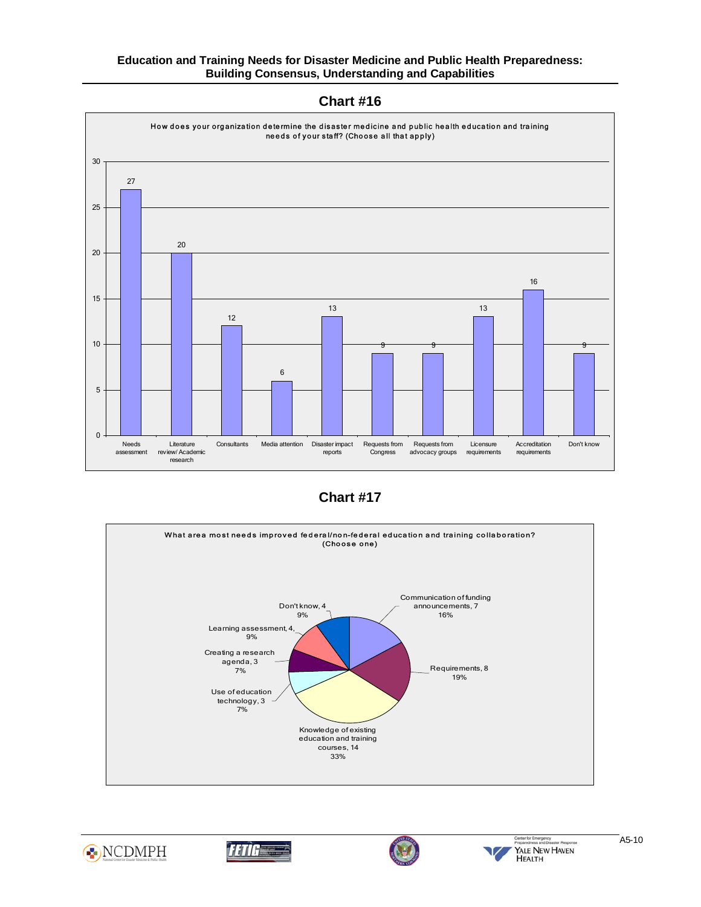## Chart #16

How does your organization determine the disaster medicine and public health education and training needs of your staff? (Choose all that apply)

| Response | Count |
|---|---|
| Needs assessment | 27 |
| Literature review/ Academic research | 20 |
| Consultants | 12 |
| Media attention | 6 |
| Disaster impact reports | 13 |
| Requests from Congress | 9 |
| Requests from advocacy groups | 9 |
| Licensure requirements | 13 |
| Accreditation requirements | 16 |
| Don't know | 9 |

## Chart #17

What area most needs improved federal/non-federal education and training collaboration? (Choose one)

| Response | Count | Percent |
|---|---|---|
| Communication of funding announcements | 7 | 16% |
| Requirements | 8 | 19% |
| Knowledge of existing education and training courses | 14 | 33% |
| Use of education technology | 3 | 7% |
| Creating a research agenda | 3 | 7% |
| Learning assessment | 4 | 9% |
| Don't know | 4 | 9% |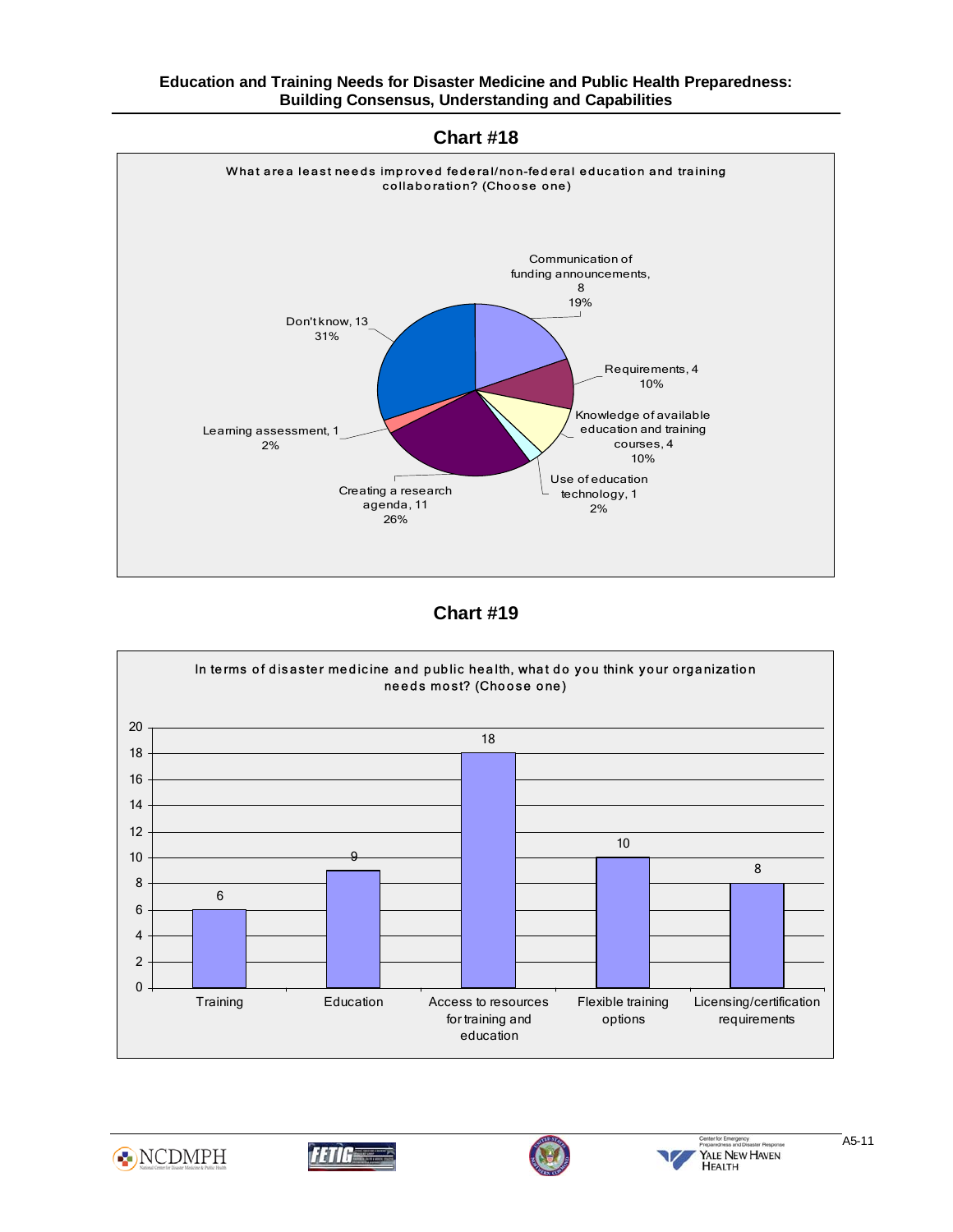## Chart #18

What area least needs improved federal/non-federal education and training collaboration? (Choose one)

| Response | Count | Percent |
|---|---|---|
| Communication of funding announcements | 8 | 19% |
| Requirements | 4 | 10% |
| Knowledge of available education and training courses | 4 | 10% |
| Use of education technology | 1 | 2% |
| Creating a research agenda | 11 | 26% |
| Learning assessment | 1 | 2% |
| Don't know | 13 | 31% |

## Chart #19

In terms of disaster medicine and public health, what do you think your organization needs most? (Choose one)

| Response | Count |
|---|---|
| Training | 6 |
| Education | 9 |
| Access to resources for training and education | 18 |
| Flexible training options | 10 |
| Licensing/certification requirements | 8 |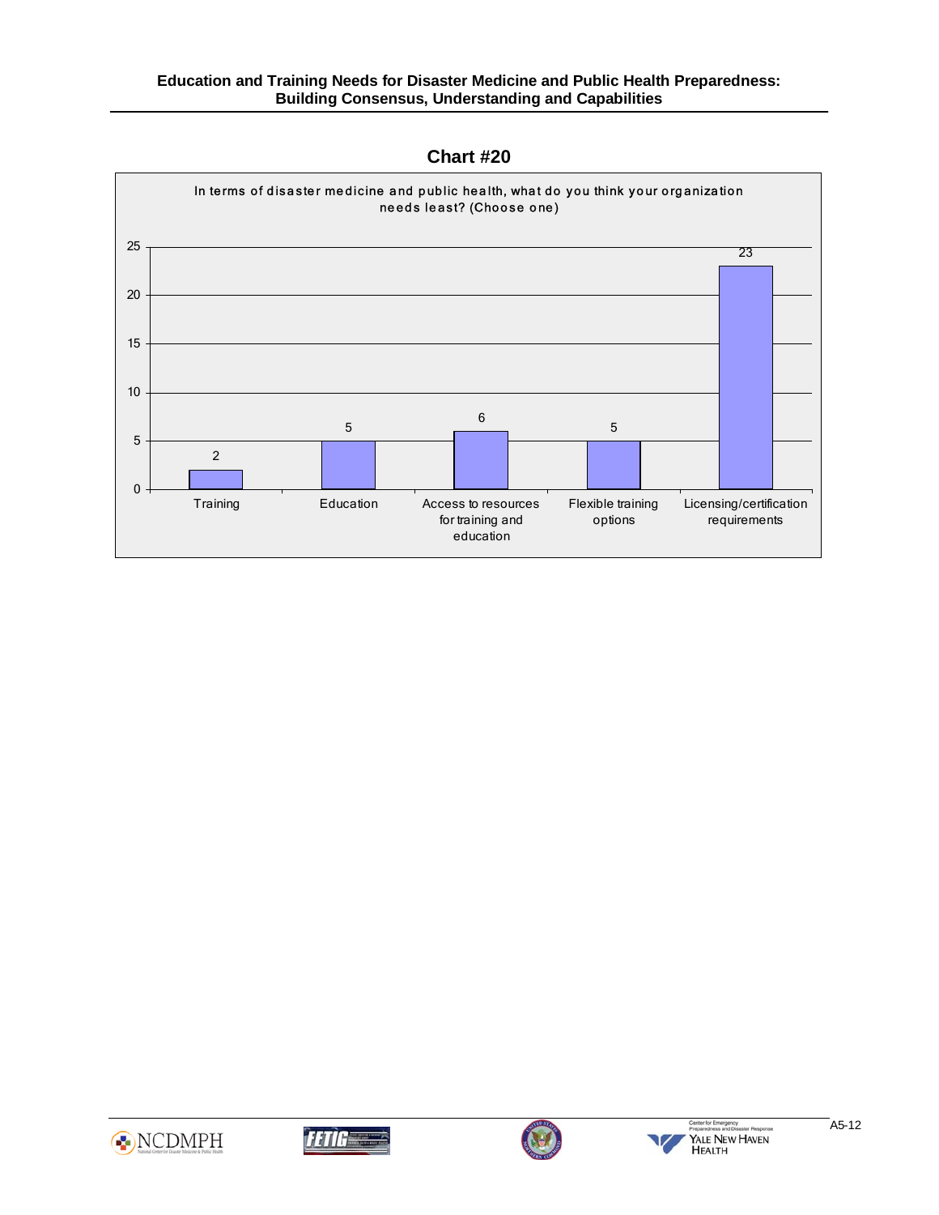## Chart #20

In terms of disaster medicine and public health, what do you think your organization needs least? (Choose one)

| Response | Count |
|---|---|
| Training | 2 |
| Education | 5 |
| Access to resources for training and education | 6 |
| Flexible training options | 5 |
| Licensing/certification requirements | 23 |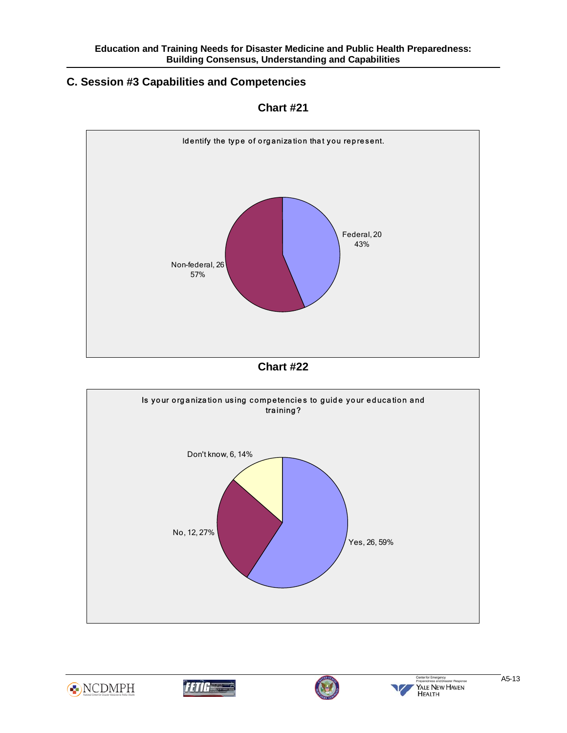## C. Session #3 Capabilities and Competencies

**Chart #21**

Identify the type of organization that you represent.

Federal, 20
43%

Non-federal, 26
57%

**Chart #22**

Is your organization using competencies to guide your education and training?

Don't know, 6, 14%

No, 12, 27%

Yes, 26, 59%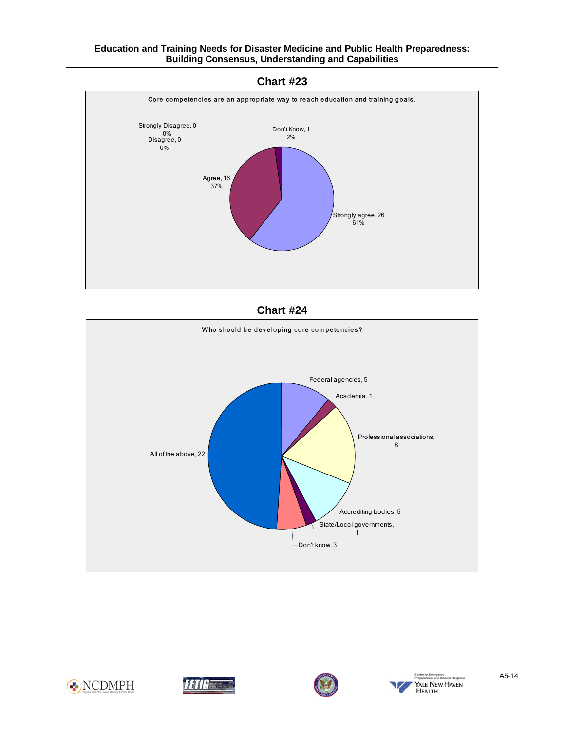## Chart #23

Core competencies are an appropriate way to reach education and training goals.

| Response | Count | Percent |
|---|---|---|
| Strongly agree | 26 | 61% |
| Agree | 16 | 37% |
| Disagree | 0 | 0% |
| Strongly Disagree | 0 | 0% |
| Don't Know | 1 | 2% |

## Chart #24

Who should be developing core competencies?

| Response | Count |
|---|---|
| Federal agencies | 5 |
| Academia | 1 |
| Professional associations | 8 |
| Accrediting bodies | 5 |
| State/Local governments | 1 |
| Don't know | 3 |
| All of the above | 22 |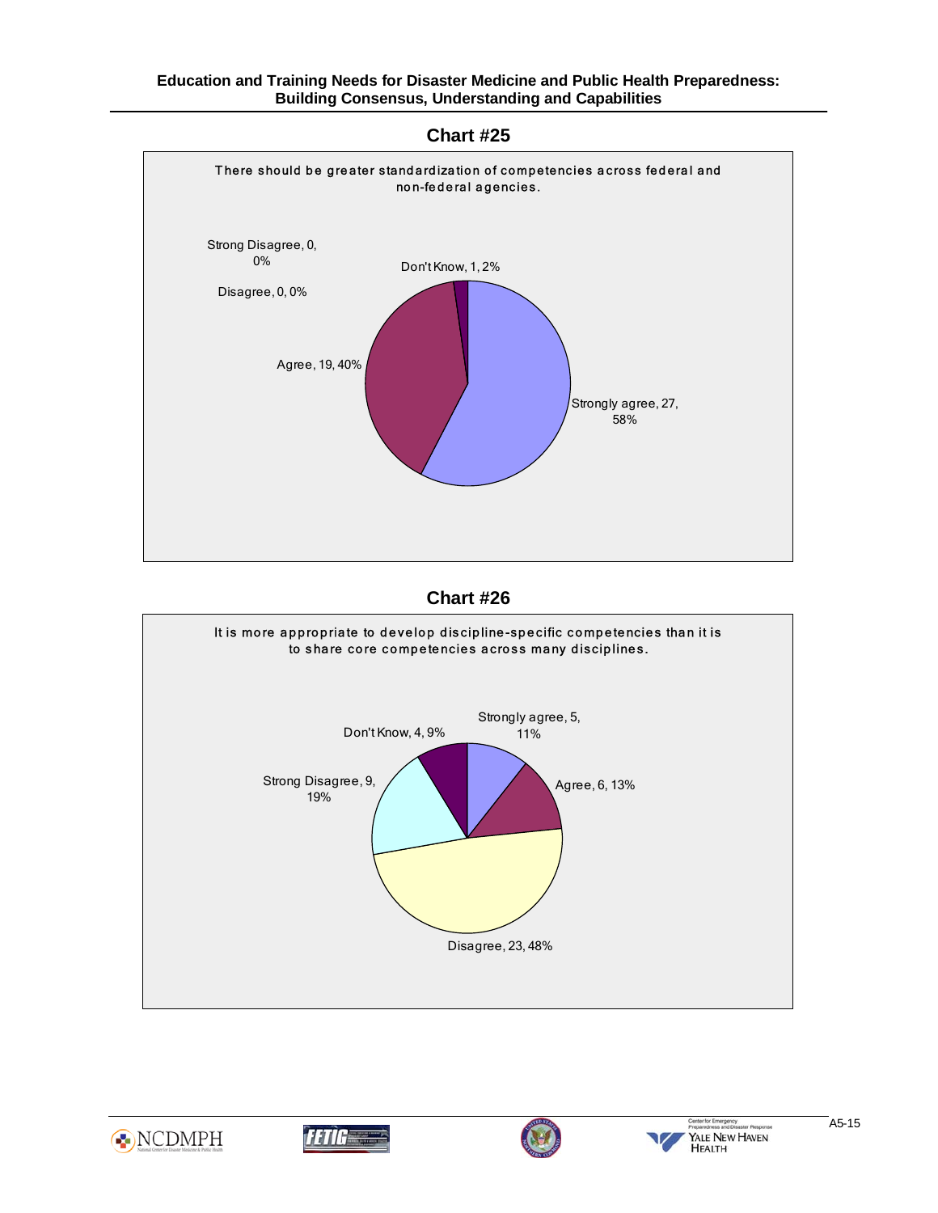## Chart #25

There should be greater standardization of competencies across federal and non-federal agencies.

| Response | Count | Percent |
|---|---|---|
| Strongly agree | 27 | 58% |
| Agree | 19 | 40% |
| Disagree | 0 | 0% |
| Strong Disagree | 0 | 0% |
| Don't Know | 1 | 2% |

## Chart #26

It is more appropriate to develop discipline-specific competencies than it is to share core competencies across many disciplines.

| Response | Count | Percent |
|---|---|---|
| Strongly agree | 5 | 11% |
| Agree | 6 | 13% |
| Disagree | 23 | 48% |
| Strong Disagree | 9 | 19% |
| Don't Know | 4 | 9% |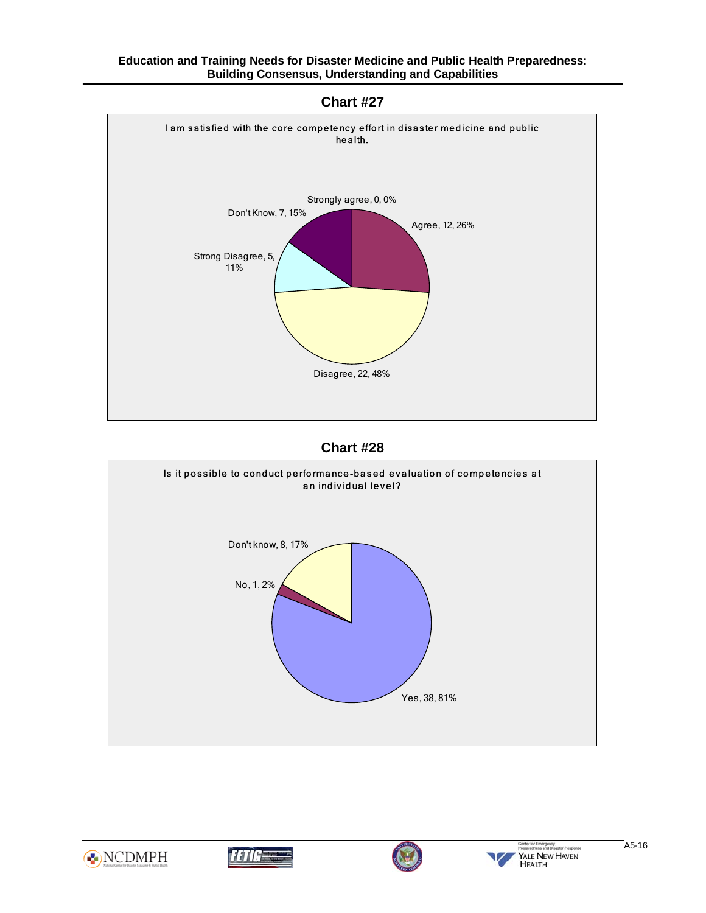## Chart #27

I am satisfied with the core competency effort in disaster medicine and public health.

Strongly agree, 0, 0%

Agree, 12, 26%

Disagree, 22, 48%

Strong Disagree, 5, 11%

Don't Know, 7, 15%

## Chart #28

Is it possible to conduct performance-based evaluation of competencies at an individual level?

Yes, 38, 81%

No, 1, 2%

Don't know, 8, 17%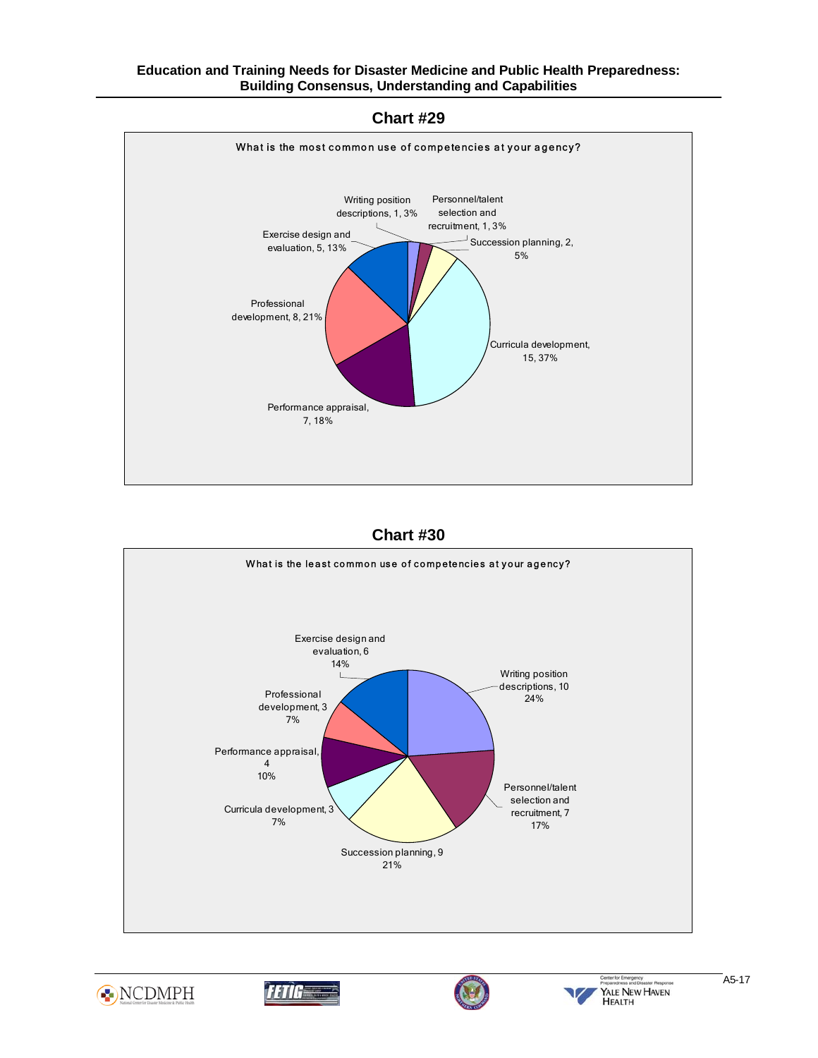## Chart #29

What is the most common use of competencies at your agency?

| Category | Count | Percent |
|---|---|---|
| Writing position descriptions | 1 | 3% |
| Personnel/talent selection and recruitment | 1 | 3% |
| Succession planning | 2 | 5% |
| Curricula development | 15 | 37% |
| Performance appraisal | 7 | 18% |
| Professional development | 8 | 21% |
| Exercise design and evaluation | 5 | 13% |

## Chart #30

What is the least common use of competencies at your agency?

| Category | Count | Percent |
|---|---|---|
| Writing position descriptions | 10 | 24% |
| Personnel/talent selection and recruitment | 7 | 17% |
| Succession planning | 9 | 21% |
| Curricula development | 3 | 7% |
| Performance appraisal | 4 | 10% |
| Professional development | 3 | 7% |
| Exercise design and evaluation | 6 | 14% |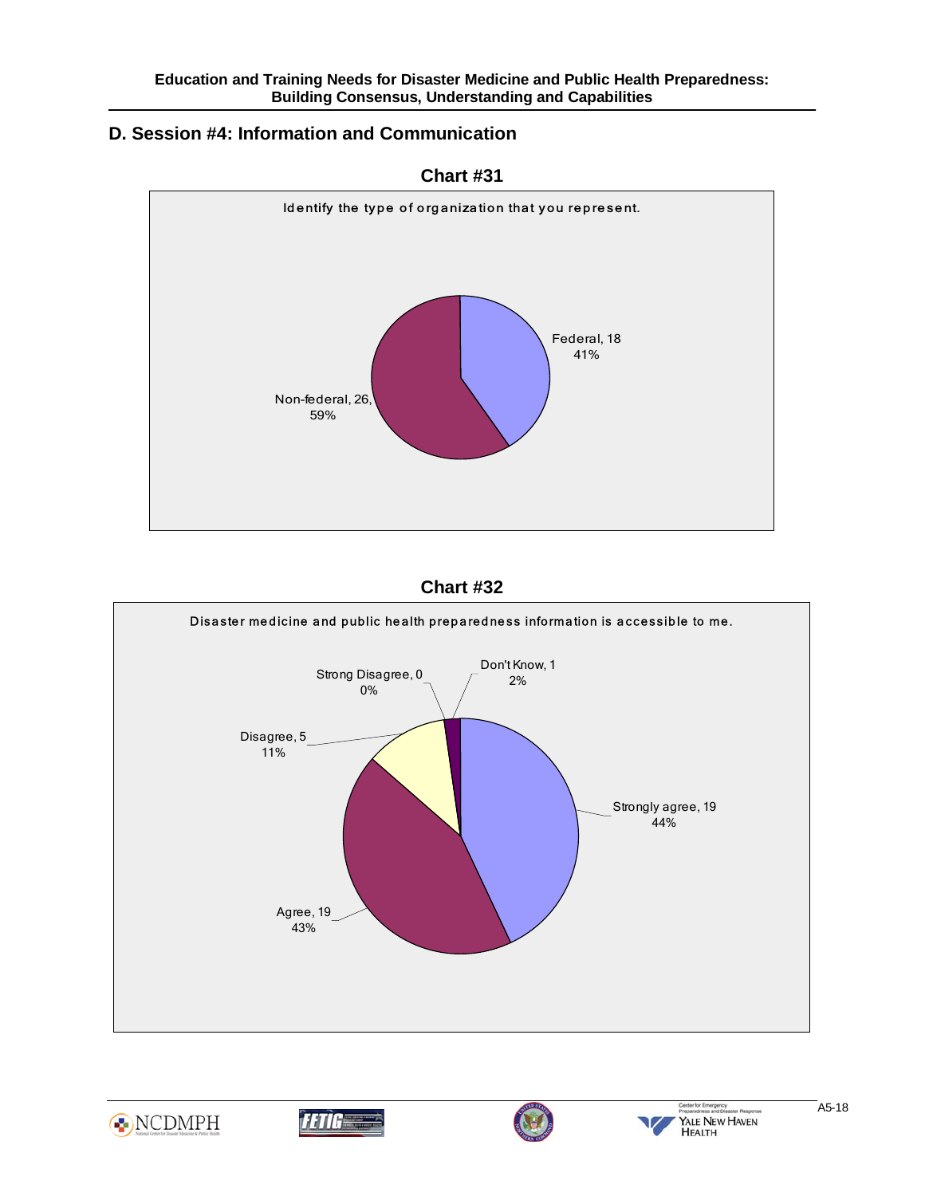## D. Session #4: Information and Communication

**Chart #31**

Identify the type of organization that you represent.

Federal, 18
41%

Non-federal, 26,
59%

**Chart #32**

Disaster medicine and public health preparedness information is accessible to me.

Strong Disagree, 0
0%

Don't Know, 1
2%

Disagree, 5
11%

Strongly agree, 19
44%

Agree, 19
43%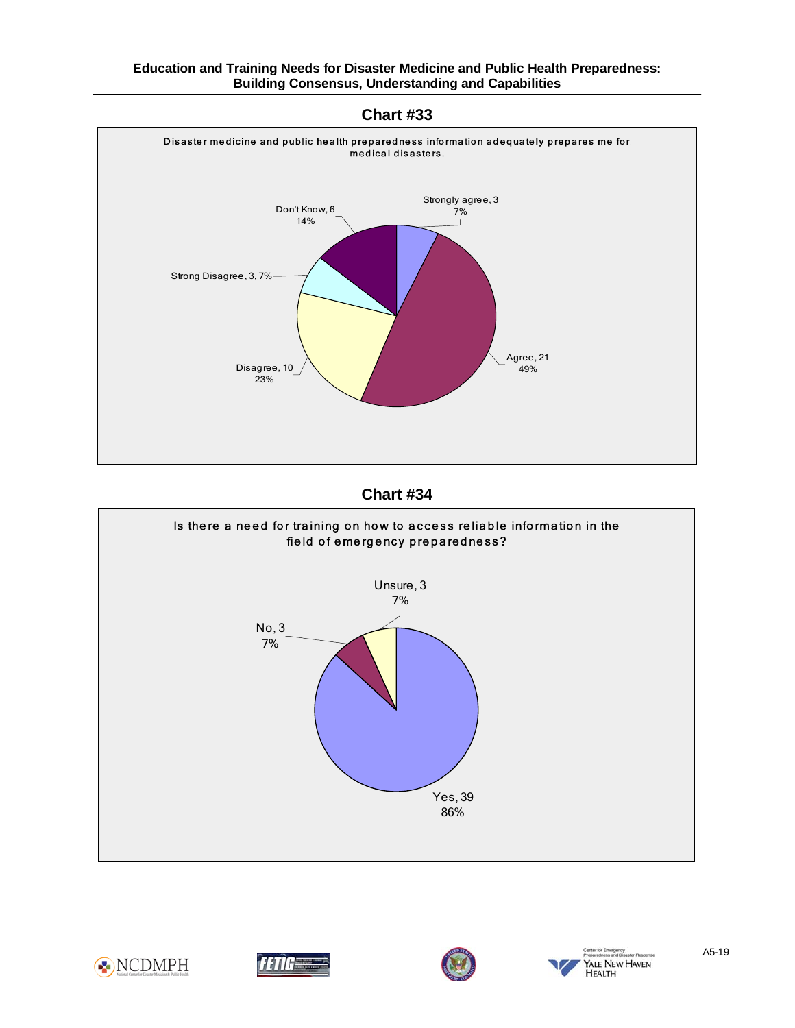## Chart #33

Disaster medicine and public health preparedness information adequately prepares me for medical disasters.

| Response | Count | Percent |
|---|---|---|
| Strongly agree | 3 | 7% |
| Agree | 21 | 49% |
| Disagree | 10 | 23% |
| Strong Disagree | 3 | 7% |
| Don't Know | 6 | 14% |

## Chart #34

Is there a need for training on how to access reliable information in the field of emergency preparedness?

| Response | Count | Percent |
|---|---|---|
| Yes | 39 | 86% |
| No | 3 | 7% |
| Unsure | 3 | 7% |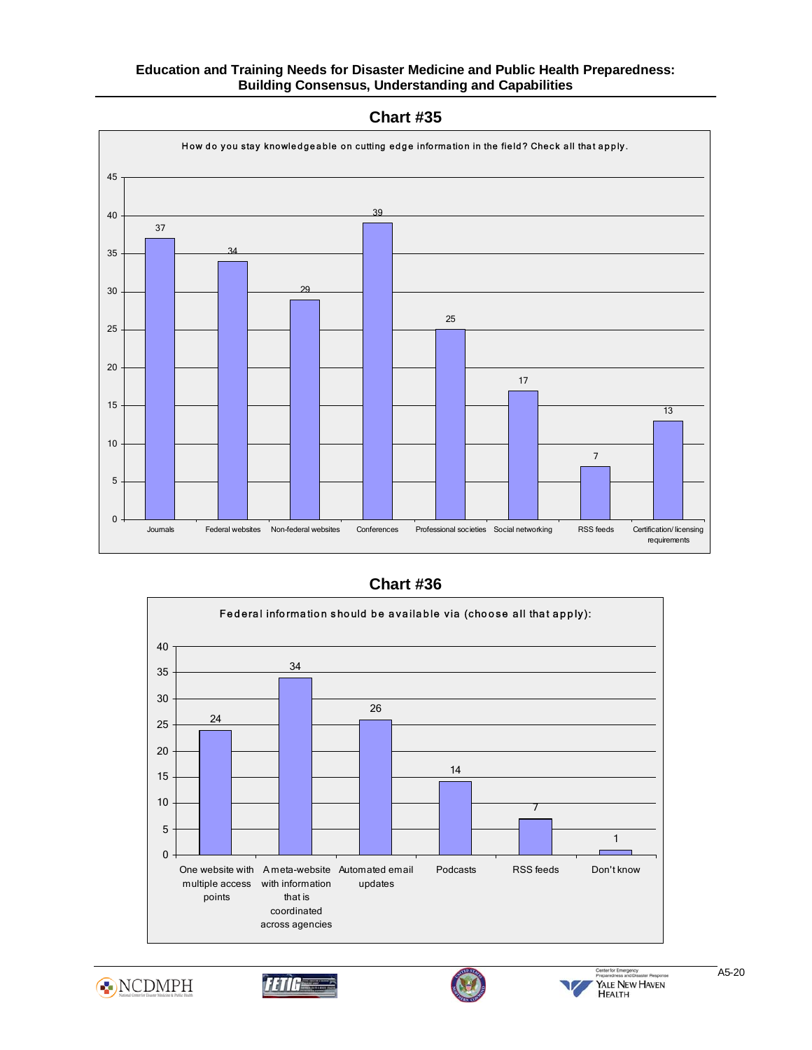## Chart #35

How do you stay knowledgeable on cutting edge information in the field? Check all that apply.

| Response | Count |
|---|---|
| Journals | 37 |
| Federal websites | 34 |
| Non-federal websites | 29 |
| Conferences | 39 |
| Professional societies | 25 |
| Social networking | 17 |
| RSS feeds | 7 |
| Certification/ licensing requirements | 13 |

## Chart #36

Federal information should be available via (choose all that apply):

| Response | Count |
|---|---|
| One website with multiple access points | 24 |
| A meta-website with information that is coordinated across agencies | 34 |
| Automated email updates | 26 |
| Podcasts | 14 |
| RSS feeds | 7 |
| Don't know | 1 |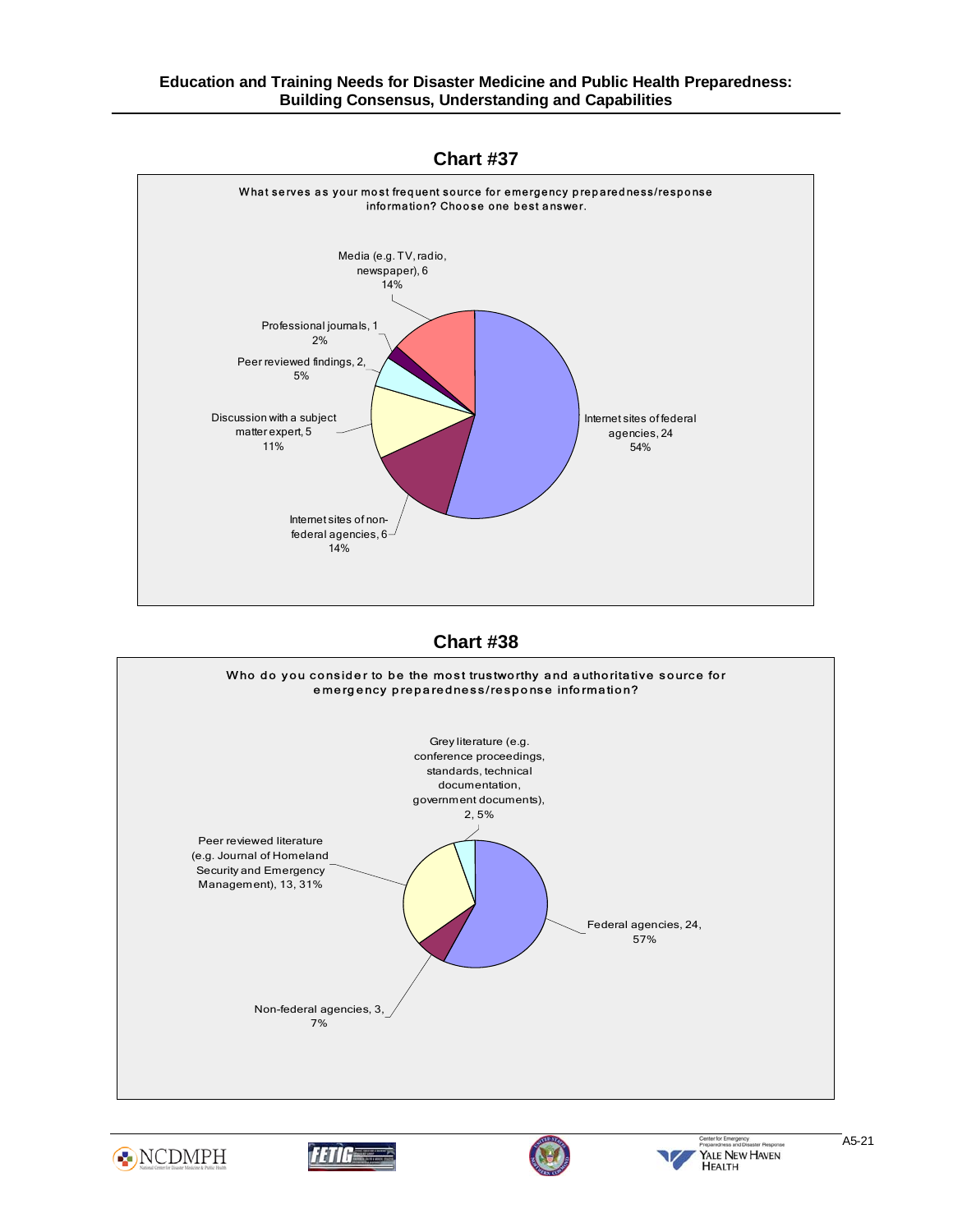## Chart #37

What serves as your most frequent source for emergency preparedness/response information? Choose one best answer.

| Source | Count | Percent |
|---|---|---|
| Internet sites of federal agencies | 24 | 54% |
| Internet sites of non-federal agencies | 6 | 14% |
| Discussion with a subject matter expert | 5 | 11% |
| Peer reviewed findings | 2 | 5% |
| Professional journals | 1 | 2% |
| Media (e.g. TV, radio, newspaper) | 6 | 14% |

## Chart #38

Who do you consider to be the most trustworthy and authoritative source for emergency preparedness/response information?

| Source | Count | Percent |
|---|---|---|
| Federal agencies | 24 | 57% |
| Non-federal agencies | 3 | 7% |
| Peer reviewed literature (e.g. Journal of Homeland Security and Emergency Management) | 13 | 31% |
| Grey literature (e.g. conference proceedings, standards, technical documentation, government documents) | 2 | 5% |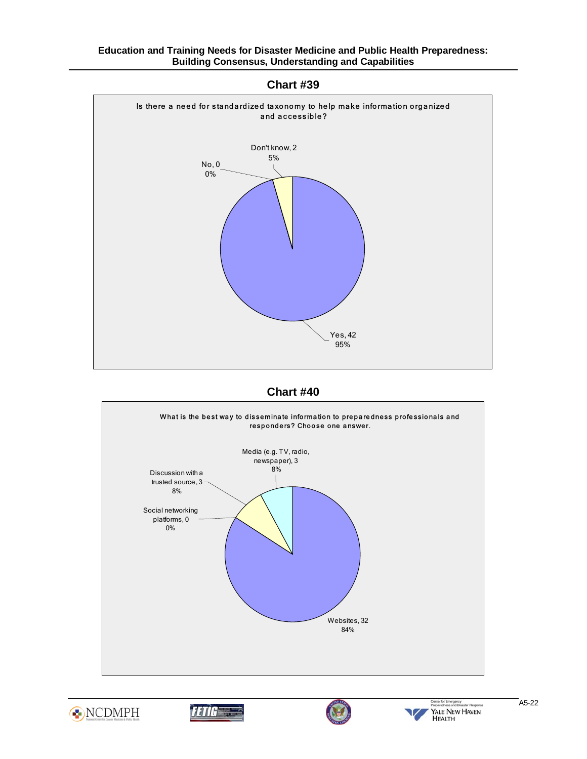## Chart #39

Is there a need for standardized taxonomy to help make information organized and accessible?

- Yes, 42 — 95%
- No, 0 — 0%
- Don't know, 2 — 5%

## Chart #40

What is the best way to disseminate information to preparedness professionals and responders? Choose one answer.

- Websites, 32 — 84%
- Social networking platforms, 0 — 0%
- Discussion with a trusted source, 3 — 8%
- Media (e.g. TV, radio, newspaper), 3 — 8%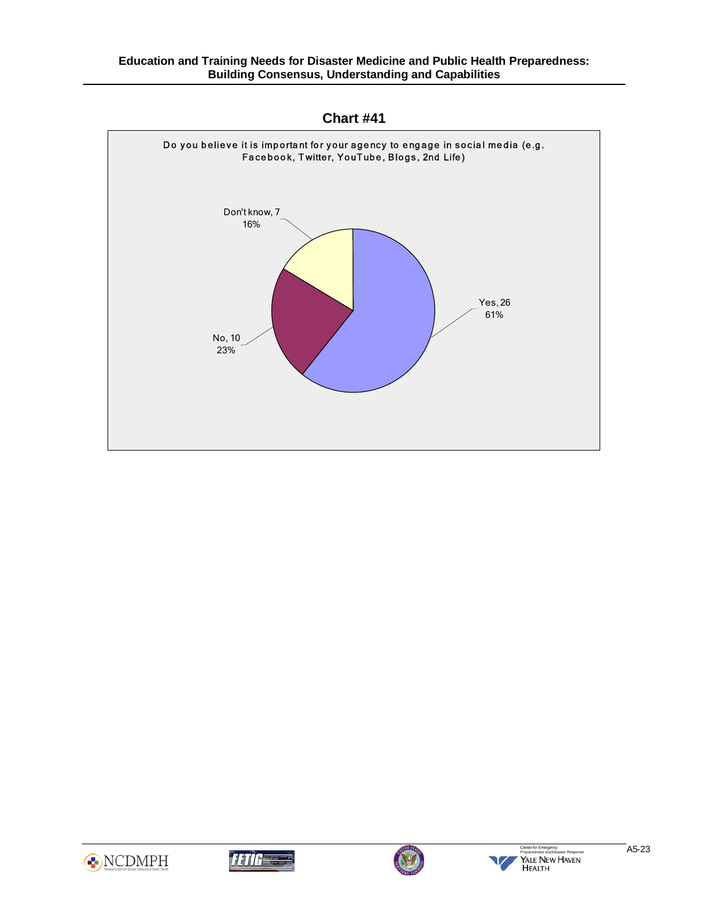## Chart #41

Do you believe it is important for your agency to engage in social media (e.g. Facebook, Twitter, YouTube, Blogs, 2nd Life)

Don't know, 7
16%

Yes, 26
61%

No, 10
23%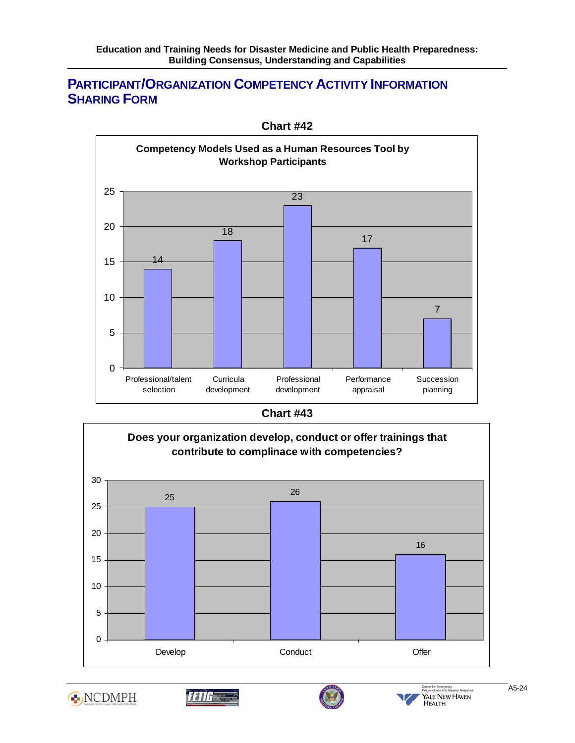## PARTICIPANT/ORGANIZATION COMPETENCY ACTIVITY INFORMATION SHARING FORM

**Chart #42**

**Competency Models Used as a Human Resources Tool by Workshop Participants**

| Category | Count |
|---|---|
| Professional/talent selection | 14 |
| Curricula development | 18 |
| Professional development | 23 |
| Performance appraisal | 17 |
| Succession planning | 7 |

**Chart #43**

**Does your organization develop, conduct or offer trainings that contribute to complinace with competencies?**

| Category | Count |
|---|---|
| Develop | 25 |
| Conduct | 26 |
| Offer | 16 |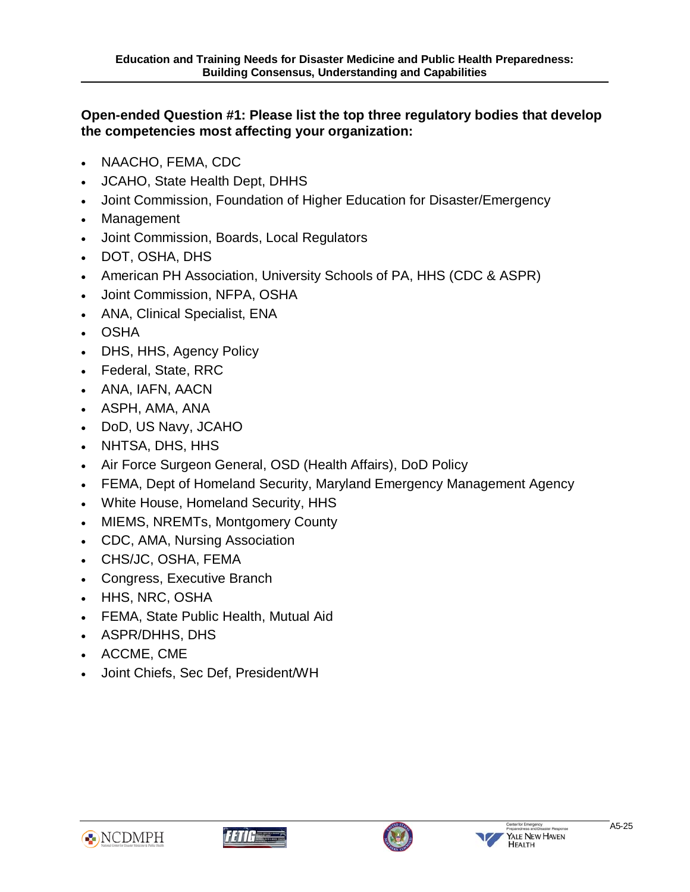**Open-ended Question #1: Please list the top three regulatory bodies that develop the competencies most affecting your organization:**

- NAACHO, FEMA, CDC
- JCAHO, State Health Dept, DHHS
- Joint Commission, Foundation of Higher Education for Disaster/Emergency
- Management
- Joint Commission, Boards, Local Regulators
- DOT, OSHA, DHS
- American PH Association, University Schools of PA, HHS (CDC & ASPR)
- Joint Commission, NFPA, OSHA
- ANA, Clinical Specialist, ENA
- OSHA
- DHS, HHS, Agency Policy
- Federal, State, RRC
- ANA, IAFN, AACN
- ASPH, AMA, ANA
- DoD, US Navy, JCAHO
- NHTSA, DHS, HHS
- Air Force Surgeon General, OSD (Health Affairs), DoD Policy
- FEMA, Dept of Homeland Security, Maryland Emergency Management Agency
- White House, Homeland Security, HHS
- MIEMS, NREMTs, Montgomery County
- CDC, AMA, Nursing Association
- CHS/JC, OSHA, FEMA
- Congress, Executive Branch
- HHS, NRC, OSHA
- FEMA, State Public Health, Mutual Aid
- ASPR/DHHS, DHS
- ACCME, CME
- Joint Chiefs, Sec Def, President/WH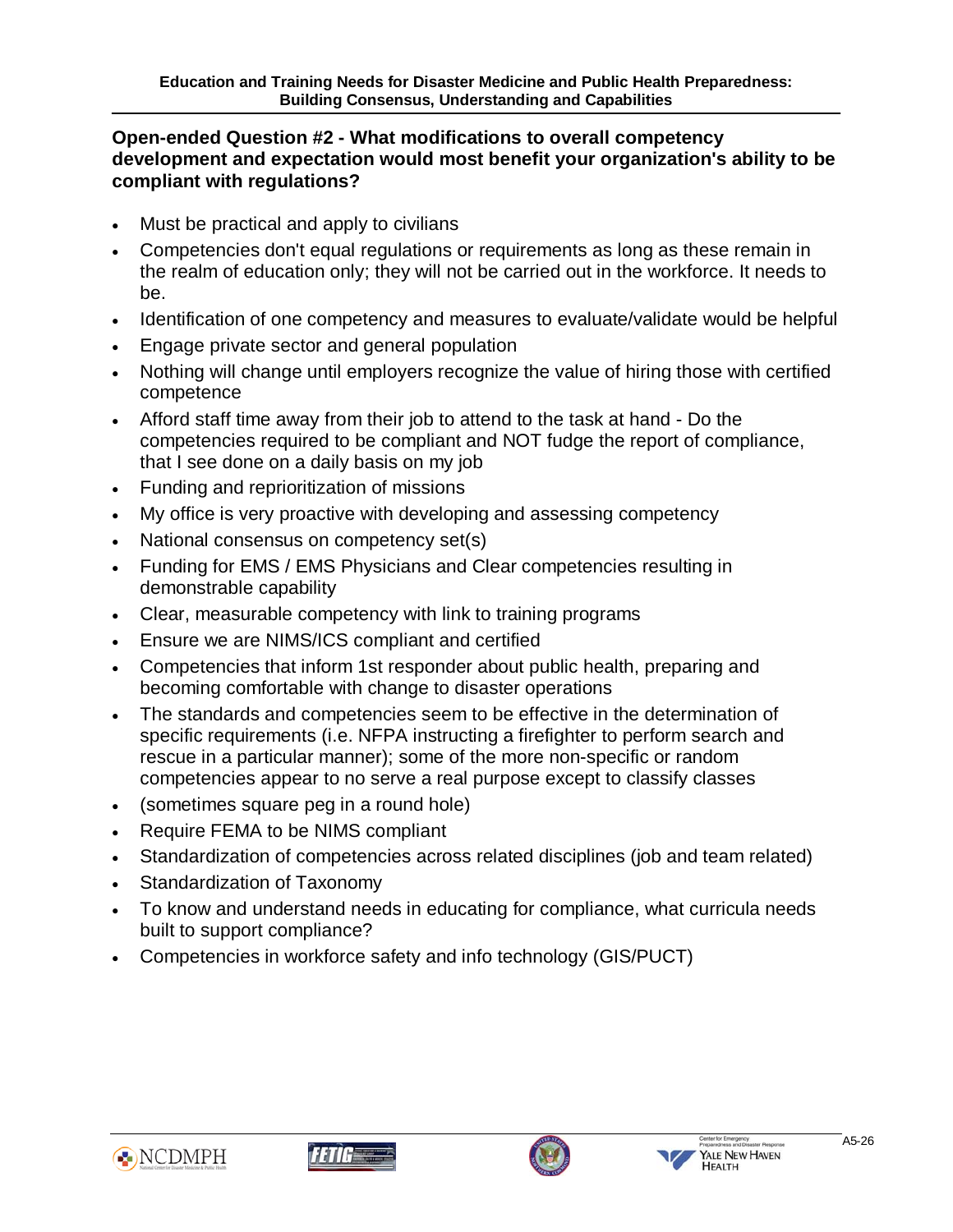## Open-ended Question #2 - What modifications to overall competency development and expectation would most benefit your organization's ability to be compliant with regulations?

- Must be practical and apply to civilians
- Competencies don't equal regulations or requirements as long as these remain in the realm of education only; they will not be carried out in the workforce. It needs to be.
- Identification of one competency and measures to evaluate/validate would be helpful
- Engage private sector and general population
- Nothing will change until employers recognize the value of hiring those with certified competence
- Afford staff time away from their job to attend to the task at hand - Do the competencies required to be compliant and NOT fudge the report of compliance, that I see done on a daily basis on my job
- Funding and reprioritization of missions
- My office is very proactive with developing and assessing competency
- National consensus on competency set(s)
- Funding for EMS / EMS Physicians and Clear competencies resulting in demonstrable capability
- Clear, measurable competency with link to training programs
- Ensure we are NIMS/ICS compliant and certified
- Competencies that inform 1st responder about public health, preparing and becoming comfortable with change to disaster operations
- The standards and competencies seem to be effective in the determination of specific requirements (i.e. NFPA instructing a firefighter to perform search and rescue in a particular manner); some of the more non-specific or random competencies appear to no serve a real purpose except to classify classes
- (sometimes square peg in a round hole)
- Require FEMA to be NIMS compliant
- Standardization of competencies across related disciplines (job and team related)
- Standardization of Taxonomy
- To know and understand needs in educating for compliance, what curricula needs built to support compliance?
- Competencies in workforce safety and info technology (GIS/PUCT)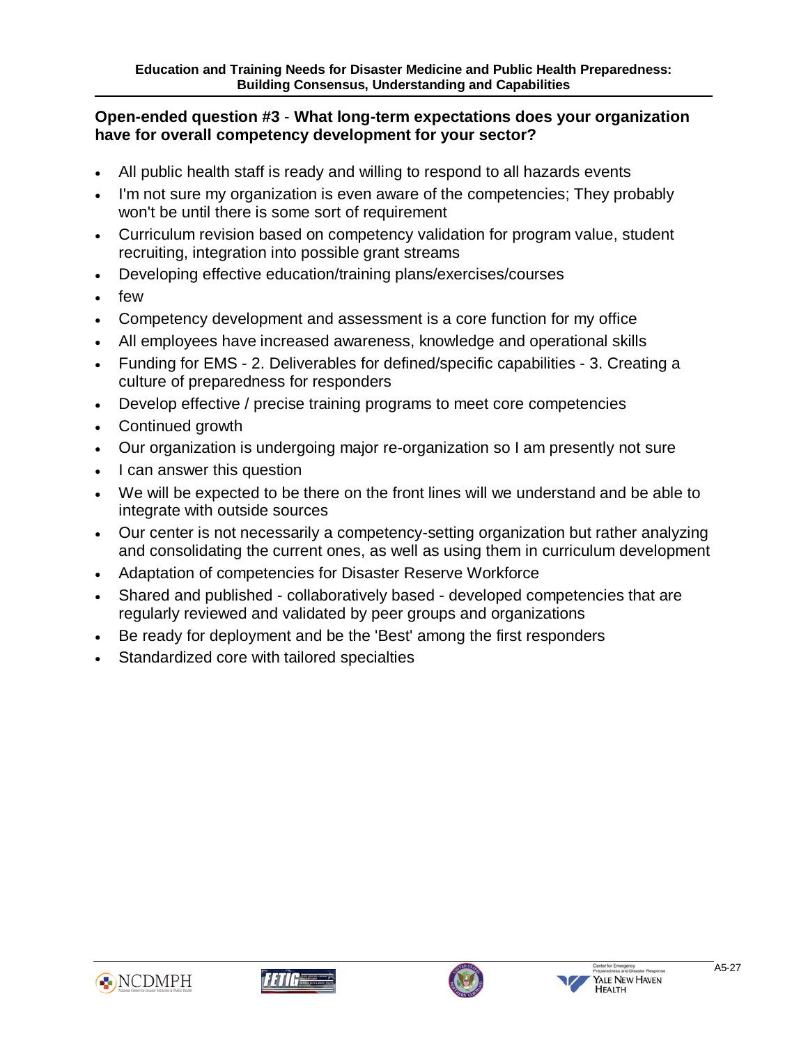**Open-ended question #3** - **What long-term expectations does your organization have for overall competency development for your sector?**

- All public health staff is ready and willing to respond to all hazards events
- I'm not sure my organization is even aware of the competencies; They probably won't be until there is some sort of requirement
- Curriculum revision based on competency validation for program value, student recruiting, integration into possible grant streams
- Developing effective education/training plans/exercises/courses
- few
- Competency development and assessment is a core function for my office
- All employees have increased awareness, knowledge and operational skills
- Funding for EMS - 2. Deliverables for defined/specific capabilities - 3. Creating a culture of preparedness for responders
- Develop effective / precise training programs to meet core competencies
- Continued growth
- Our organization is undergoing major re-organization so I am presently not sure
- I can answer this question
- We will be expected to be there on the front lines will we understand and be able to integrate with outside sources
- Our center is not necessarily a competency-setting organization but rather analyzing and consolidating the current ones, as well as using them in curriculum development
- Adaptation of competencies for Disaster Reserve Workforce
- Shared and published - collaboratively based - developed competencies that are regularly reviewed and validated by peer groups and organizations
- Be ready for deployment and be the 'Best' among the first responders
- Standardized core with tailored specialties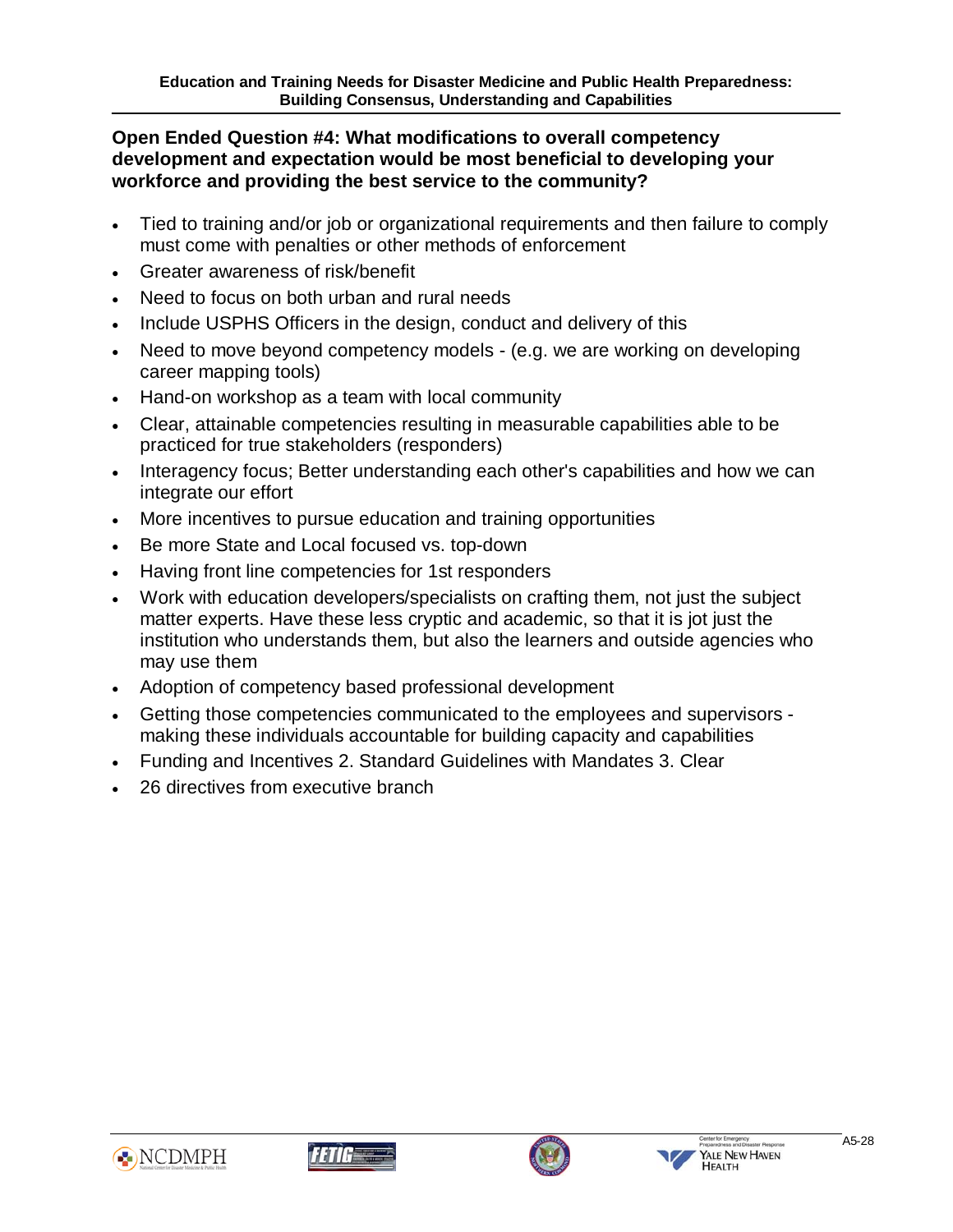## Open Ended Question #4: What modifications to overall competency development and expectation would be most beneficial to developing your workforce and providing the best service to the community?

- Tied to training and/or job or organizational requirements and then failure to comply must come with penalties or other methods of enforcement
- Greater awareness of risk/benefit
- Need to focus on both urban and rural needs
- Include USPHS Officers in the design, conduct and delivery of this
- Need to move beyond competency models - (e.g. we are working on developing career mapping tools)
- Hand-on workshop as a team with local community
- Clear, attainable competencies resulting in measurable capabilities able to be practiced for true stakeholders (responders)
- Interagency focus; Better understanding each other's capabilities and how we can integrate our effort
- More incentives to pursue education and training opportunities
- Be more State and Local focused vs. top-down
- Having front line competencies for 1st responders
- Work with education developers/specialists on crafting them, not just the subject matter experts. Have these less cryptic and academic, so that it is jot just the institution who understands them, but also the learners and outside agencies who may use them
- Adoption of competency based professional development
- Getting those competencies communicated to the employees and supervisors - making these individuals accountable for building capacity and capabilities
- Funding and Incentives 2. Standard Guidelines with Mandates 3. Clear
- 26 directives from executive branch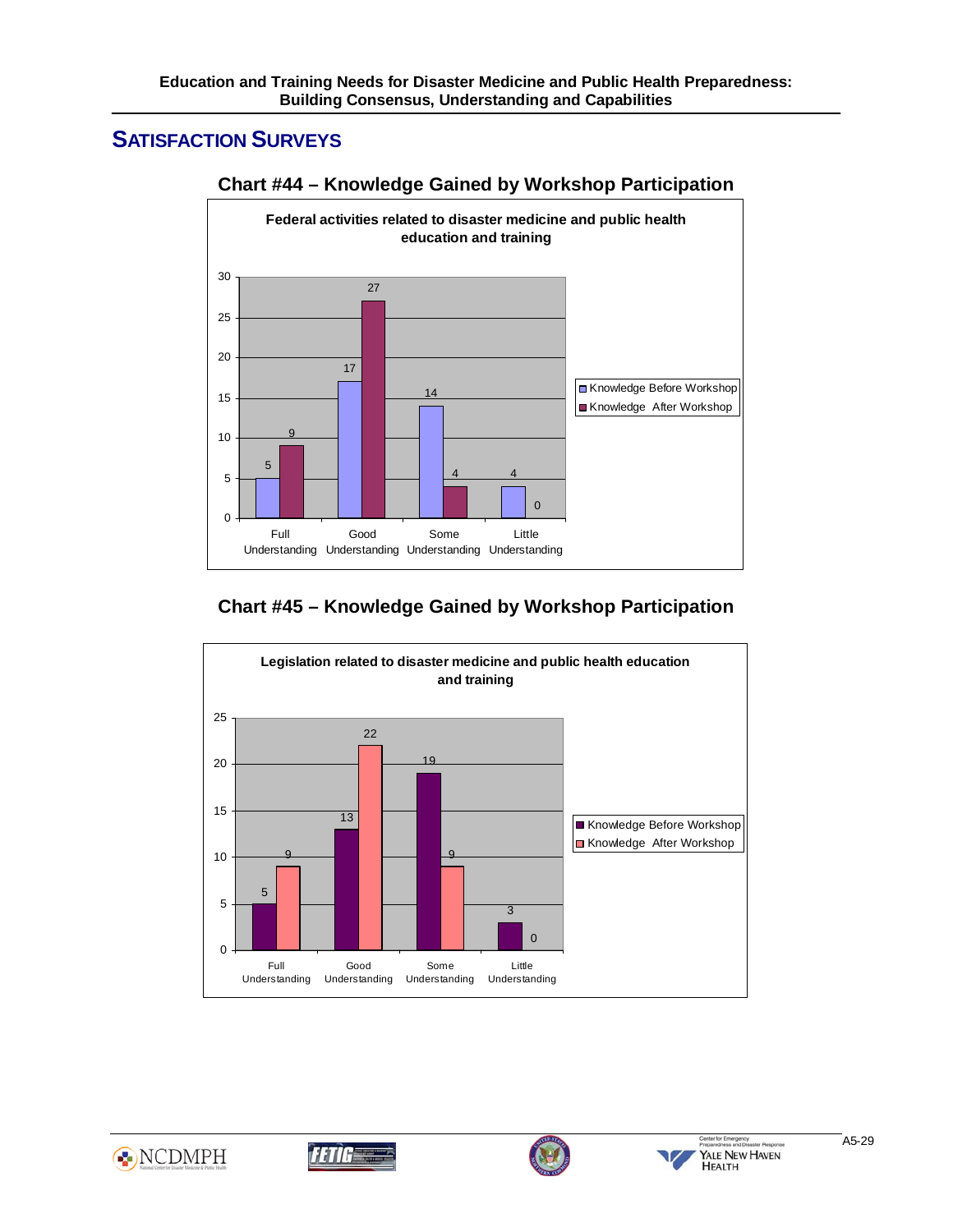## SATISFACTION SURVEYS

### Chart #44 – Knowledge Gained by Workshop Participation

**Federal activities related to disaster medicine and public health education and training**

| | Knowledge Before Workshop | Knowledge After Workshop |
|---|---|---|
| Full Understanding | 5 | 9 |
| Good Understanding | 17 | 27 |
| Some Understanding | 14 | 4 |
| Little Understanding | 4 | 0 |

### Chart #45 – Knowledge Gained by Workshop Participation

**Legislation related to disaster medicine and public health education and training**

| | Knowledge Before Workshop | Knowledge After Workshop |
|---|---|---|
| Full Understanding | 5 | 9 |
| Good Understanding | 13 | 22 |
| Some Understanding | 19 | 9 |
| Little Understanding | 3 | 0 |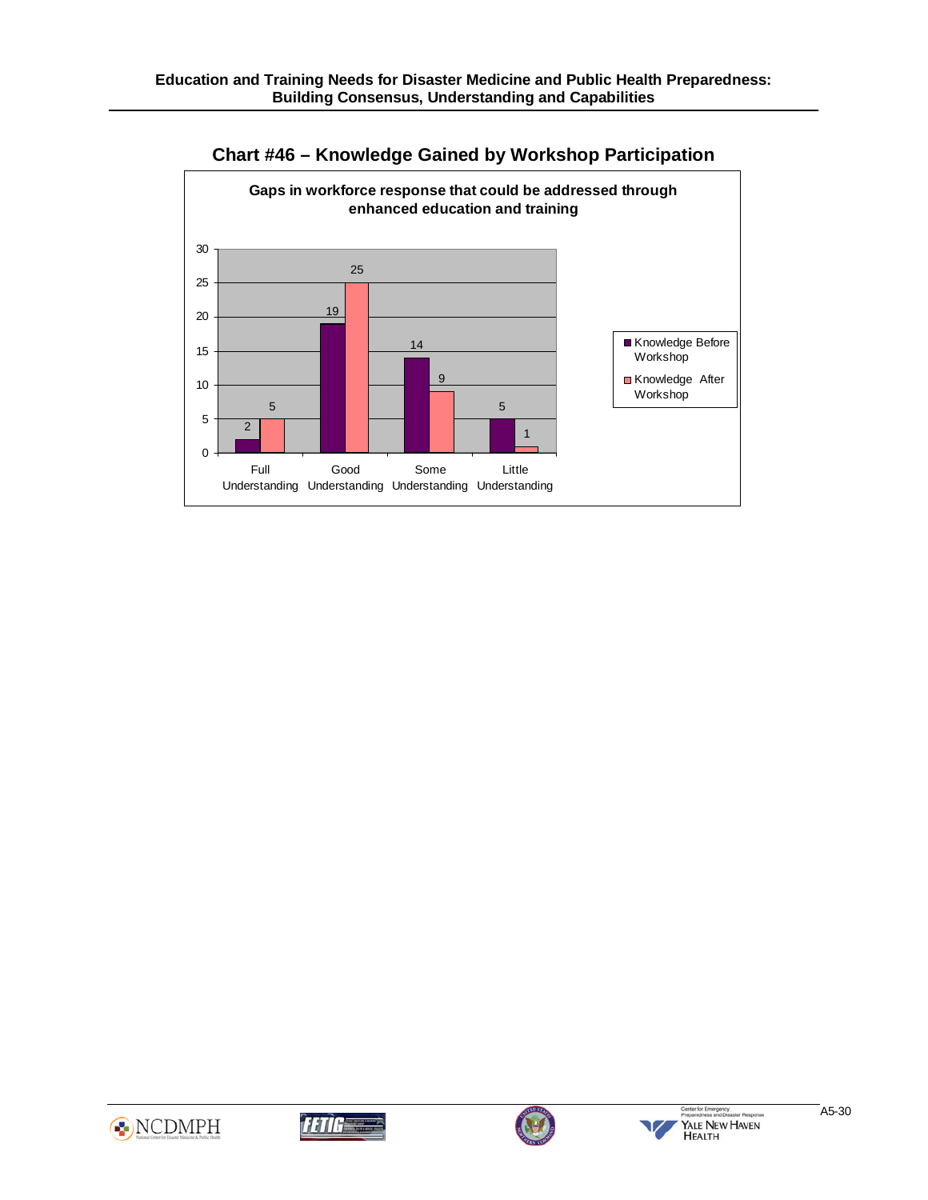## Chart #46 – Knowledge Gained by Workshop Participation

**Gaps in workforce response that could be addressed through enhanced education and training**

| | Knowledge Before Workshop | Knowledge After Workshop |
|---|---|---|
| Full Understanding | 2 | 5 |
| Good Understanding | 19 | 25 |
| Some Understanding | 14 | 9 |
| Little Understanding | 5 | 1 |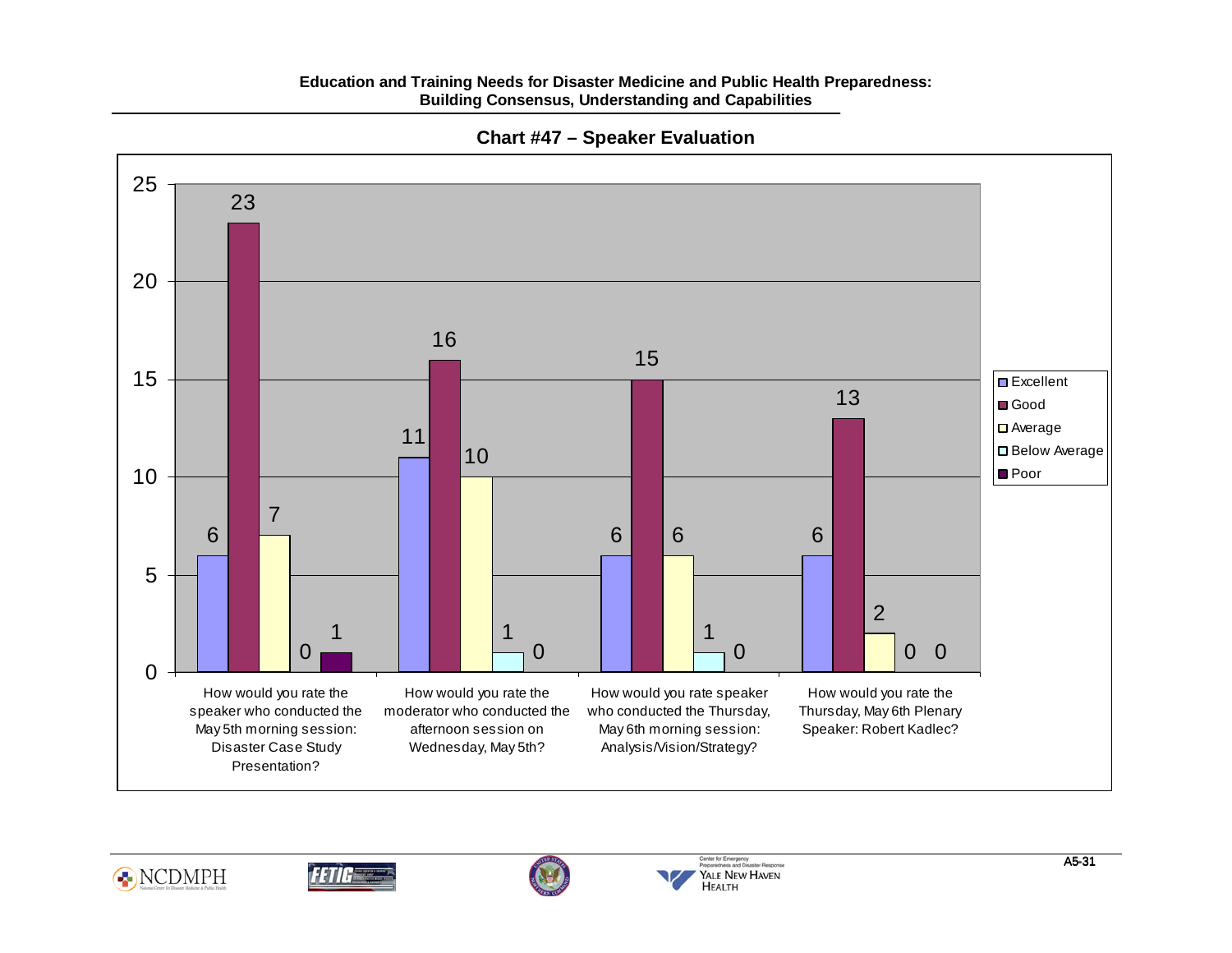## Chart #47 – Speaker Evaluation

| | Excellent | Good | Average | Below Average | Poor |
|---|---|---|---|---|---|
| How would you rate the speaker who conducted the May 5th morning session: Disaster Case Study Presentation? | 6 | 23 | 7 | 0 | 1 |
| How would you rate the moderator who conducted the afternoon session on Wednesday, May 5th? | 11 | 16 | 10 | 1 | 0 |
| How would you rate speaker who conducted the Thursday, May 6th morning session: Analysis/Vision/Strategy? | 6 | 15 | 6 | 1 | 0 |
| How would you rate the Thursday, May 6th Plenary Speaker: Robert Kadlec? | 6 | 13 | 2 | 0 | 0 |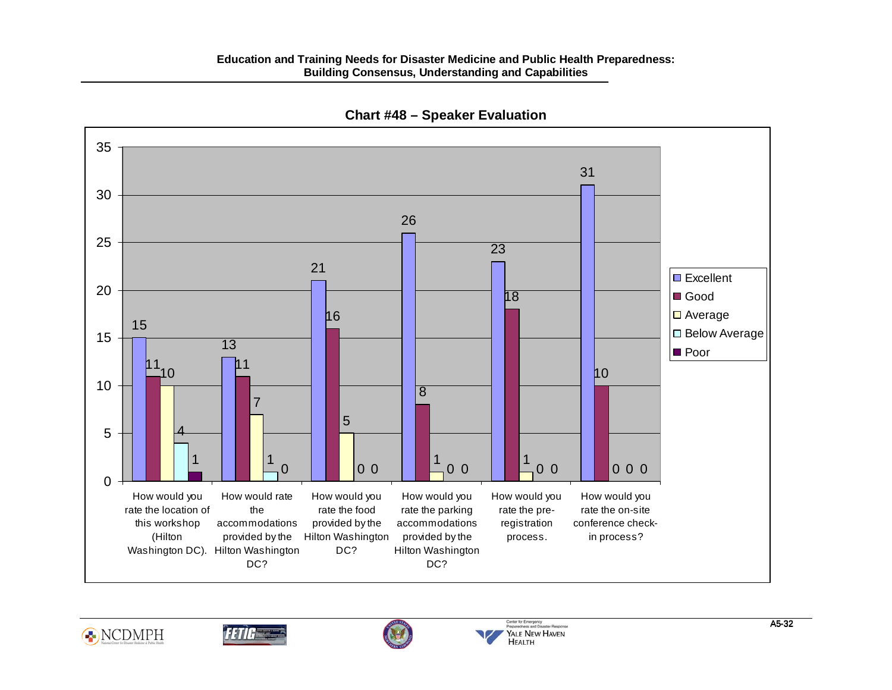## Chart #48 – Speaker Evaluation

| Question | Excellent | Good | Average | Below Average | Poor |
|---|---|---|---|---|---|
| How would you rate the location of this workshop (Hilton Washington DC). | 15 | 11 | 10 | 4 | 1 |
| How would rate the accommodations provided by the Hilton Washington DC? | 13 | 11 | 7 | 1 | 0 |
| How would you rate the food provided by the Hilton Washington DC? | 21 | 16 | 5 | 0 | 0 |
| How would you rate the parking accommodations provided by the Hilton Washington DC? | 26 | 8 | 1 | 0 | 0 |
| How would you rate the pre-registration process. | 23 | 18 | 1 | 0 | 0 |
| How would you rate the on-site conference check-in process? | 31 | 10 | 0 | 0 | 0 |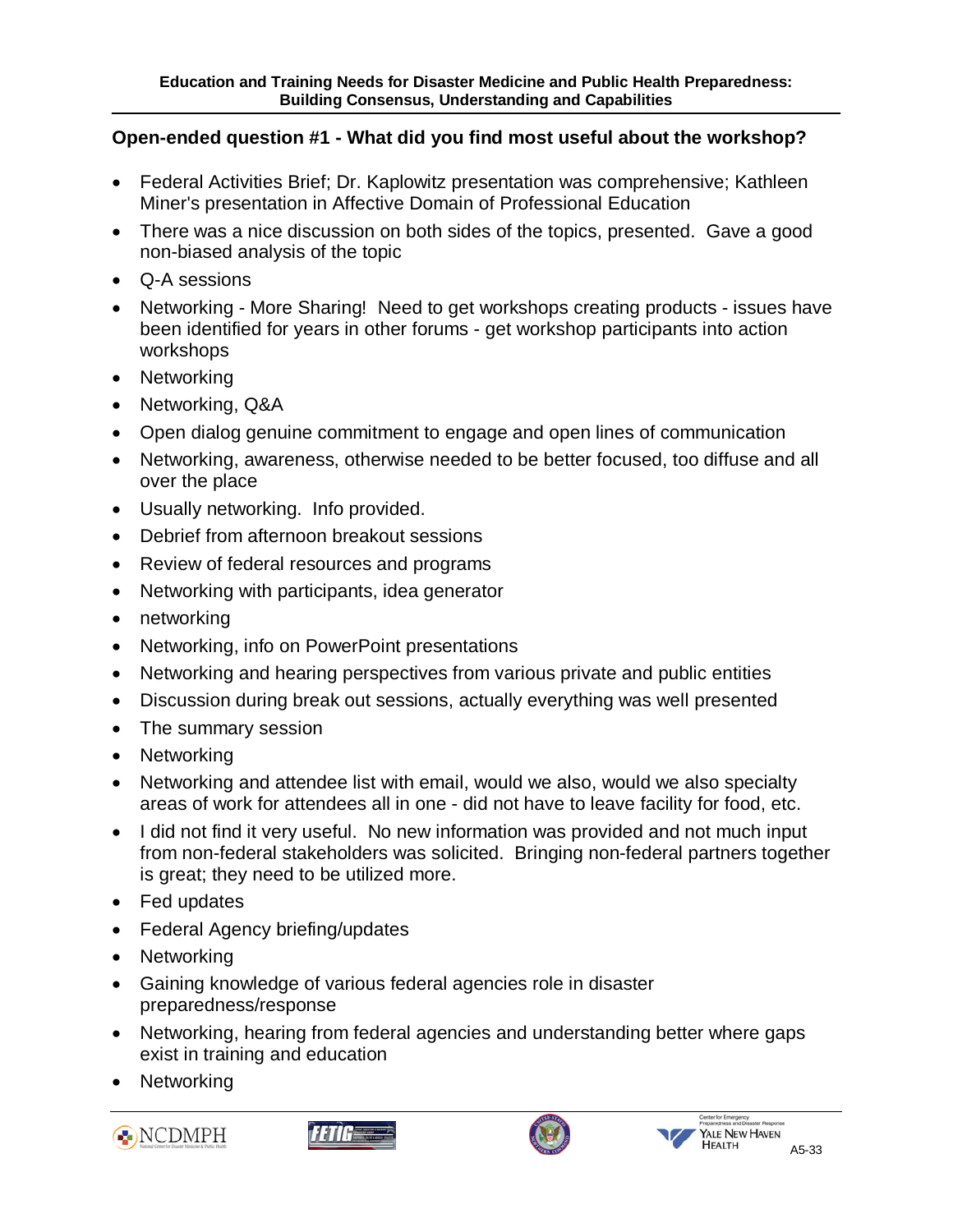**Open-ended question #1 - What did you find most useful about the workshop?**

- Federal Activities Brief; Dr. Kaplowitz presentation was comprehensive; Kathleen Miner's presentation in Affective Domain of Professional Education
- There was a nice discussion on both sides of the topics, presented. Gave a good non-biased analysis of the topic
- Q-A sessions
- Networking - More Sharing! Need to get workshops creating products - issues have been identified for years in other forums - get workshop participants into action workshops
- Networking
- Networking, Q&A
- Open dialog genuine commitment to engage and open lines of communication
- Networking, awareness, otherwise needed to be better focused, too diffuse and all over the place
- Usually networking. Info provided.
- Debrief from afternoon breakout sessions
- Review of federal resources and programs
- Networking with participants, idea generator
- networking
- Networking, info on PowerPoint presentations
- Networking and hearing perspectives from various private and public entities
- Discussion during break out sessions, actually everything was well presented
- The summary session
- Networking
- Networking and attendee list with email, would we also, would we also specialty areas of work for attendees all in one - did not have to leave facility for food, etc.
- I did not find it very useful. No new information was provided and not much input from non-federal stakeholders was solicited. Bringing non-federal partners together is great; they need to be utilized more.
- Fed updates
- Federal Agency briefing/updates
- Networking
- Gaining knowledge of various federal agencies role in disaster preparedness/response
- Networking, hearing from federal agencies and understanding better where gaps exist in training and education
- Networking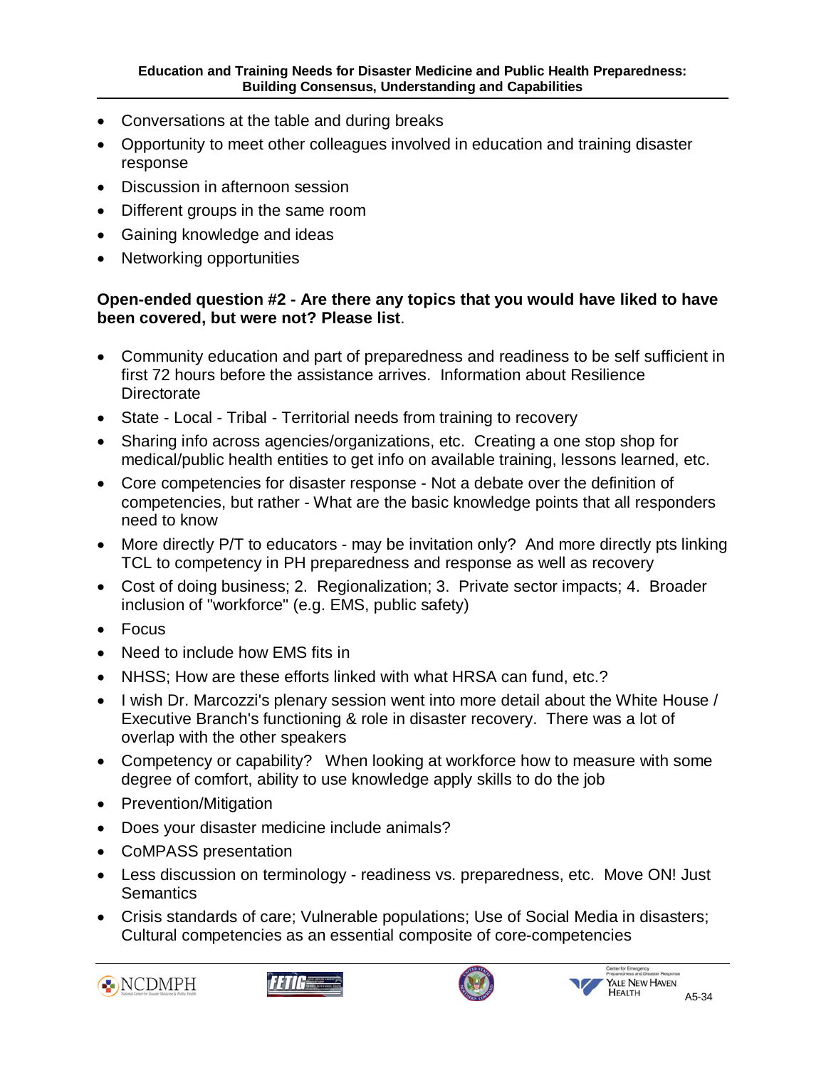- Conversations at the table and during breaks
- Opportunity to meet other colleagues involved in education and training disaster response
- Discussion in afternoon session
- Different groups in the same room
- Gaining knowledge and ideas
- Networking opportunities

**Open-ended question #2 - Are there any topics that you would have liked to have been covered, but were not? Please list.**

- Community education and part of preparedness and readiness to be self sufficient in first 72 hours before the assistance arrives. Information about Resilience Directorate
- State - Local - Tribal - Territorial needs from training to recovery
- Sharing info across agencies/organizations, etc. Creating a one stop shop for medical/public health entities to get info on available training, lessons learned, etc.
- Core competencies for disaster response - Not a debate over the definition of competencies, but rather - What are the basic knowledge points that all responders need to know
- More directly P/T to educators - may be invitation only? And more directly pts linking TCL to competency in PH preparedness and response as well as recovery
- Cost of doing business; 2. Regionalization; 3. Private sector impacts; 4. Broader inclusion of "workforce" (e.g. EMS, public safety)
- Focus
- Need to include how EMS fits in
- NHSS; How are these efforts linked with what HRSA can fund, etc.?
- I wish Dr. Marcozzi's plenary session went into more detail about the White House / Executive Branch's functioning & role in disaster recovery. There was a lot of overlap with the other speakers
- Competency or capability? When looking at workforce how to measure with some degree of comfort, ability to use knowledge apply skills to do the job
- Prevention/Mitigation
- Does your disaster medicine include animals?
- CoMPASS presentation
- Less discussion on terminology - readiness vs. preparedness, etc. Move ON! Just Semantics
- Crisis standards of care; Vulnerable populations; Use of Social Media in disasters; Cultural competencies as an essential composite of core-competencies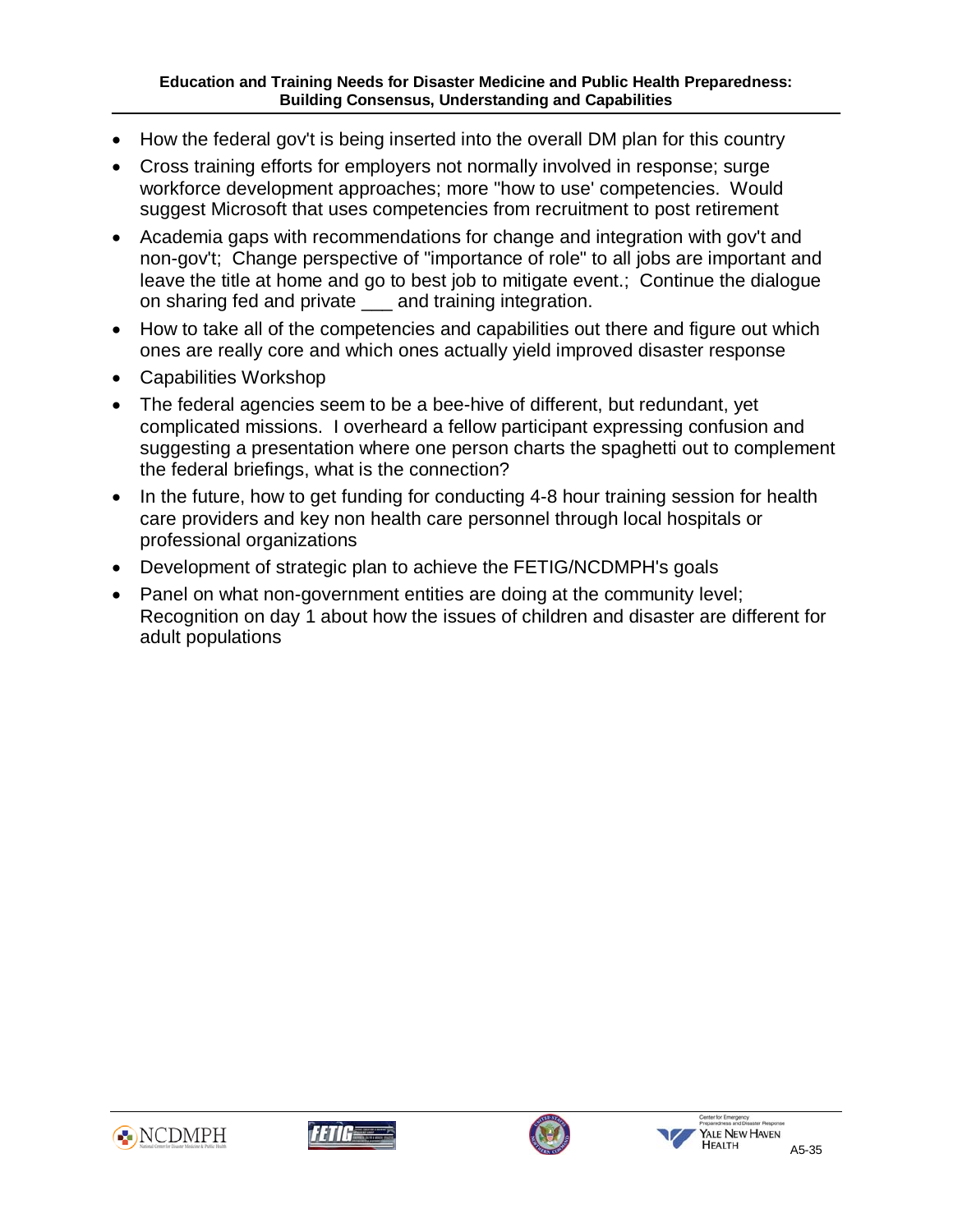- How the federal gov't is being inserted into the overall DM plan for this country
- Cross training efforts for employers not normally involved in response; surge workforce development approaches; more "how to use' competencies. Would suggest Microsoft that uses competencies from recruitment to post retirement
- Academia gaps with recommendations for change and integration with gov't and non-gov't; Change perspective of "importance of role" to all jobs are important and leave the title at home and go to best job to mitigate event.; Continue the dialogue on sharing fed and private ___ and training integration.
- How to take all of the competencies and capabilities out there and figure out which ones are really core and which ones actually yield improved disaster response
- Capabilities Workshop
- The federal agencies seem to be a bee-hive of different, but redundant, yet complicated missions. I overheard a fellow participant expressing confusion and suggesting a presentation where one person charts the spaghetti out to complement the federal briefings, what is the connection?
- In the future, how to get funding for conducting 4-8 hour training session for health care providers and key non health care personnel through local hospitals or professional organizations
- Development of strategic plan to achieve the FETIG/NCDMPH's goals
- Panel on what non-government entities are doing at the community level; Recognition on day 1 about how the issues of children and disaster are different for adult populations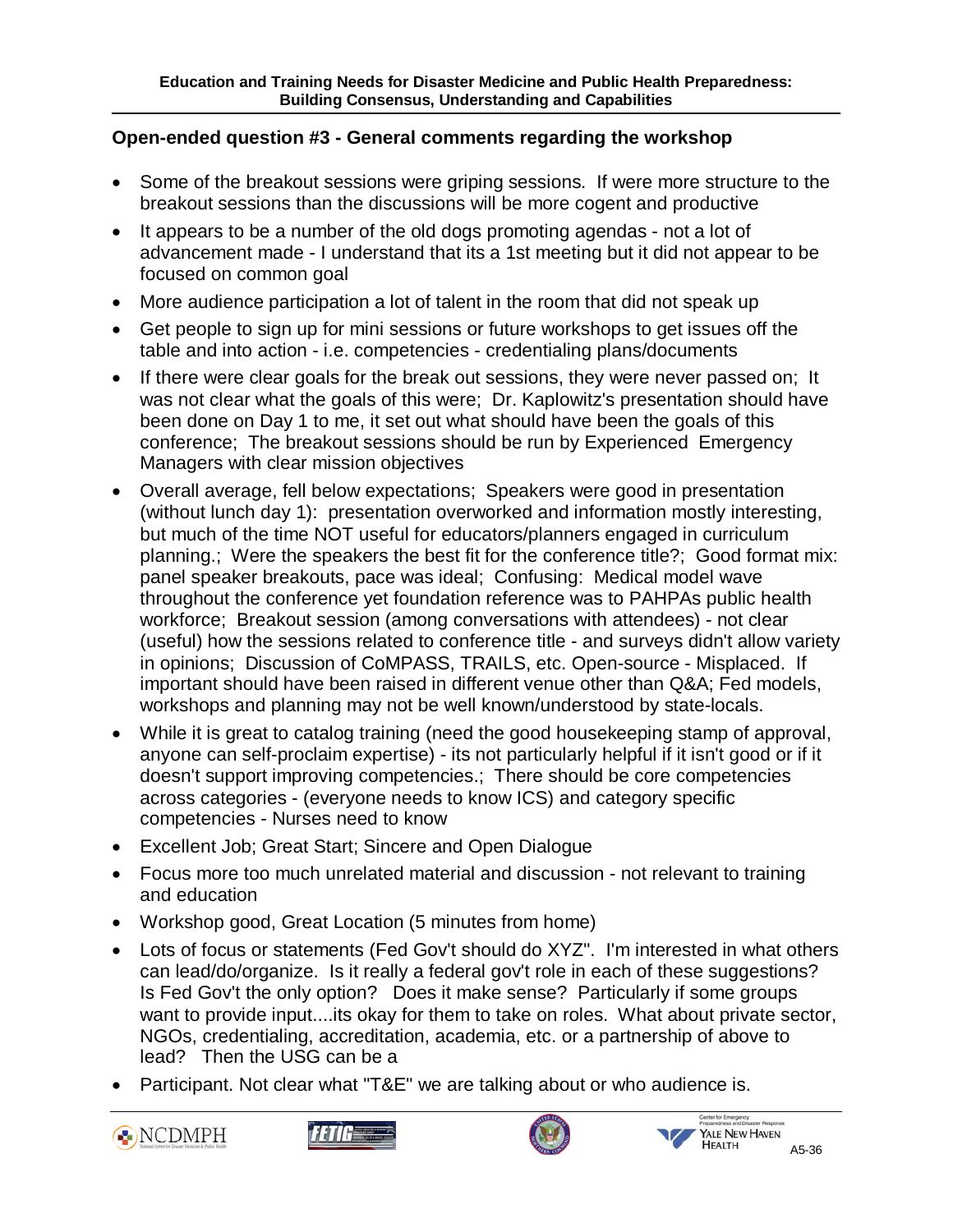### Open-ended question #3 - General comments regarding the workshop

- Some of the breakout sessions were griping sessions. If were more structure to the breakout sessions than the discussions will be more cogent and productive
- It appears to be a number of the old dogs promoting agendas - not a lot of advancement made - I understand that its a 1st meeting but it did not appear to be focused on common goal
- More audience participation a lot of talent in the room that did not speak up
- Get people to sign up for mini sessions or future workshops to get issues off the table and into action - i.e. competencies - credentialing plans/documents
- If there were clear goals for the break out sessions, they were never passed on; It was not clear what the goals of this were; Dr. Kaplowitz's presentation should have been done on Day 1 to me, it set out what should have been the goals of this conference; The breakout sessions should be run by Experienced Emergency Managers with clear mission objectives
- Overall average, fell below expectations; Speakers were good in presentation (without lunch day 1): presentation overworked and information mostly interesting, but much of the time NOT useful for educators/planners engaged in curriculum planning.; Were the speakers the best fit for the conference title?; Good format mix: panel speaker breakouts, pace was ideal; Confusing: Medical model wave throughout the conference yet foundation reference was to PAHPAs public health workforce; Breakout session (among conversations with attendees) - not clear (useful) how the sessions related to conference title - and surveys didn't allow variety in opinions; Discussion of CoMPASS, TRAILS, etc. Open-source - Misplaced. If important should have been raised in different venue other than Q&A; Fed models, workshops and planning may not be well known/understood by state-locals.
- While it is great to catalog training (need the good housekeeping stamp of approval, anyone can self-proclaim expertise) - its not particularly helpful if it isn't good or if it doesn't support improving competencies.; There should be core competencies across categories - (everyone needs to know ICS) and category specific competencies - Nurses need to know
- Excellent Job; Great Start; Sincere and Open Dialogue
- Focus more too much unrelated material and discussion - not relevant to training and education
- Workshop good, Great Location (5 minutes from home)
- Lots of focus or statements (Fed Gov't should do XYZ". I'm interested in what others can lead/do/organize. Is it really a federal gov't role in each of these suggestions? Is Fed Gov't the only option? Does it make sense? Particularly if some groups want to provide input....its okay for them to take on roles. What about private sector, NGOs, credentialing, accreditation, academia, etc. or a partnership of above to lead? Then the USG can be a
- Participant. Not clear what "T&E" we are talking about or who audience is.